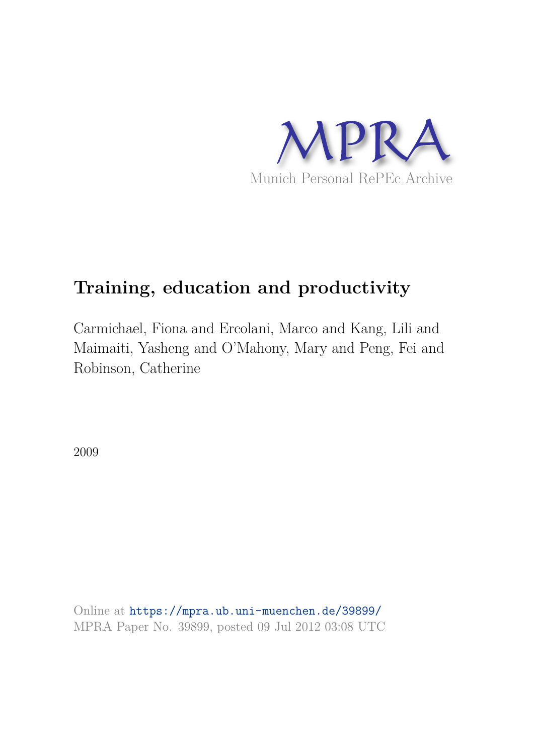MPRA

Munich Personal RePEc Archive

# Training, education and productivity

Carmichael, Fiona and Ercolani, Marco and Kang, Lili and Maimaiti, Yasheng and O'Mahony, Mary and Peng, Fei and Robinson, Catherine

2009

Online at https://mpra.ub.uni-muenchen.de/39899/
MPRA Paper No. 39899, posted 09 Jul 2012 03:08 UTC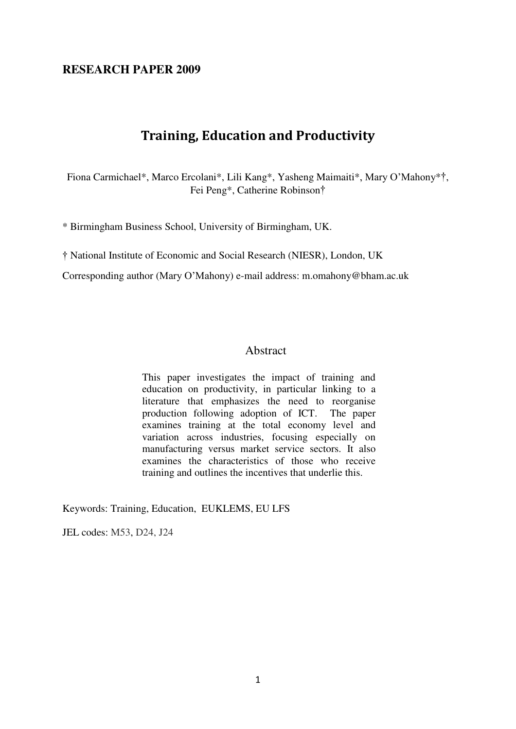**RESEARCH PAPER 2009**

# Training, Education and Productivity

Fiona Carmichael*, Marco Ercolani*, Lili Kang*, Yasheng Maimaiti*, Mary O'Mahony*†, Fei Peng*, Catherine Robinson†

* Birmingham Business School, University of Birmingham, UK.

† National Institute of Economic and Social Research (NIESR), London, UK

Corresponding author (Mary O'Mahony) e-mail address: m.omahony@bham.ac.uk

## Abstract

This paper investigates the impact of training and education on productivity, in particular linking to a literature that emphasizes the need to reorganise production following adoption of ICT. The paper examines training at the total economy level and variation across industries, focusing especially on manufacturing versus market service sectors. It also examines the characteristics of those who receive training and outlines the incentives that underlie this.

Keywords: Training, Education, EUKLEMS, EU LFS

JEL codes: M53, D24, J24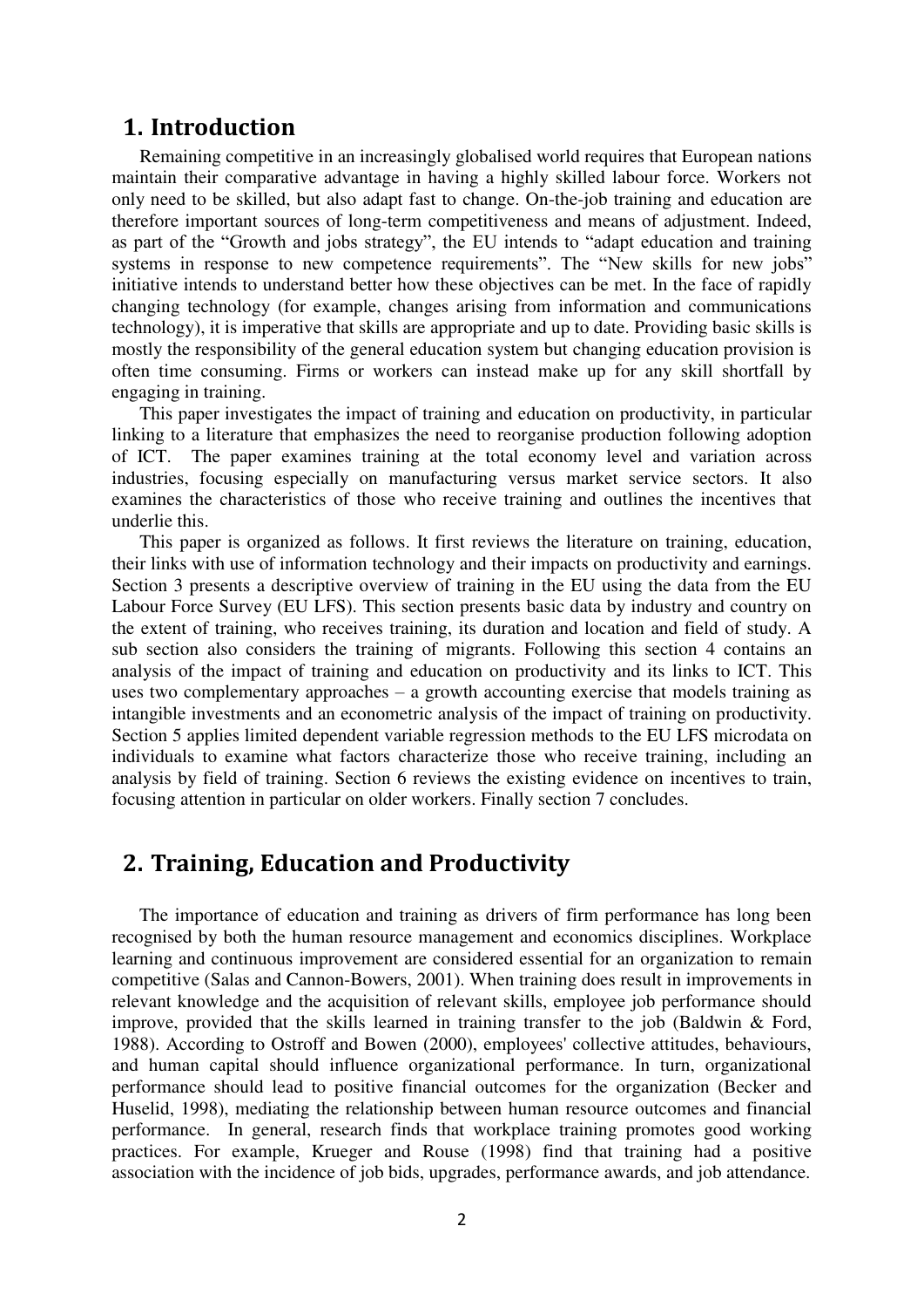# 1. Introduction

Remaining competitive in an increasingly globalised world requires that European nations maintain their comparative advantage in having a highly skilled labour force. Workers not only need to be skilled, but also adapt fast to change. On-the-job training and education are therefore important sources of long-term competitiveness and means of adjustment. Indeed, as part of the "Growth and jobs strategy", the EU intends to "adapt education and training systems in response to new competence requirements". The "New skills for new jobs" initiative intends to understand better how these objectives can be met. In the face of rapidly changing technology (for example, changes arising from information and communications technology), it is imperative that skills are appropriate and up to date. Providing basic skills is mostly the responsibility of the general education system but changing education provision is often time consuming. Firms or workers can instead make up for any skill shortfall by engaging in training.

This paper investigates the impact of training and education on productivity, in particular linking to a literature that emphasizes the need to reorganise production following adoption of ICT. The paper examines training at the total economy level and variation across industries, focusing especially on manufacturing versus market service sectors. It also examines the characteristics of those who receive training and outlines the incentives that underlie this.

This paper is organized as follows. It first reviews the literature on training, education, their links with use of information technology and their impacts on productivity and earnings. Section 3 presents a descriptive overview of training in the EU using the data from the EU Labour Force Survey (EU LFS). This section presents basic data by industry and country on the extent of training, who receives training, its duration and location and field of study. A sub section also considers the training of migrants. Following this section 4 contains an analysis of the impact of training and education on productivity and its links to ICT. This uses two complementary approaches – a growth accounting exercise that models training as intangible investments and an econometric analysis of the impact of training on productivity. Section 5 applies limited dependent variable regression methods to the EU LFS microdata on individuals to examine what factors characterize those who receive training, including an analysis by field of training. Section 6 reviews the existing evidence on incentives to train, focusing attention in particular on older workers. Finally section 7 concludes.

# 2. Training, Education and Productivity

The importance of education and training as drivers of firm performance has long been recognised by both the human resource management and economics disciplines. Workplace learning and continuous improvement are considered essential for an organization to remain competitive (Salas and Cannon-Bowers, 2001). When training does result in improvements in relevant knowledge and the acquisition of relevant skills, employee job performance should improve, provided that the skills learned in training transfer to the job (Baldwin & Ford, 1988). According to Ostroff and Bowen (2000), employees' collective attitudes, behaviours, and human capital should influence organizational performance. In turn, organizational performance should lead to positive financial outcomes for the organization (Becker and Huselid, 1998), mediating the relationship between human resource outcomes and financial performance. In general, research finds that workplace training promotes good working practices. For example, Krueger and Rouse (1998) find that training had a positive association with the incidence of job bids, upgrades, performance awards, and job attendance.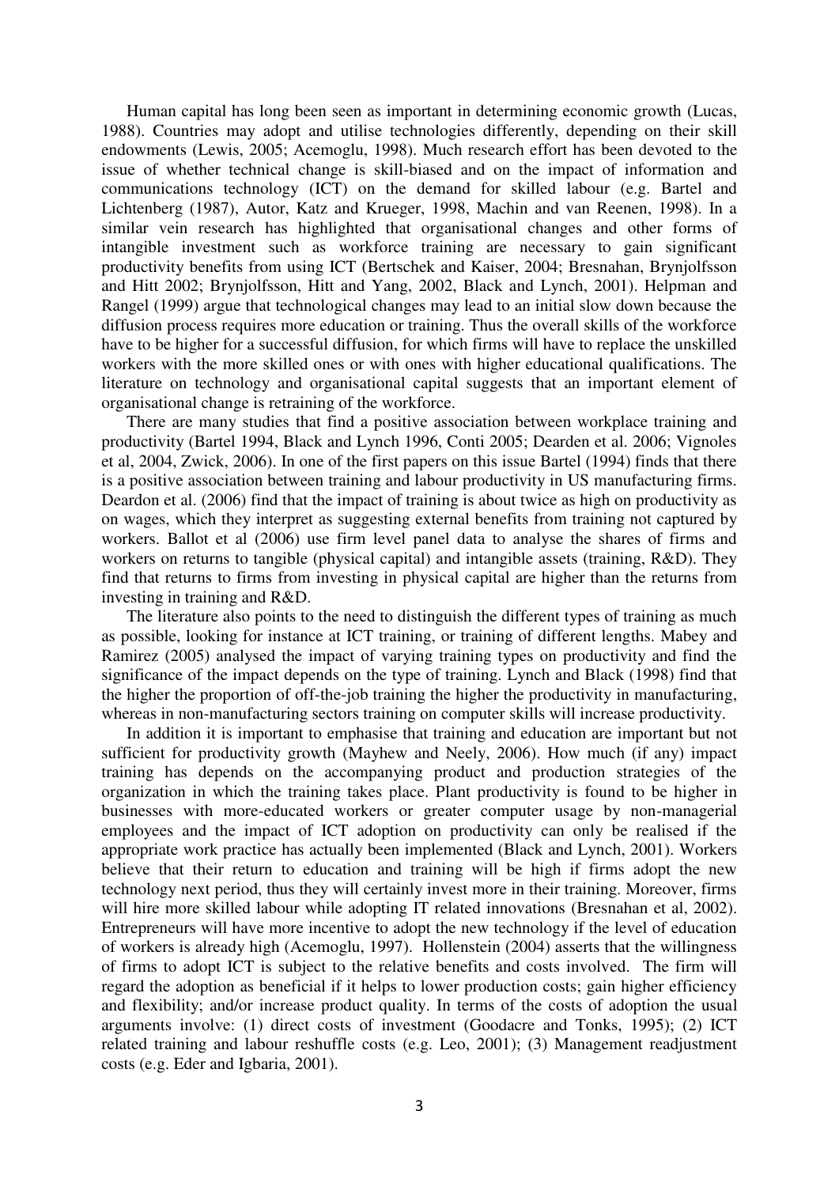Human capital has long been seen as important in determining economic growth (Lucas, 1988). Countries may adopt and utilise technologies differently, depending on their skill endowments (Lewis, 2005; Acemoglu, 1998). Much research effort has been devoted to the issue of whether technical change is skill-biased and on the impact of information and communications technology (ICT) on the demand for skilled labour (e.g. Bartel and Lichtenberg (1987), Autor, Katz and Krueger, 1998, Machin and van Reenen, 1998). In a similar vein research has highlighted that organisational changes and other forms of intangible investment such as workforce training are necessary to gain significant productivity benefits from using ICT (Bertschek and Kaiser, 2004; Bresnahan, Brynjolfsson and Hitt 2002; Brynjolfsson, Hitt and Yang, 2002, Black and Lynch, 2001). Helpman and Rangel (1999) argue that technological changes may lead to an initial slow down because the diffusion process requires more education or training. Thus the overall skills of the workforce have to be higher for a successful diffusion, for which firms will have to replace the unskilled workers with the more skilled ones or with ones with higher educational qualifications. The literature on technology and organisational capital suggests that an important element of organisational change is retraining of the workforce.

There are many studies that find a positive association between workplace training and productivity (Bartel 1994, Black and Lynch 1996, Conti 2005; Dearden et al. 2006; Vignoles et al, 2004, Zwick, 2006). In one of the first papers on this issue Bartel (1994) finds that there is a positive association between training and labour productivity in US manufacturing firms. Deardon et al. (2006) find that the impact of training is about twice as high on productivity as on wages, which they interpret as suggesting external benefits from training not captured by workers. Ballot et al (2006) use firm level panel data to analyse the shares of firms and workers on returns to tangible (physical capital) and intangible assets (training, R&D). They find that returns to firms from investing in physical capital are higher than the returns from investing in training and R&D.

The literature also points to the need to distinguish the different types of training as much as possible, looking for instance at ICT training, or training of different lengths. Mabey and Ramirez (2005) analysed the impact of varying training types on productivity and find the significance of the impact depends on the type of training. Lynch and Black (1998) find that the higher the proportion of off-the-job training the higher the productivity in manufacturing, whereas in non-manufacturing sectors training on computer skills will increase productivity.

In addition it is important to emphasise that training and education are important but not sufficient for productivity growth (Mayhew and Neely, 2006). How much (if any) impact training has depends on the accompanying product and production strategies of the organization in which the training takes place. Plant productivity is found to be higher in businesses with more-educated workers or greater computer usage by non-managerial employees and the impact of ICT adoption on productivity can only be realised if the appropriate work practice has actually been implemented (Black and Lynch, 2001). Workers believe that their return to education and training will be high if firms adopt the new technology next period, thus they will certainly invest more in their training. Moreover, firms will hire more skilled labour while adopting IT related innovations (Bresnahan et al, 2002). Entrepreneurs will have more incentive to adopt the new technology if the level of education of workers is already high (Acemoglu, 1997). Hollenstein (2004) asserts that the willingness of firms to adopt ICT is subject to the relative benefits and costs involved. The firm will regard the adoption as beneficial if it helps to lower production costs; gain higher efficiency and flexibility; and/or increase product quality. In terms of the costs of adoption the usual arguments involve: (1) direct costs of investment (Goodacre and Tonks, 1995); (2) ICT related training and labour reshuffle costs (e.g. Leo, 2001); (3) Management readjustment costs (e.g. Eder and Igbaria, 2001).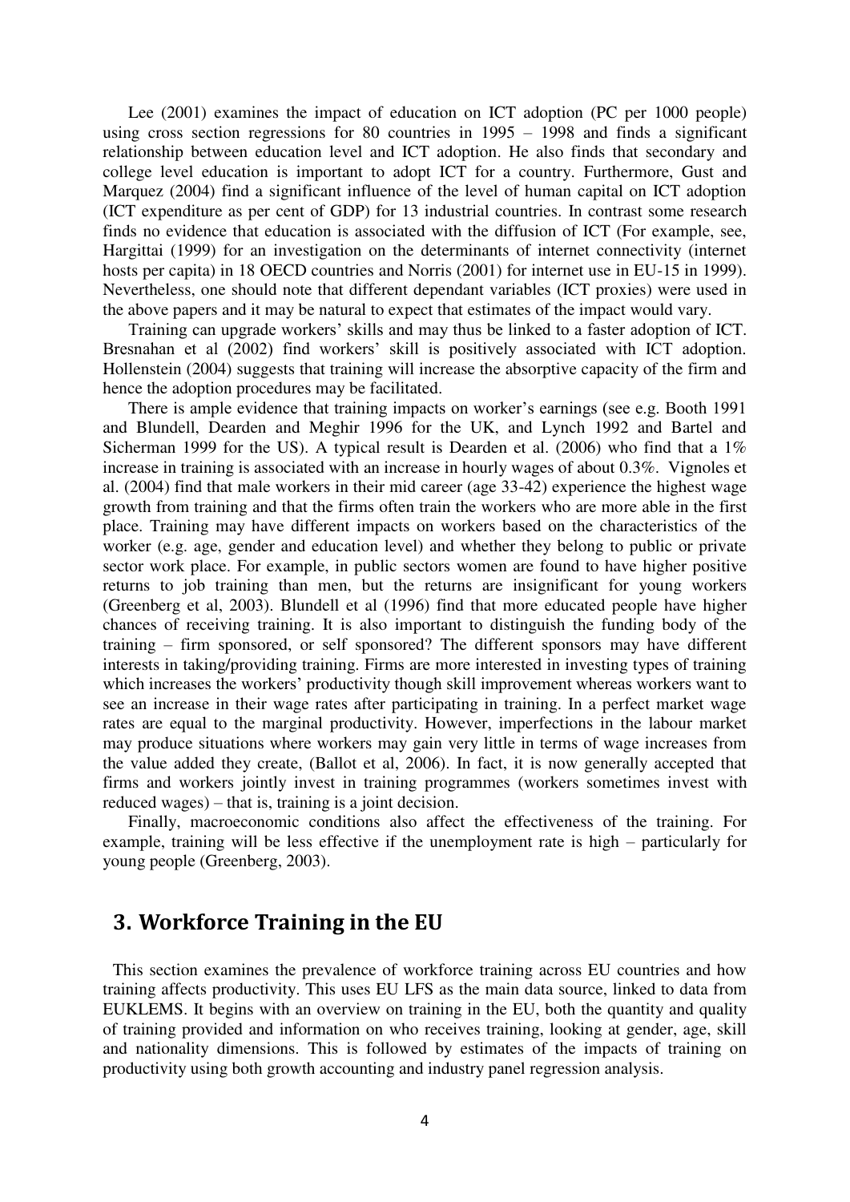Lee (2001) examines the impact of education on ICT adoption (PC per 1000 people) using cross section regressions for 80 countries in 1995 – 1998 and finds a significant relationship between education level and ICT adoption. He also finds that secondary and college level education is important to adopt ICT for a country. Furthermore, Gust and Marquez (2004) find a significant influence of the level of human capital on ICT adoption (ICT expenditure as per cent of GDP) for 13 industrial countries. In contrast some research finds no evidence that education is associated with the diffusion of ICT (For example, see, Hargittai (1999) for an investigation on the determinants of internet connectivity (internet hosts per capita) in 18 OECD countries and Norris (2001) for internet use in EU-15 in 1999). Nevertheless, one should note that different dependant variables (ICT proxies) were used in the above papers and it may be natural to expect that estimates of the impact would vary.

Training can upgrade workers' skills and may thus be linked to a faster adoption of ICT. Bresnahan et al (2002) find workers' skill is positively associated with ICT adoption. Hollenstein (2004) suggests that training will increase the absorptive capacity of the firm and hence the adoption procedures may be facilitated.

There is ample evidence that training impacts on worker's earnings (see e.g. Booth 1991 and Blundell, Dearden and Meghir 1996 for the UK, and Lynch 1992 and Bartel and Sicherman 1999 for the US). A typical result is Dearden et al. (2006) who find that a 1% increase in training is associated with an increase in hourly wages of about 0.3%. Vignoles et al. (2004) find that male workers in their mid career (age 33-42) experience the highest wage growth from training and that the firms often train the workers who are more able in the first place. Training may have different impacts on workers based on the characteristics of the worker (e.g. age, gender and education level) and whether they belong to public or private sector work place. For example, in public sectors women are found to have higher positive returns to job training than men, but the returns are insignificant for young workers (Greenberg et al, 2003). Blundell et al (1996) find that more educated people have higher chances of receiving training. It is also important to distinguish the funding body of the training – firm sponsored, or self sponsored? The different sponsors may have different interests in taking/providing training. Firms are more interested in investing types of training which increases the workers' productivity though skill improvement whereas workers want to see an increase in their wage rates after participating in training. In a perfect market wage rates are equal to the marginal productivity. However, imperfections in the labour market may produce situations where workers may gain very little in terms of wage increases from the value added they create, (Ballot et al, 2006). In fact, it is now generally accepted that firms and workers jointly invest in training programmes (workers sometimes invest with reduced wages) – that is, training is a joint decision.

Finally, macroeconomic conditions also affect the effectiveness of the training. For example, training will be less effective if the unemployment rate is high – particularly for young people (Greenberg, 2003).

# 3. Workforce Training in the EU

This section examines the prevalence of workforce training across EU countries and how training affects productivity. This uses EU LFS as the main data source, linked to data from EUKLEMS. It begins with an overview on training in the EU, both the quantity and quality of training provided and information on who receives training, looking at gender, age, skill and nationality dimensions. This is followed by estimates of the impacts of training on productivity using both growth accounting and industry panel regression analysis.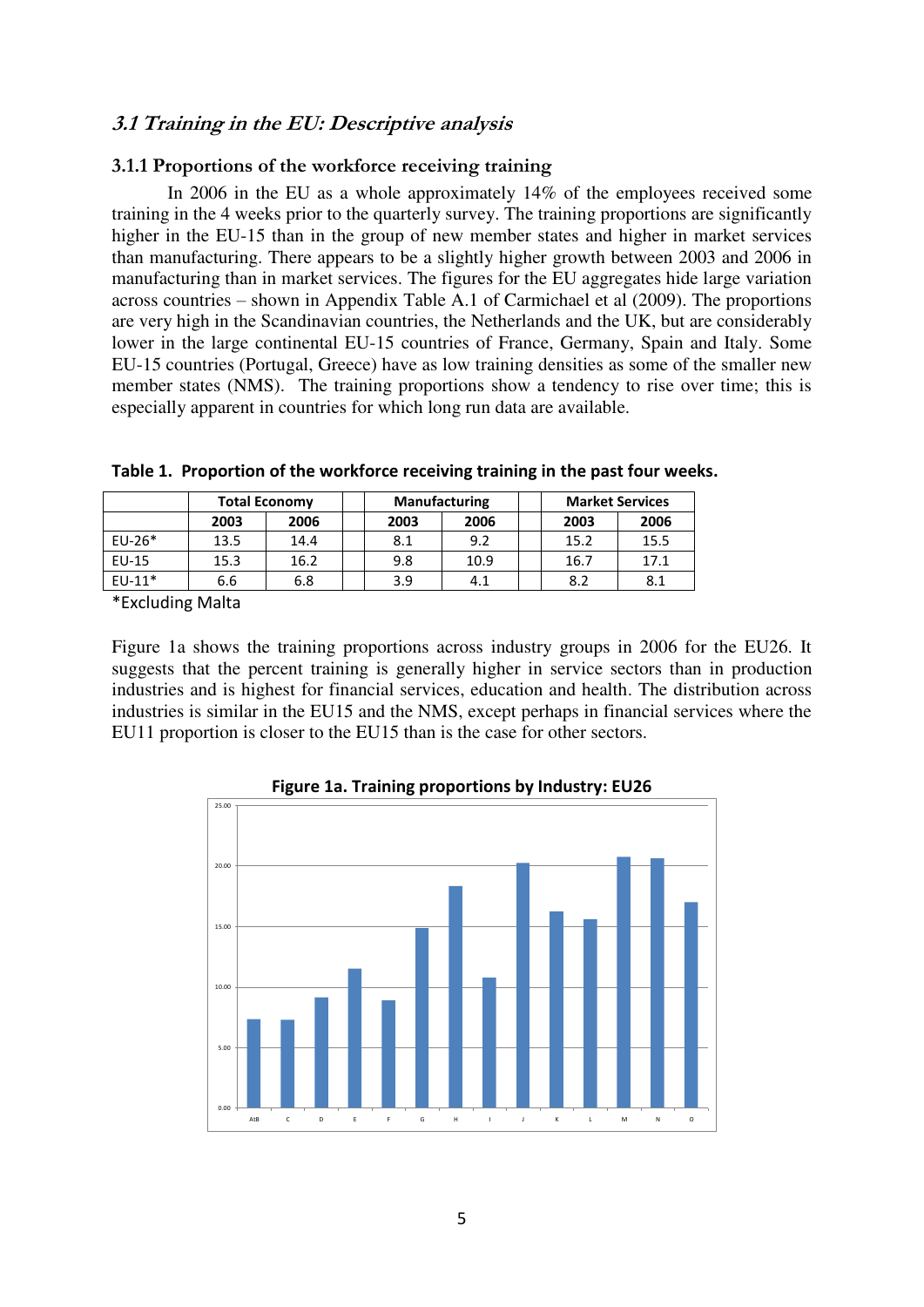## *3.1 Training in the EU: Descriptive analysis*

### 3.1.1 Proportions of the workforce receiving training

In 2006 in the EU as a whole approximately 14% of the employees received some training in the 4 weeks prior to the quarterly survey. The training proportions are significantly higher in the EU-15 than in the group of new member states and higher in market services than manufacturing. There appears to be a slightly higher growth between 2003 and 2006 in manufacturing than in market services. The figures for the EU aggregates hide large variation across countries – shown in Appendix Table A.1 of Carmichael et al (2009). The proportions are very high in the Scandinavian countries, the Netherlands and the UK, but are considerably lower in the large continental EU-15 countries of France, Germany, Spain and Italy. Some EU-15 countries (Portugal, Greece) have as low training densities as some of the smaller new member states (NMS). The training proportions show a tendency to rise over time; this is especially apparent in countries for which long run data are available.

**Table 1. Proportion of the workforce receiving training in the past four weeks.**

| | Total Economy | | Manufacturing | | Market Services | |
|---|---|---|---|---|---|---|
| | 2003 | 2006 | 2003 | 2006 | 2003 | 2006 |
| EU-26* | 13.5 | 14.4 | 8.1 | 9.2 | 15.2 | 15.5 |
| EU-15 | 15.3 | 16.2 | 9.8 | 10.9 | 16.7 | 17.1 |
| EU-11* | 6.6 | 6.8 | 3.9 | 4.1 | 8.2 | 8.1 |

*Excluding Malta

Figure 1a shows the training proportions across industry groups in 2006 for the EU26. It suggests that the percent training is generally higher in service sectors than in production industries and is highest for financial services, education and health. The distribution across industries is similar in the EU15 and the NMS, except perhaps in financial services where the EU11 proportion is closer to the EU15 than is the case for other sectors.

**Figure 1a. Training proportions by Industry: EU26**

| Industry | AtB | C | D | E | F | G | H | I | J | K | L | M | N | O |
|---|---|---|---|---|---|---|---|---|---|---|---|---|---|---|
| Proportion (approx.) | 7.3 | 7.2 | 9.1 | 11.5 | 8.9 | 14.8 | 18.3 | 10.7 | 20.2 | 16.2 | 15.5 | 20.7 | 20.6 | 16.9 |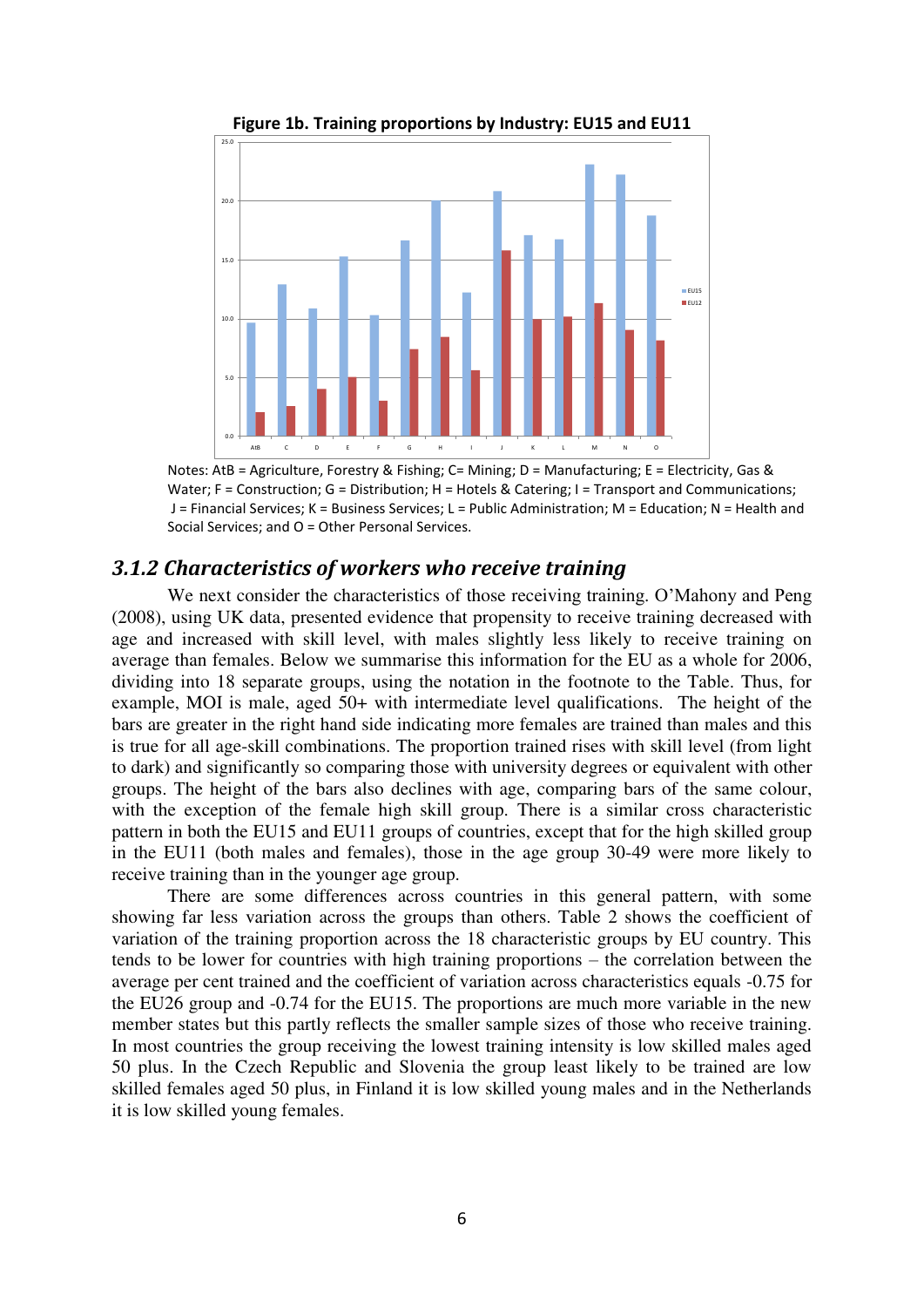**Figure 1b. Training proportions by Industry: EU15 and EU11**

Notes: AtB = Agriculture, Forestry & Fishing; C= Mining; D = Manufacturing; E = Electricity, Gas & Water; F = Construction; G = Distribution; H = Hotels & Catering; I = Transport and Communications; J = Financial Services; K = Business Services; L = Public Administration; M = Education; N = Health and Social Services; and O = Other Personal Services.

### *3.1.2 Characteristics of workers who receive training*

We next consider the characteristics of those receiving training. O'Mahony and Peng (2008), using UK data, presented evidence that propensity to receive training decreased with age and increased with skill level, with males slightly less likely to receive training on average than females. Below we summarise this information for the EU as a whole for 2006, dividing into 18 separate groups, using the notation in the footnote to the Table. Thus, for example, MOI is male, aged 50+ with intermediate level qualifications. The height of the bars are greater in the right hand side indicating more females are trained than males and this is true for all age-skill combinations. The proportion trained rises with skill level (from light to dark) and significantly so comparing those with university degrees or equivalent with other groups. The height of the bars also declines with age, comparing bars of the same colour, with the exception of the female high skill group. There is a similar cross characteristic pattern in both the EU15 and EU11 groups of countries, except that for the high skilled group in the EU11 (both males and females), those in the age group 30-49 were more likely to receive training than in the younger age group.

There are some differences across countries in this general pattern, with some showing far less variation across the groups than others. Table 2 shows the coefficient of variation of the training proportion across the 18 characteristic groups by EU country. This tends to be lower for countries with high training proportions – the correlation between the average per cent trained and the coefficient of variation across characteristics equals -0.75 for the EU26 group and -0.74 for the EU15. The proportions are much more variable in the new member states but this partly reflects the smaller sample sizes of those who receive training. In most countries the group receiving the lowest training intensity is low skilled males aged 50 plus. In the Czech Republic and Slovenia the group least likely to be trained are low skilled females aged 50 plus, in Finland it is low skilled young males and in the Netherlands it is low skilled young females.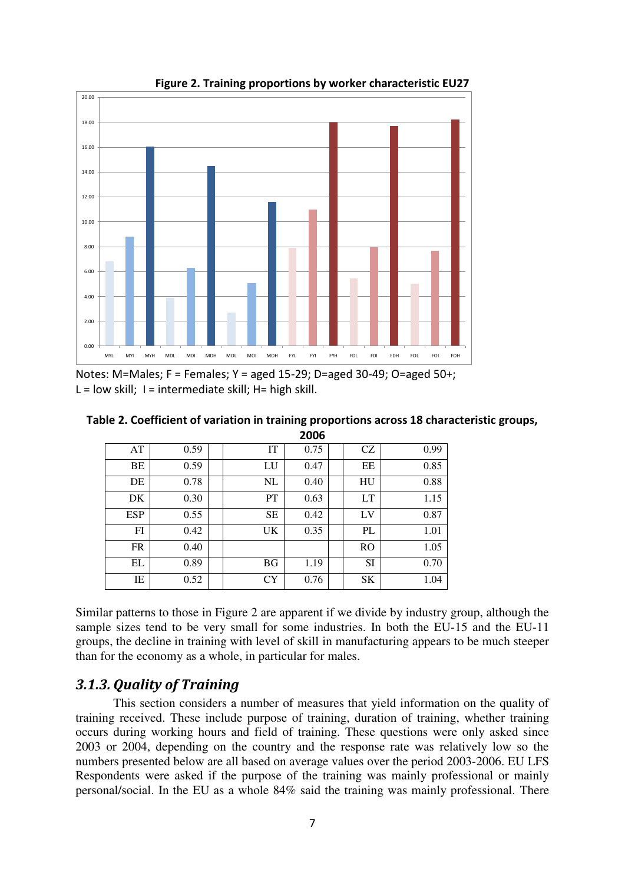**Figure 2. Training proportions by worker characteristic EU27**

Notes: M=Males; F = Females; Y = aged 15-29; D=aged 30-49; O=aged 50+; L = low skill; I = intermediate skill; H= high skill.

**Table 2. Coefficient of variation in training proportions across 18 characteristic groups, 2006**

| | | | | | | | |
|---|---|---|---|---|---|---|---|
| AT | 0.59 | | IT | 0.75 | | CZ | 0.99 |
| BE | 0.59 | | LU | 0.47 | | EE | 0.85 |
| DE | 0.78 | | NL | 0.40 | | HU | 0.88 |
| DK | 0.30 | | PT | 0.63 | | LT | 1.15 |
| ESP | 0.55 | | SE | 0.42 | | LV | 0.87 |
| FI | 0.42 | | UK | 0.35 | | PL | 1.01 |
| FR | 0.40 | | | | | RO | 1.05 |
| EL | 0.89 | | BG | 1.19 | | SI | 0.70 |
| IE | 0.52 | | CY | 0.76 | | SK | 1.04 |

Similar patterns to those in Figure 2 are apparent if we divide by industry group, although the sample sizes tend to be very small for some industries. In both the EU-15 and the EU-11 groups, the decline in training with level of skill in manufacturing appears to be much steeper than for the economy as a whole, in particular for males.

### *3.1.3. Quality of Training*

This section considers a number of measures that yield information on the quality of training received. These include purpose of training, duration of training, whether training occurs during working hours and field of training. These questions were only asked since 2003 or 2004, depending on the country and the response rate was relatively low so the numbers presented below are all based on average values over the period 2003-2006. EU LFS Respondents were asked if the purpose of the training was mainly professional or mainly personal/social. In the EU as a whole 84% said the training was mainly professional. There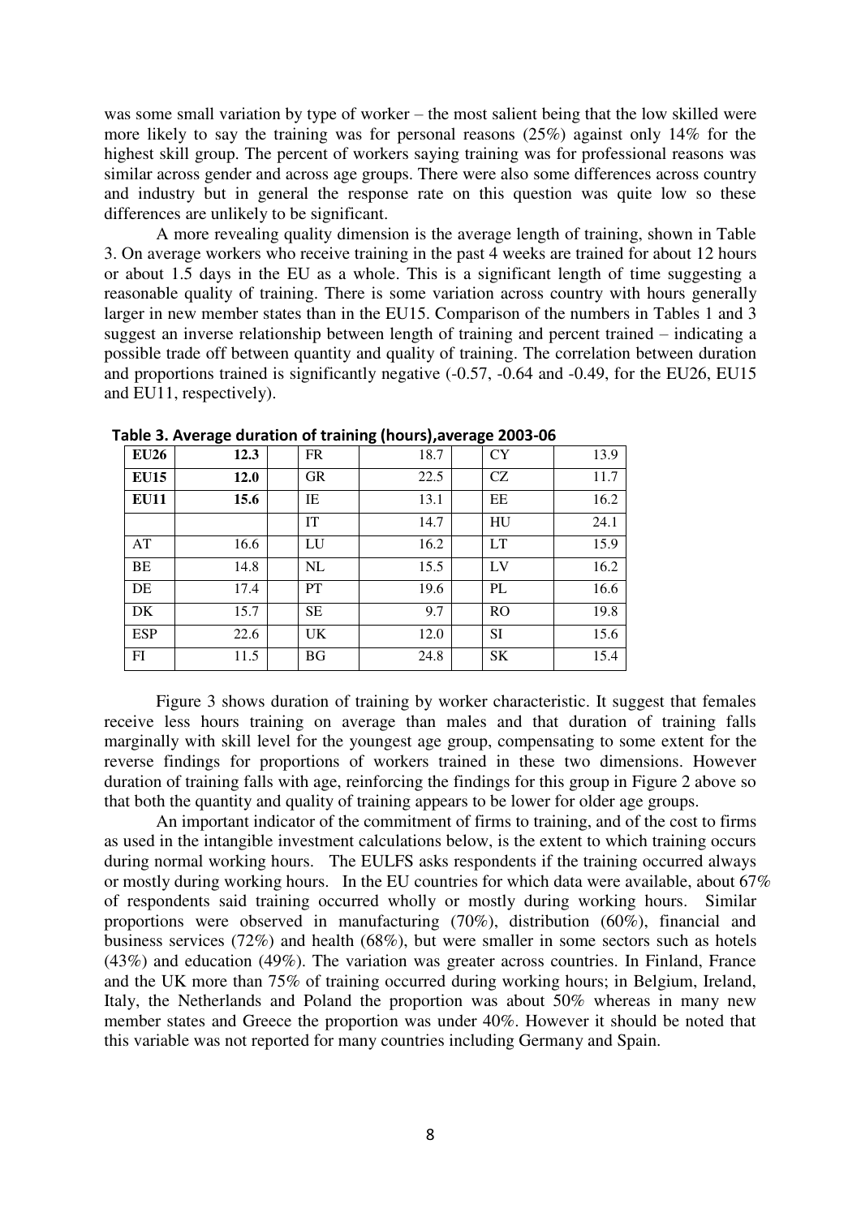was some small variation by type of worker – the most salient being that the low skilled were more likely to say the training was for personal reasons (25%) against only 14% for the highest skill group. The percent of workers saying training was for professional reasons was similar across gender and across age groups. There were also some differences across country and industry but in general the response rate on this question was quite low so these differences are unlikely to be significant.

A more revealing quality dimension is the average length of training, shown in Table 3. On average workers who receive training in the past 4 weeks are trained for about 12 hours or about 1.5 days in the EU as a whole. This is a significant length of time suggesting a reasonable quality of training. There is some variation across country with hours generally larger in new member states than in the EU15. Comparison of the numbers in Tables 1 and 3 suggest an inverse relationship between length of training and percent trained – indicating a possible trade off between quantity and quality of training. The correlation between duration and proportions trained is significantly negative (-0.57, -0.64 and -0.49, for the EU26, EU15 and EU11, respectively).

**Table 3. Average duration of training (hours),average 2003-06**

| | | | | | | | |
|---|---|---|---|---|---|---|---|
| **EU26** | **12.3** | | FR | 18.7 | | CY | 13.9 |
| **EU15** | **12.0** | | GR | 22.5 | | CZ | 11.7 |
| **EU11** | **15.6** | | IE | 13.1 | | EE | 16.2 |
| | | | IT | 14.7 | | HU | 24.1 |
| AT | 16.6 | | LU | 16.2 | | LT | 15.9 |
| BE | 14.8 | | NL | 15.5 | | LV | 16.2 |
| DE | 17.4 | | PT | 19.6 | | PL | 16.6 |
| DK | 15.7 | | SE | 9.7 | | RO | 19.8 |
| ESP | 22.6 | | UK | 12.0 | | SI | 15.6 |
| FI | 11.5 | | BG | 24.8 | | SK | 15.4 |

Figure 3 shows duration of training by worker characteristic. It suggest that females receive less hours training on average than males and that duration of training falls marginally with skill level for the youngest age group, compensating to some extent for the reverse findings for proportions of workers trained in these two dimensions. However duration of training falls with age, reinforcing the findings for this group in Figure 2 above so that both the quantity and quality of training appears to be lower for older age groups.

An important indicator of the commitment of firms to training, and of the cost to firms as used in the intangible investment calculations below, is the extent to which training occurs during normal working hours. The EULFS asks respondents if the training occurred always or mostly during working hours. In the EU countries for which data were available, about 67% of respondents said training occurred wholly or mostly during working hours. Similar proportions were observed in manufacturing (70%), distribution (60%), financial and business services (72%) and health (68%), but were smaller in some sectors such as hotels (43%) and education (49%). The variation was greater across countries. In Finland, France and the UK more than 75% of training occurred during working hours; in Belgium, Ireland, Italy, the Netherlands and Poland the proportion was about 50% whereas in many new member states and Greece the proportion was under 40%. However it should be noted that this variable was not reported for many countries including Germany and Spain.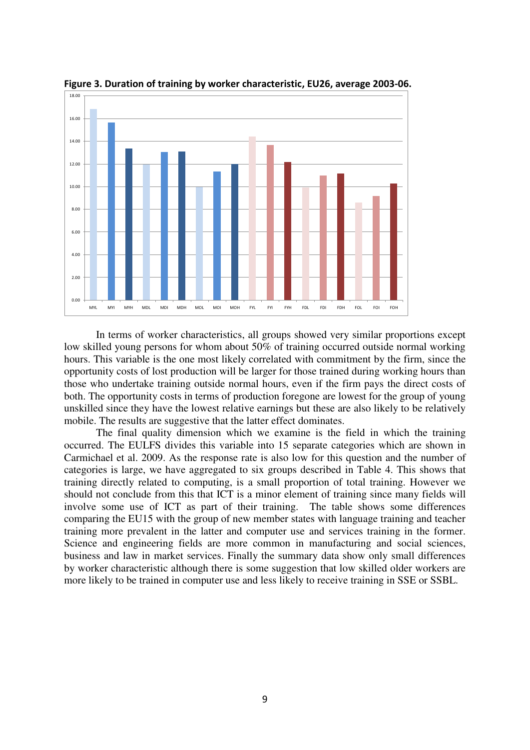**Figure 3. Duration of training by worker characteristic, EU26, average 2003-06.**

In terms of worker characteristics, all groups showed very similar proportions except low skilled young persons for whom about 50% of training occurred outside normal working hours. This variable is the one most likely correlated with commitment by the firm, since the opportunity costs of lost production will be larger for those trained during working hours than those who undertake training outside normal hours, even if the firm pays the direct costs of both. The opportunity costs in terms of production foregone are lowest for the group of young unskilled since they have the lowest relative earnings but these are also likely to be relatively mobile. The results are suggestive that the latter effect dominates.

The final quality dimension which we examine is the field in which the training occurred. The EULFS divides this variable into 15 separate categories which are shown in Carmichael et al. 2009. As the response rate is also low for this question and the number of categories is large, we have aggregated to six groups described in Table 4. This shows that training directly related to computing, is a small proportion of total training. However we should not conclude from this that ICT is a minor element of training since many fields will involve some use of ICT as part of their training. The table shows some differences comparing the EU15 with the group of new member states with language training and teacher training more prevalent in the latter and computer use and services training in the former. Science and engineering fields are more common in manufacturing and social sciences, business and law in market services. Finally the summary data show only small differences by worker characteristic although there is some suggestion that low skilled older workers are more likely to be trained in computer use and less likely to receive training in SSE or SSBL.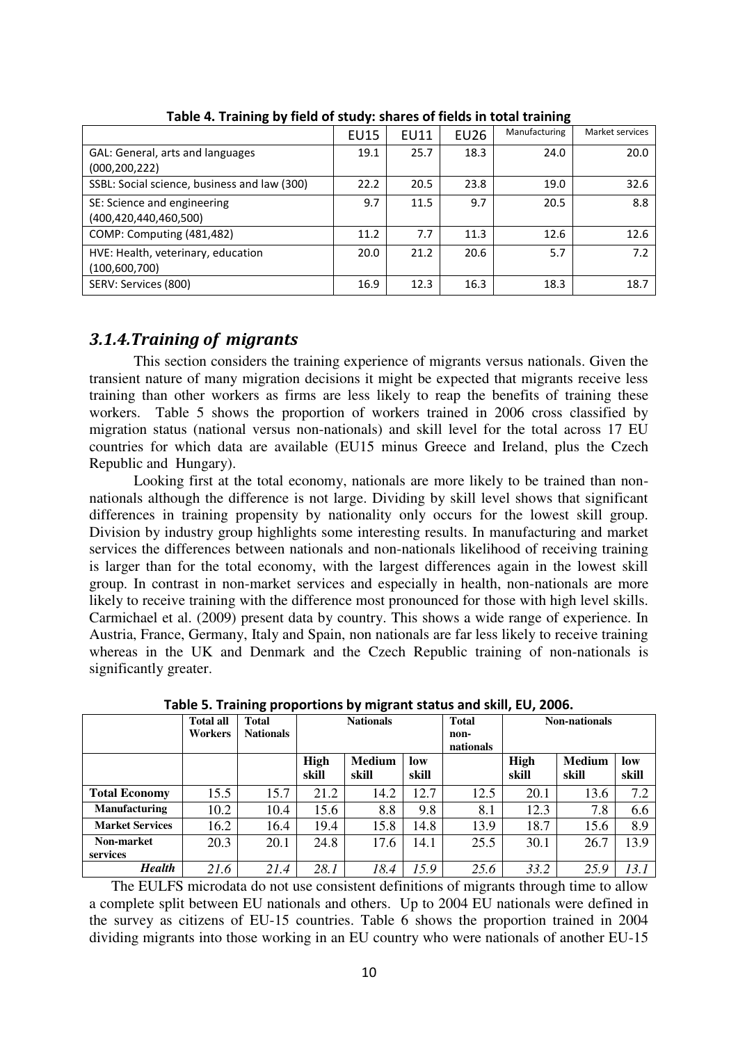**Table 4. Training by field of study: shares of fields in total training**

| | EU15 | EU11 | EU26 | Manufacturing | Market services |
|---|---|---|---|---|---|
| GAL: General, arts and languages (000,200,222) | 19.1 | 25.7 | 18.3 | 24.0 | 20.0 |
| SSBL: Social science, business and law (300) | 22.2 | 20.5 | 23.8 | 19.0 | 32.6 |
| SE: Science and engineering (400,420,440,460,500) | 9.7 | 11.5 | 9.7 | 20.5 | 8.8 |
| COMP: Computing (481,482) | 11.2 | 7.7 | 11.3 | 12.6 | 12.6 |
| HVE: Health, veterinary, education (100,600,700) | 20.0 | 21.2 | 20.6 | 5.7 | 7.2 |
| SERV: Services (800) | 16.9 | 12.3 | 16.3 | 18.3 | 18.7 |

### *3.1.4. Training of migrants*

This section considers the training experience of migrants versus nationals. Given the transient nature of many migration decisions it might be expected that migrants receive less training than other workers as firms are less likely to reap the benefits of training these workers. Table 5 shows the proportion of workers trained in 2006 cross classified by migration status (national versus non-nationals) and skill level for the total across 17 EU countries for which data are available (EU15 minus Greece and Ireland, plus the Czech Republic and Hungary).

Looking first at the total economy, nationals are more likely to be trained than non-nationals although the difference is not large. Dividing by skill level shows that significant differences in training propensity by nationality only occurs for the lowest skill group. Division by industry group highlights some interesting results. In manufacturing and market services the differences between nationals and non-nationals likelihood of receiving training is larger than for the total economy, with the largest differences again in the lowest skill group. In contrast in non-market services and especially in health, non-nationals are more likely to receive training with the difference most pronounced for those with high level skills. Carmichael et al. (2009) present data by country. This shows a wide range of experience. In Austria, France, Germany, Italy and Spain, non nationals are far less likely to receive training whereas in the UK and Denmark and the Czech Republic training of non-nationals is significantly greater.

**Table 5. Training proportions by migrant status and skill, EU, 2006.**

| | Total all Workers | Total Nationals | Nationals | | | Total non-nationals | Non-nationals | | |
|---|---|---|---|---|---|---|---|---|---|
| | | | High skill | Medium skill | low skill | | High skill | Medium skill | low skill |
| **Total Economy** | 15.5 | 15.7 | 21.2 | 14.2 | 12.7 | 12.5 | 20.1 | 13.6 | 7.2 |
| **Manufacturing** | 10.2 | 10.4 | 15.6 | 8.8 | 9.8 | 8.1 | 12.3 | 7.8 | 6.6 |
| **Market Services** | 16.2 | 16.4 | 19.4 | 15.8 | 14.8 | 13.9 | 18.7 | 15.6 | 8.9 |
| **Non-market services** | 20.3 | 20.1 | 24.8 | 17.6 | 14.1 | 25.5 | 30.1 | 26.7 | 13.9 |
| ***Health*** | *21.6* | *21.4* | *28.1* | *18.4* | *15.9* | *25.6* | *33.2* | *25.9* | *13.1* |

The EULFS microdata do not use consistent definitions of migrants through time to allow a complete split between EU nationals and others. Up to 2004 EU nationals were defined in the survey as citizens of EU-15 countries. Table 6 shows the proportion trained in 2004 dividing migrants into those working in an EU country who were nationals of another EU-15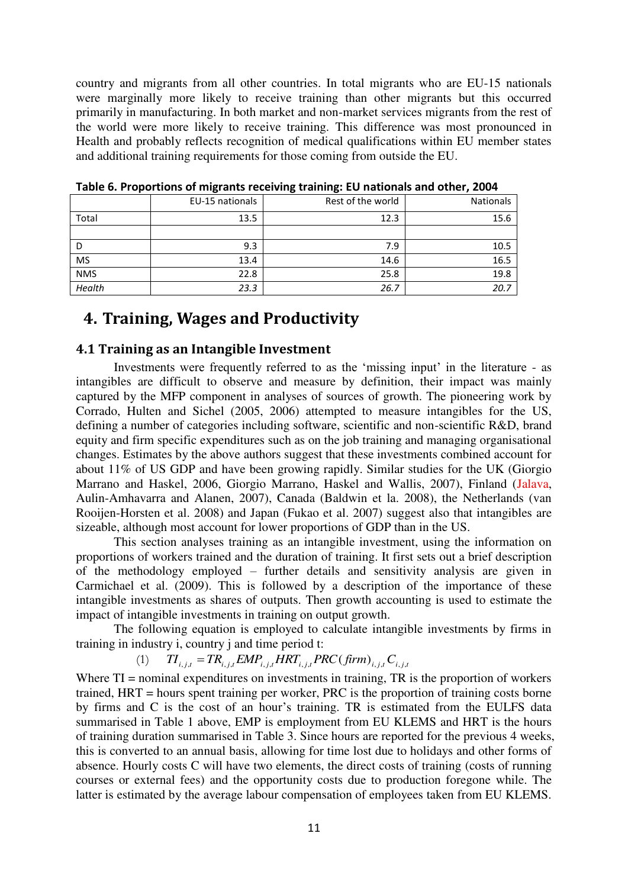country and migrants from all other countries. In total migrants who are EU-15 nationals were marginally more likely to receive training than other migrants but this occurred primarily in manufacturing. In both market and non-market services migrants from the rest of the world were more likely to receive training. This difference was most pronounced in Health and probably reflects recognition of medical qualifications within EU member states and additional training requirements for those coming from outside the EU.

**Table 6. Proportions of migrants receiving training: EU nationals and other, 2004**

| | EU-15 nationals | Rest of the world | Nationals |
|---|---|---|---|
| Total | 13.5 | 12.3 | 15.6 |
| | | | |
| D | 9.3 | 7.9 | 10.5 |
| MS | 13.4 | 14.6 | 16.5 |
| NMS | 22.8 | 25.8 | 19.8 |
| *Health* | *23.3* | *26.7* | *20.7* |

# 4. Training, Wages and Productivity

## 4.1 Training as an Intangible Investment

Investments were frequently referred to as the 'missing input' in the literature - as intangibles are difficult to observe and measure by definition, their impact was mainly captured by the MFP component in analyses of sources of growth. The pioneering work by Corrado, Hulten and Sichel (2005, 2006) attempted to measure intangibles for the US, defining a number of categories including software, scientific and non-scientific R&D, brand equity and firm specific expenditures such as on the job training and managing organisational changes. Estimates by the above authors suggest that these investments combined account for about 11% of US GDP and have been growing rapidly. Similar studies for the UK (Giorgio Marrano and Haskel, 2006, Giorgio Marrano, Haskel and Wallis, 2007), Finland (Jalava, Aulin-Amhavarra and Alanen, 2007), Canada (Baldwin et la. 2008), the Netherlands (van Rooijen-Horsten et al. 2008) and Japan (Fukao et al. 2007) suggest also that intangibles are sizeable, although most account for lower proportions of GDP than in the US.

This section analyses training as an intangible investment, using the information on proportions of workers trained and the duration of training. It first sets out a brief description of the methodology employed – further details and sensitivity analysis are given in Carmichael et al. (2009). This is followed by a description of the importance of these intangible investments as shares of outputs. Then growth accounting is used to estimate the impact of intangible investments in training on output growth.

The following equation is employed to calculate intangible investments by firms in training in industry i, country j and time period t:

$$(1) \quad TI_{i,j,t} = TR_{i,j,t} EMP_{i,j,t} HRT_{i,j,t} PRC(firm)_{i,j,t} C_{i,j,t}$$

Where TI = nominal expenditures on investments in training, TR is the proportion of workers trained, HRT = hours spent training per worker, PRC is the proportion of training costs borne by firms and C is the cost of an hour's training. TR is estimated from the EULFS data summarised in Table 1 above, EMP is employment from EU KLEMS and HRT is the hours of training duration summarised in Table 3. Since hours are reported for the previous 4 weeks, this is converted to an annual basis, allowing for time lost due to holidays and other forms of absence. Hourly costs C will have two elements, the direct costs of training (costs of running courses or external fees) and the opportunity costs due to production foregone while. The latter is estimated by the average labour compensation of employees taken from EU KLEMS.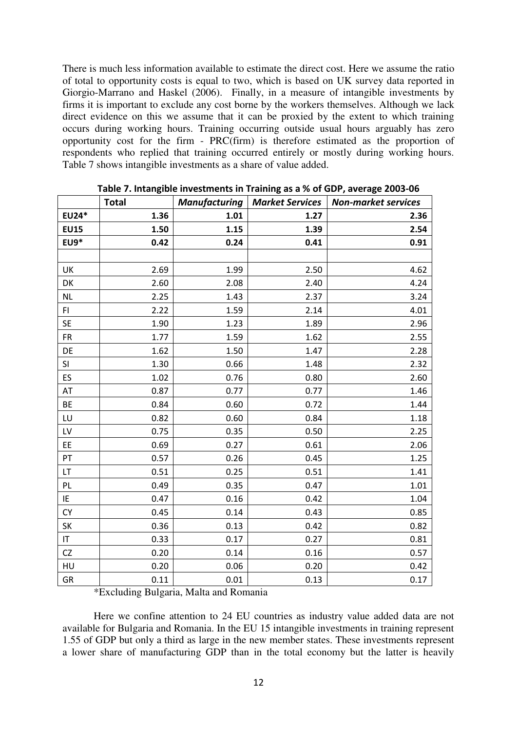There is much less information available to estimate the direct cost. Here we assume the ratio of total to opportunity costs is equal to two, which is based on UK survey data reported in Giorgio-Marrano and Haskel (2006). Finally, in a measure of intangible investments by firms it is important to exclude any cost borne by the workers themselves. Although we lack direct evidence on this we assume that it can be proxied by the extent to which training occurs during working hours. Training occurring outside usual hours arguably has zero opportunity cost for the firm - PRC(firm) is therefore estimated as the proportion of respondents who replied that training occurred entirely or mostly during working hours. Table 7 shows intangible investments as a share of value added.

**Table 7. Intangible investments in Training as a % of GDP, average 2003-06**

| | **Total** | ***Manufacturing*** | ***Market Services*** | ***Non-market services*** |
|---|---|---|---|---|
| **EU24*** | **1.36** | **1.01** | **1.27** | **2.36** |
| **EU15** | **1.50** | **1.15** | **1.39** | **2.54** |
| **EU9*** | **0.42** | **0.24** | **0.41** | **0.91** |
| | | | | |
| UK | 2.69 | 1.99 | 2.50 | 4.62 |
| DK | 2.60 | 2.08 | 2.40 | 4.24 |
| NL | 2.25 | 1.43 | 2.37 | 3.24 |
| FI | 2.22 | 1.59 | 2.14 | 4.01 |
| SE | 1.90 | 1.23 | 1.89 | 2.96 |
| FR | 1.77 | 1.59 | 1.62 | 2.55 |
| DE | 1.62 | 1.50 | 1.47 | 2.28 |
| SI | 1.30 | 0.66 | 1.48 | 2.32 |
| ES | 1.02 | 0.76 | 0.80 | 2.60 |
| AT | 0.87 | 0.77 | 0.77 | 1.46 |
| BE | 0.84 | 0.60 | 0.72 | 1.44 |
| LU | 0.82 | 0.60 | 0.84 | 1.18 |
| LV | 0.75 | 0.35 | 0.50 | 2.25 |
| EE | 0.69 | 0.27 | 0.61 | 2.06 |
| PT | 0.57 | 0.26 | 0.45 | 1.25 |
| LT | 0.51 | 0.25 | 0.51 | 1.41 |
| PL | 0.49 | 0.35 | 0.47 | 1.01 |
| IE | 0.47 | 0.16 | 0.42 | 1.04 |
| CY | 0.45 | 0.14 | 0.43 | 0.85 |
| SK | 0.36 | 0.13 | 0.42 | 0.82 |
| IT | 0.33 | 0.17 | 0.27 | 0.81 |
| CZ | 0.20 | 0.14 | 0.16 | 0.57 |
| HU | 0.20 | 0.06 | 0.20 | 0.42 |
| GR | 0.11 | 0.01 | 0.13 | 0.17 |

*Excluding Bulgaria, Malta and Romania

Here we confine attention to 24 EU countries as industry value added data are not available for Bulgaria and Romania. In the EU 15 intangible investments in training represent 1.55 of GDP but only a third as large in the new member states. These investments represent a lower share of manufacturing GDP than in the total economy but the latter is heavily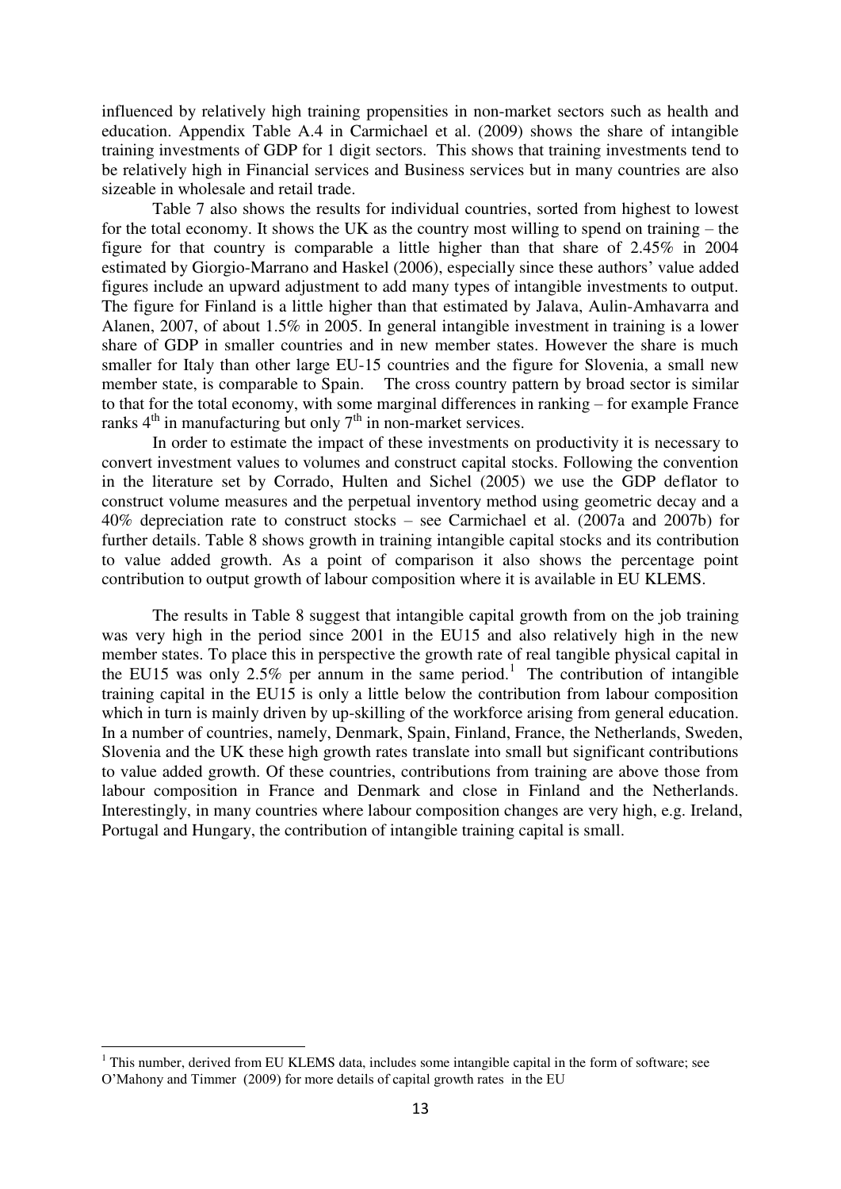influenced by relatively high training propensities in non-market sectors such as health and education. Appendix Table A.4 in Carmichael et al. (2009) shows the share of intangible training investments of GDP for 1 digit sectors. This shows that training investments tend to be relatively high in Financial services and Business services but in many countries are also sizeable in wholesale and retail trade.

Table 7 also shows the results for individual countries, sorted from highest to lowest for the total economy. It shows the UK as the country most willing to spend on training – the figure for that country is comparable a little higher than that share of 2.45% in 2004 estimated by Giorgio-Marrano and Haskel (2006), especially since these authors' value added figures include an upward adjustment to add many types of intangible investments to output. The figure for Finland is a little higher than that estimated by Jalava, Aulin-Amhavarra and Alanen, 2007, of about 1.5% in 2005. In general intangible investment in training is a lower share of GDP in smaller countries and in new member states. However the share is much smaller for Italy than other large EU-15 countries and the figure for Slovenia, a small new member state, is comparable to Spain. The cross country pattern by broad sector is similar to that for the total economy, with some marginal differences in ranking – for example France ranks 4th in manufacturing but only 7th in non-market services.

In order to estimate the impact of these investments on productivity it is necessary to convert investment values to volumes and construct capital stocks. Following the convention in the literature set by Corrado, Hulten and Sichel (2005) we use the GDP deflator to construct volume measures and the perpetual inventory method using geometric decay and a 40% depreciation rate to construct stocks – see Carmichael et al. (2007a and 2007b) for further details. Table 8 shows growth in training intangible capital stocks and its contribution to value added growth. As a point of comparison it also shows the percentage point contribution to output growth of labour composition where it is available in EU KLEMS.

The results in Table 8 suggest that intangible capital growth from on the job training was very high in the period since 2001 in the EU15 and also relatively high in the new member states. To place this in perspective the growth rate of real tangible physical capital in the EU15 was only 2.5% per annum in the same period.[1] The contribution of intangible training capital in the EU15 is only a little below the contribution from labour composition which in turn is mainly driven by up-skilling of the workforce arising from general education. In a number of countries, namely, Denmark, Spain, Finland, France, the Netherlands, Sweden, Slovenia and the UK these high growth rates translate into small but significant contributions to value added growth. Of these countries, contributions from training are above those from labour composition in France and Denmark and close in Finland and the Netherlands. Interestingly, in many countries where labour composition changes are very high, e.g. Ireland, Portugal and Hungary, the contribution of intangible training capital is small.

[1] This number, derived from EU KLEMS data, includes some intangible capital in the form of software; see O'Mahony and Timmer (2009) for more details of capital growth rates in the EU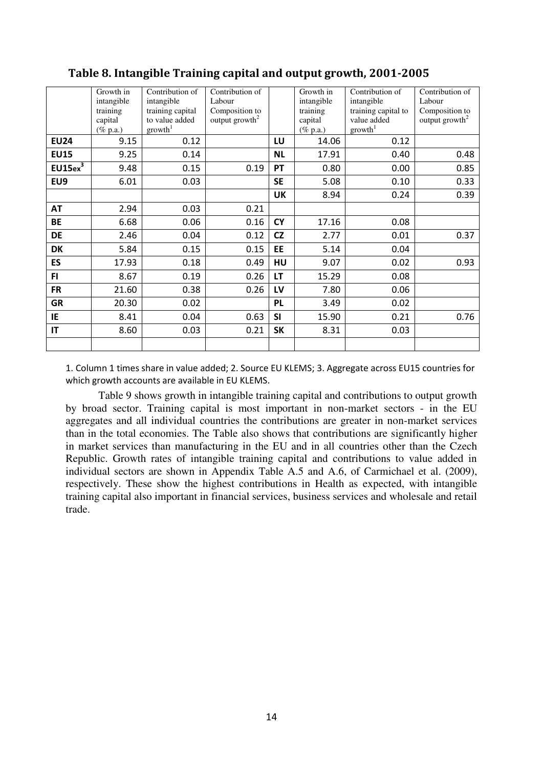## Table 8. Intangible Training capital and output growth, 2001-2005

| | Growth in intangible training capital (% p.a.) | Contribution of intangible training capital to value added growth[1] | Contribution of Labour Composition to output growth[2] | | Growth in intangible training capital (% p.a.) | Contribution of intangible training capital to value added growth[1] | Contribution of Labour Composition to output growth[2] |
|---|---|---|---|---|---|---|---|
| **EU24** | 9.15 | 0.12 | | **LU** | 14.06 | 0.12 | |
| **EU15** | 9.25 | 0.14 | | **NL** | 17.91 | 0.40 | 0.48 |
| **EU15ex**[3] | 9.48 | 0.15 | 0.19 | **PT** | 0.80 | 0.00 | 0.85 |
| **EU9** | 6.01 | 0.03 | | **SE** | 5.08 | 0.10 | 0.33 |
| | | | | **UK** | 8.94 | 0.24 | 0.39 |
| **AT** | 2.94 | 0.03 | 0.21 | | | | |
| **BE** | 6.68 | 0.06 | 0.16 | **CY** | 17.16 | 0.08 | |
| **DE** | 2.46 | 0.04 | 0.12 | **CZ** | 2.77 | 0.01 | 0.37 |
| **DK** | 5.84 | 0.15 | 0.15 | **EE** | 5.14 | 0.04 | |
| **ES** | 17.93 | 0.18 | 0.49 | **HU** | 9.07 | 0.02 | 0.93 |
| **FI** | 8.67 | 0.19 | 0.26 | **LT** | 15.29 | 0.08 | |
| **FR** | 21.60 | 0.38 | 0.26 | **LV** | 7.80 | 0.06 | |
| **GR** | 20.30 | 0.02 | | **PL** | 3.49 | 0.02 | |
| **IE** | 8.41 | 0.04 | 0.63 | **SI** | 15.90 | 0.21 | 0.76 |
| **IT** | 8.60 | 0.03 | 0.21 | **SK** | 8.31 | 0.03 | |
| | | | | | | | |

1. Column 1 times share in value added; 2. Source EU KLEMS; 3. Aggregate across EU15 countries for which growth accounts are available in EU KLEMS.

Table 9 shows growth in intangible training capital and contributions to output growth by broad sector. Training capital is most important in non-market sectors - in the EU aggregates and all individual countries the contributions are greater in non-market services than in the total economies. The Table also shows that contributions are significantly higher in market services than manufacturing in the EU and in all countries other than the Czech Republic. Growth rates of intangible training capital and contributions to value added in individual sectors are shown in Appendix Table A.5 and A.6, of Carmichael et al. (2009), respectively. These show the highest contributions in Health as expected, with intangible training capital also important in financial services, business services and wholesale and retail trade.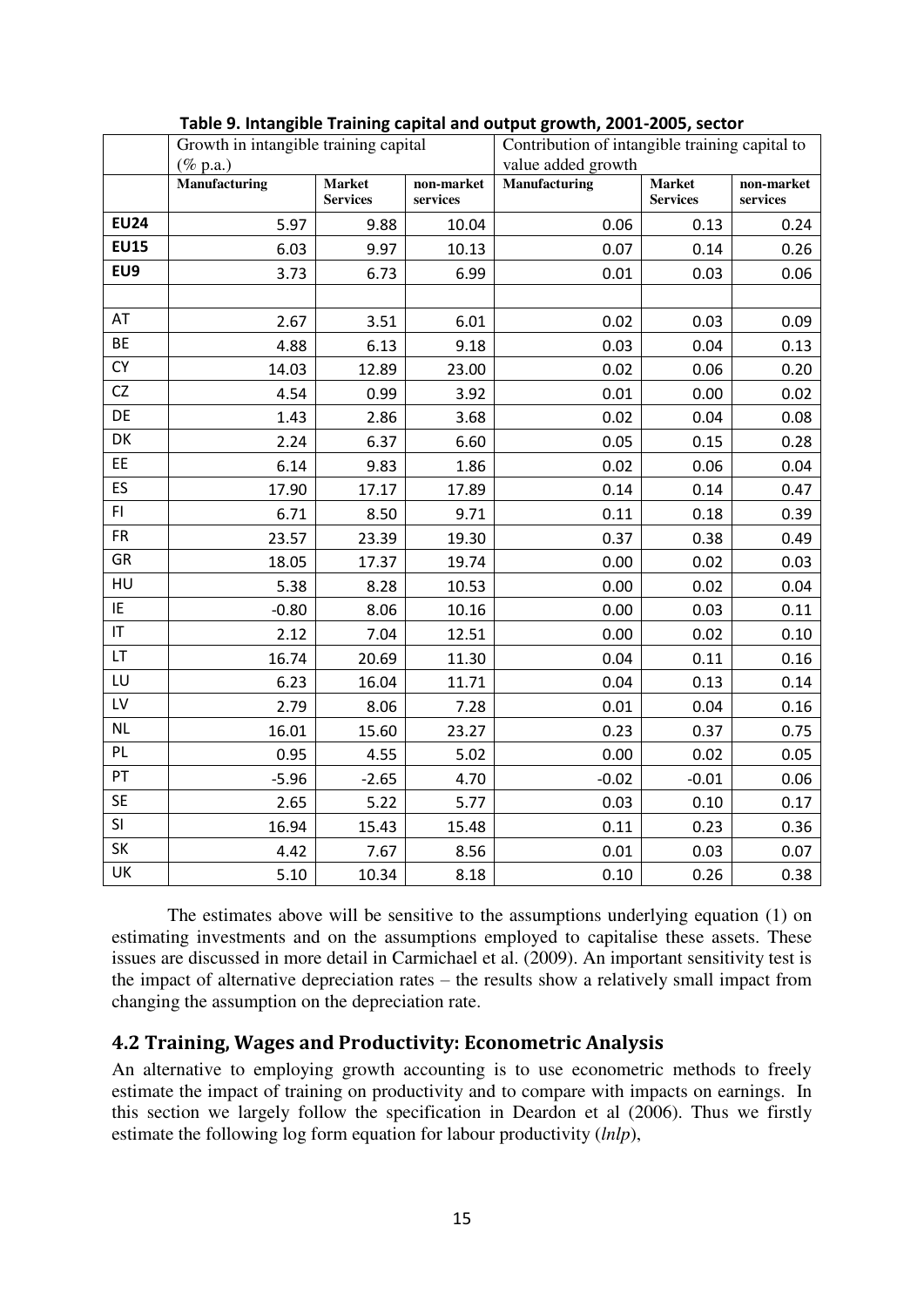**Table 9. Intangible Training capital and output growth, 2001-2005, sector**

| | Growth in intangible training capital (% p.a.) | | | Contribution of intangible training capital to value added growth | | |
|---|---|---|---|---|---|---|
| | **Manufacturing** | **Market Services** | **non-market services** | **Manufacturing** | **Market Services** | **non-market services** |
| **EU24** | 5.97 | 9.88 | 10.04 | 0.06 | 0.13 | 0.24 |
| **EU15** | 6.03 | 9.97 | 10.13 | 0.07 | 0.14 | 0.26 |
| **EU9** | 3.73 | 6.73 | 6.99 | 0.01 | 0.03 | 0.06 |
| | | | | | | |
| AT | 2.67 | 3.51 | 6.01 | 0.02 | 0.03 | 0.09 |
| BE | 4.88 | 6.13 | 9.18 | 0.03 | 0.04 | 0.13 |
| CY | 14.03 | 12.89 | 23.00 | 0.02 | 0.06 | 0.20 |
| CZ | 4.54 | 0.99 | 3.92 | 0.01 | 0.00 | 0.02 |
| DE | 1.43 | 2.86 | 3.68 | 0.02 | 0.04 | 0.08 |
| DK | 2.24 | 6.37 | 6.60 | 0.05 | 0.15 | 0.28 |
| EE | 6.14 | 9.83 | 1.86 | 0.02 | 0.06 | 0.04 |
| ES | 17.90 | 17.17 | 17.89 | 0.14 | 0.14 | 0.47 |
| FI | 6.71 | 8.50 | 9.71 | 0.11 | 0.18 | 0.39 |
| FR | 23.57 | 23.39 | 19.30 | 0.37 | 0.38 | 0.49 |
| GR | 18.05 | 17.37 | 19.74 | 0.00 | 0.02 | 0.03 |
| HU | 5.38 | 8.28 | 10.53 | 0.00 | 0.02 | 0.04 |
| IE | -0.80 | 8.06 | 10.16 | 0.00 | 0.03 | 0.11 |
| IT | 2.12 | 7.04 | 12.51 | 0.00 | 0.02 | 0.10 |
| LT | 16.74 | 20.69 | 11.30 | 0.04 | 0.11 | 0.16 |
| LU | 6.23 | 16.04 | 11.71 | 0.04 | 0.13 | 0.14 |
| LV | 2.79 | 8.06 | 7.28 | 0.01 | 0.04 | 0.16 |
| NL | 16.01 | 15.60 | 23.27 | 0.23 | 0.37 | 0.75 |
| PL | 0.95 | 4.55 | 5.02 | 0.00 | 0.02 | 0.05 |
| PT | -5.96 | -2.65 | 4.70 | -0.02 | -0.01 | 0.06 |
| SE | 2.65 | 5.22 | 5.77 | 0.03 | 0.10 | 0.17 |
| SI | 16.94 | 15.43 | 15.48 | 0.11 | 0.23 | 0.36 |
| SK | 4.42 | 7.67 | 8.56 | 0.01 | 0.03 | 0.07 |
| UK | 5.10 | 10.34 | 8.18 | 0.10 | 0.26 | 0.38 |

The estimates above will be sensitive to the assumptions underlying equation (1) on estimating investments and on the assumptions employed to capitalise these assets. These issues are discussed in more detail in Carmichael et al. (2009). An important sensitivity test is the impact of alternative depreciation rates – the results show a relatively small impact from changing the assumption on the depreciation rate.

## 4.2 Training, Wages and Productivity: Econometric Analysis

An alternative to employing growth accounting is to use econometric methods to freely estimate the impact of training on productivity and to compare with impacts on earnings. In this section we largely follow the specification in Deardon et al (2006). Thus we firstly estimate the following log form equation for labour productivity (*lnlp*),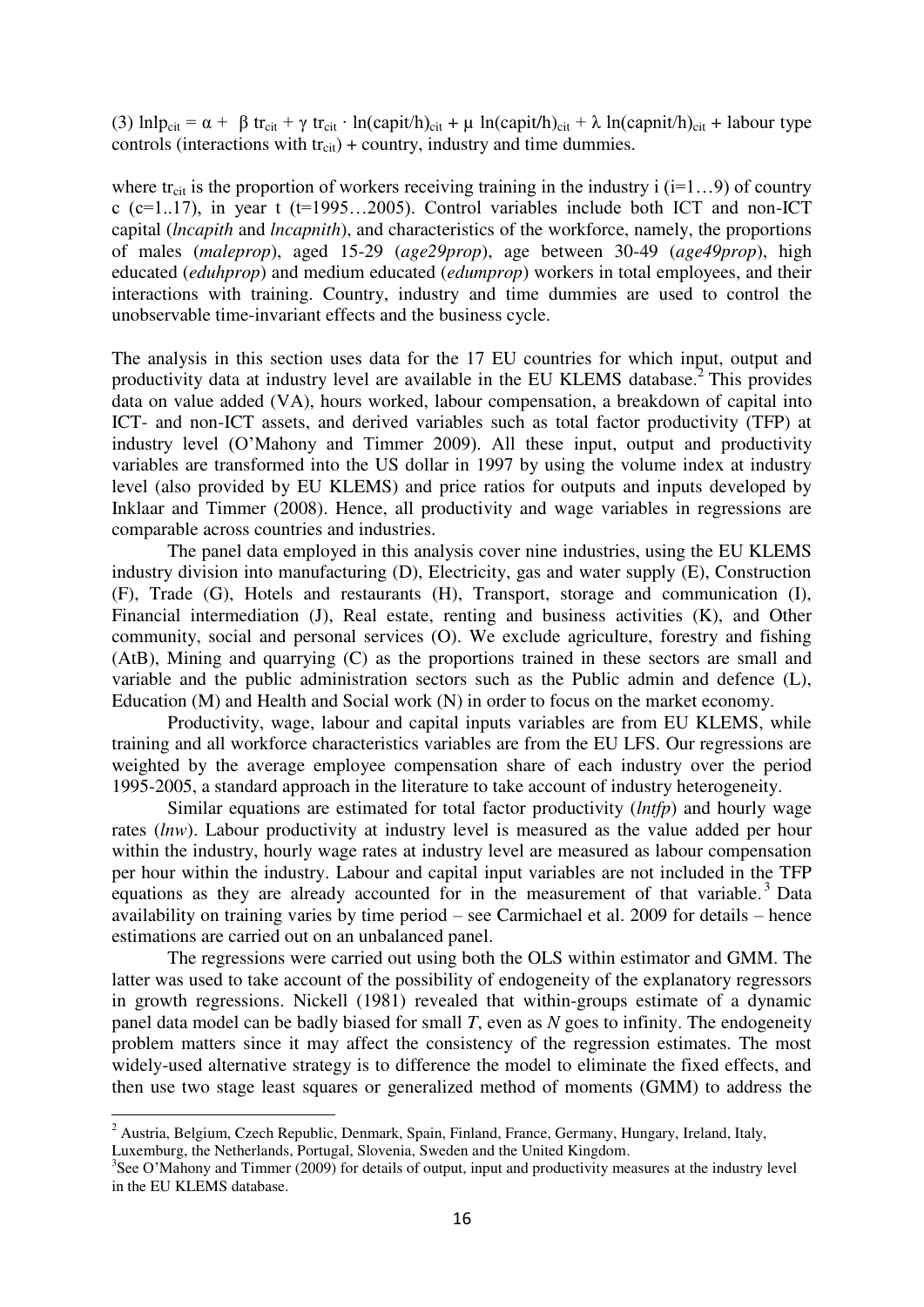(3) $\text{lnlp}_{cit} = \alpha + \beta\, \text{tr}_{cit} + \gamma\, \text{tr}_{cit} \cdot \ln(\text{capit/h})_{cit} + \mu \ln(\text{capit/h})_{cit} + \lambda \ln(\text{capnit/h})_{cit}$ + labour type controls (interactions with $\text{tr}_{cit}$) + country, industry and time dummies.

where $\text{tr}_{cit}$ is the proportion of workers receiving training in the industry i (i=1…9) of country c (c=1..17), in year t (t=1995…2005). Control variables include both ICT and non-ICT capital (*lncapith* and *lncapnith*), and characteristics of the workforce, namely, the proportions of males (*maleprop*), aged 15-29 (*age29prop*), age between 30-49 (*age49prop*), high educated (*eduhprop*) and medium educated (*edumprop*) workers in total employees, and their interactions with training. Country, industry and time dummies are used to control the unobservable time-invariant effects and the business cycle.

The analysis in this section uses data for the 17 EU countries for which input, output and productivity data at industry level are available in the EU KLEMS database.[2] This provides data on value added (VA), hours worked, labour compensation, a breakdown of capital into ICT- and non-ICT assets, and derived variables such as total factor productivity (TFP) at industry level (O'Mahony and Timmer 2009). All these input, output and productivity variables are transformed into the US dollar in 1997 by using the volume index at industry level (also provided by EU KLEMS) and price ratios for outputs and inputs developed by Inklaar and Timmer (2008). Hence, all productivity and wage variables in regressions are comparable across countries and industries.

The panel data employed in this analysis cover nine industries, using the EU KLEMS industry division into manufacturing (D), Electricity, gas and water supply (E), Construction (F), Trade (G), Hotels and restaurants (H), Transport, storage and communication (I), Financial intermediation (J), Real estate, renting and business activities (K), and Other community, social and personal services (O). We exclude agriculture, forestry and fishing (AtB), Mining and quarrying (C) as the proportions trained in these sectors are small and variable and the public administration sectors such as the Public admin and defence (L), Education (M) and Health and Social work (N) in order to focus on the market economy.

Productivity, wage, labour and capital inputs variables are from EU KLEMS, while training and all workforce characteristics variables are from the EU LFS. Our regressions are weighted by the average employee compensation share of each industry over the period 1995-2005, a standard approach in the literature to take account of industry heterogeneity.

Similar equations are estimated for total factor productivity (*lntfp*) and hourly wage rates (*lnw*). Labour productivity at industry level is measured as the value added per hour within the industry, hourly wage rates at industry level are measured as labour compensation per hour within the industry. Labour and capital input variables are not included in the TFP equations as they are already accounted for in the measurement of that variable.[3] Data availability on training varies by time period – see Carmichael et al. 2009 for details – hence estimations are carried out on an unbalanced panel.

The regressions were carried out using both the OLS within estimator and GMM. The latter was used to take account of the possibility of endogeneity of the explanatory regressors in growth regressions. Nickell (1981) revealed that within-groups estimate of a dynamic panel data model can be badly biased for small *T*, even as *N* goes to infinity. The endogeneity problem matters since it may affect the consistency of the regression estimates. The most widely-used alternative strategy is to difference the model to eliminate the fixed effects, and then use two stage least squares or generalized method of moments (GMM) to address the

---

[2] Austria, Belgium, Czech Republic, Denmark, Spain, Finland, France, Germany, Hungary, Ireland, Italy, Luxemburg, the Netherlands, Portugal, Slovenia, Sweden and the United Kingdom.

[3] See O'Mahony and Timmer (2009) for details of output, input and productivity measures at the industry level in the EU KLEMS database.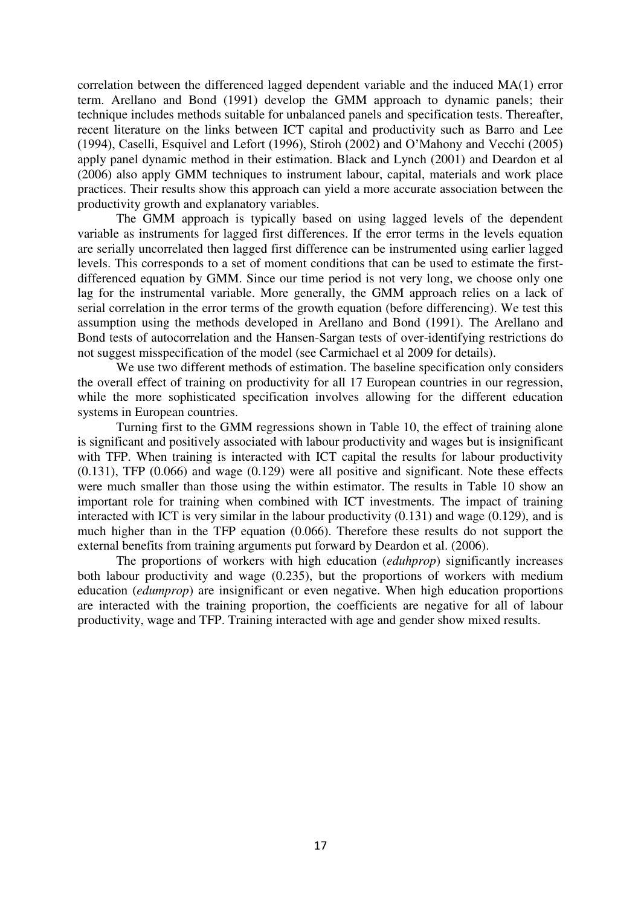correlation between the differenced lagged dependent variable and the induced MA(1) error term. Arellano and Bond (1991) develop the GMM approach to dynamic panels; their technique includes methods suitable for unbalanced panels and specification tests. Thereafter, recent literature on the links between ICT capital and productivity such as Barro and Lee (1994), Caselli, Esquivel and Lefort (1996), Stiroh (2002) and O'Mahony and Vecchi (2005) apply panel dynamic method in their estimation. Black and Lynch (2001) and Deardon et al (2006) also apply GMM techniques to instrument labour, capital, materials and work place practices. Their results show this approach can yield a more accurate association between the productivity growth and explanatory variables.

The GMM approach is typically based on using lagged levels of the dependent variable as instruments for lagged first differences. If the error terms in the levels equation are serially uncorrelated then lagged first difference can be instrumented using earlier lagged levels. This corresponds to a set of moment conditions that can be used to estimate the first-differenced equation by GMM. Since our time period is not very long, we choose only one lag for the instrumental variable. More generally, the GMM approach relies on a lack of serial correlation in the error terms of the growth equation (before differencing). We test this assumption using the methods developed in Arellano and Bond (1991). The Arellano and Bond tests of autocorrelation and the Hansen-Sargan tests of over-identifying restrictions do not suggest misspecification of the model (see Carmichael et al 2009 for details).

We use two different methods of estimation. The baseline specification only considers the overall effect of training on productivity for all 17 European countries in our regression, while the more sophisticated specification involves allowing for the different education systems in European countries.

Turning first to the GMM regressions shown in Table 10, the effect of training alone is significant and positively associated with labour productivity and wages but is insignificant with TFP. When training is interacted with ICT capital the results for labour productivity (0.131), TFP (0.066) and wage (0.129) were all positive and significant. Note these effects were much smaller than those using the within estimator. The results in Table 10 show an important role for training when combined with ICT investments. The impact of training interacted with ICT is very similar in the labour productivity (0.131) and wage (0.129), and is much higher than in the TFP equation (0.066). Therefore these results do not support the external benefits from training arguments put forward by Deardon et al. (2006).

The proportions of workers with high education (*eduhprop*) significantly increases both labour productivity and wage (0.235), but the proportions of workers with medium education (*edumprop*) are insignificant or even negative. When high education proportions are interacted with the training proportion, the coefficients are negative for all of labour productivity, wage and TFP. Training interacted with age and gender show mixed results.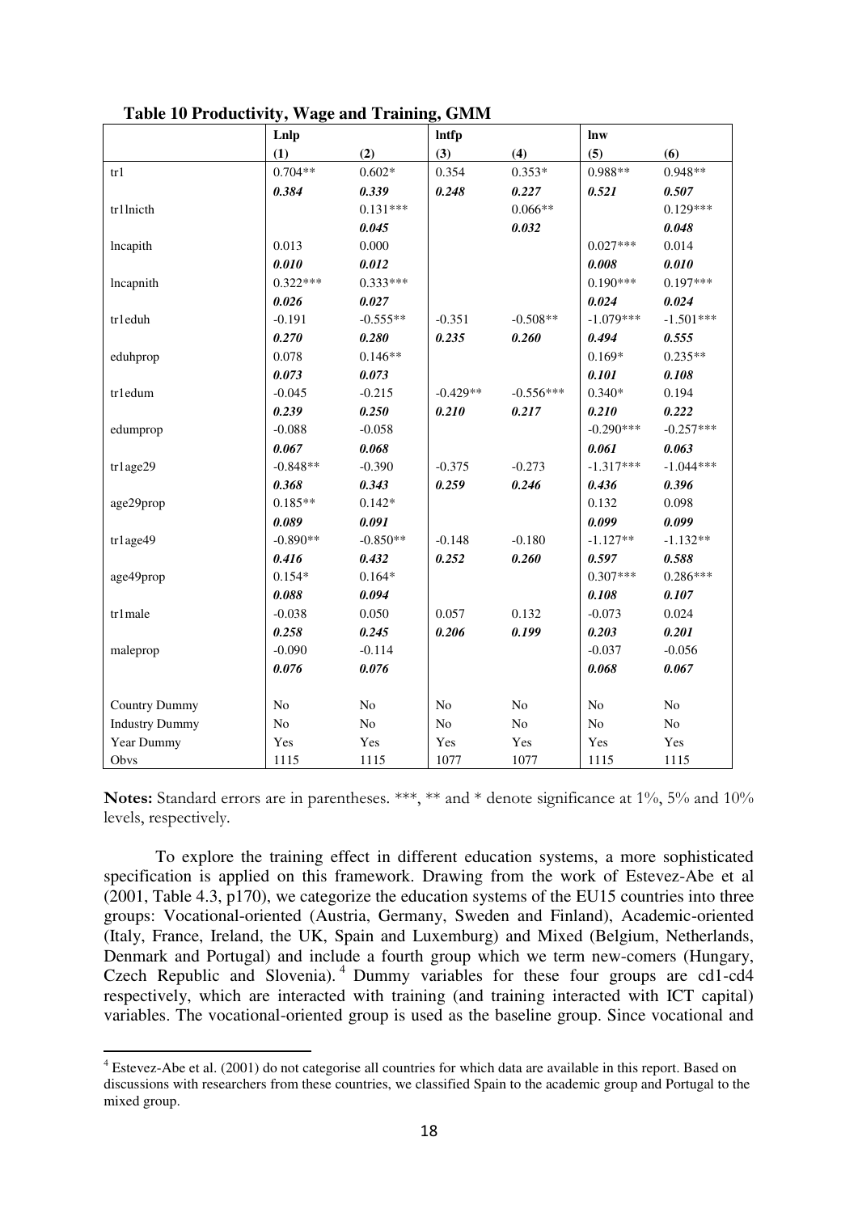**Table 10 Productivity, Wage and Training, GMM**

| | Lnlp | | lntfp | | lnw | |
|---|---|---|---|---|---|---|
| | (1) | (2) | (3) | (4) | (5) | (6) |
| tr1 | 0.704** | 0.602* | 0.354 | 0.353* | 0.988** | 0.948** |
| | ***0.384*** | ***0.339*** | ***0.248*** | ***0.227*** | ***0.521*** | ***0.507*** |
| tr1lnicth | | 0.131*** | | 0.066** | | 0.129*** |
| | | ***0.045*** | | ***0.032*** | | ***0.048*** |
| lncapith | 0.013 | 0.000 | | | 0.027*** | 0.014 |
| | ***0.010*** | ***0.012*** | | | ***0.008*** | ***0.010*** |
| lncapnith | 0.322*** | 0.333*** | | | 0.190*** | 0.197*** |
| | ***0.026*** | ***0.027*** | | | ***0.024*** | ***0.024*** |
| tr1eduh | -0.191 | -0.555** | -0.351 | -0.508** | -1.079*** | -1.501*** |
| | ***0.270*** | ***0.280*** | ***0.235*** | ***0.260*** | ***0.494*** | ***0.555*** |
| eduhprop | 0.078 | 0.146** | | | 0.169* | 0.235** |
| | ***0.073*** | ***0.073*** | | | ***0.101*** | ***0.108*** |
| tr1edum | -0.045 | -0.215 | -0.429** | -0.556*** | 0.340* | 0.194 |
| | ***0.239*** | ***0.250*** | ***0.210*** | ***0.217*** | ***0.210*** | ***0.222*** |
| edumprop | -0.088 | -0.058 | | | -0.290*** | -0.257*** |
| | ***0.067*** | ***0.068*** | | | ***0.061*** | ***0.063*** |
| tr1age29 | -0.848** | -0.390 | -0.375 | -0.273 | -1.317*** | -1.044*** |
| | ***0.368*** | ***0.343*** | ***0.259*** | ***0.246*** | ***0.436*** | ***0.396*** |
| age29prop | 0.185** | 0.142* | | | 0.132 | 0.098 |
| | ***0.089*** | ***0.091*** | | | ***0.099*** | ***0.099*** |
| tr1age49 | -0.890** | -0.850** | -0.148 | -0.180 | -1.127** | -1.132** |
| | ***0.416*** | ***0.432*** | ***0.252*** | ***0.260*** | ***0.597*** | ***0.588*** |
| age49prop | 0.154* | 0.164* | | | 0.307*** | 0.286*** |
| | ***0.088*** | ***0.094*** | | | ***0.108*** | ***0.107*** |
| tr1male | -0.038 | 0.050 | 0.057 | 0.132 | -0.073 | 0.024 |
| | ***0.258*** | ***0.245*** | ***0.206*** | ***0.199*** | ***0.203*** | ***0.201*** |
| maleprop | -0.090 | -0.114 | | | -0.037 | -0.056 |
| | ***0.076*** | ***0.076*** | | | ***0.068*** | ***0.067*** |
| Country Dummy | No | No | No | No | No | No |
| Industry Dummy | No | No | No | No | No | No |
| Year Dummy | Yes | Yes | Yes | Yes | Yes | Yes |
| Obvs | 1115 | 1115 | 1077 | 1077 | 1115 | 1115 |

**Notes:** Standard errors are in parentheses. ***, ** and * denote significance at 1%, 5% and 10% levels, respectively.

To explore the training effect in different education systems, a more sophisticated specification is applied on this framework. Drawing from the work of Estevez-Abe et al (2001, Table 4.3, p170), we categorize the education systems of the EU15 countries into three groups: Vocational-oriented (Austria, Germany, Sweden and Finland), Academic-oriented (Italy, France, Ireland, the UK, Spain and Luxemburg) and Mixed (Belgium, Netherlands, Denmark and Portugal) and include a fourth group which we term new-comers (Hungary, Czech Republic and Slovenia).[4] Dummy variables for these four groups are cd1-cd4 respectively, which are interacted with training (and training interacted with ICT capital) variables. The vocational-oriented group is used as the baseline group. Since vocational and

[4] Estevez-Abe et al. (2001) do not categorise all countries for which data are available in this report. Based on discussions with researchers from these countries, we classified Spain to the academic group and Portugal to the mixed group.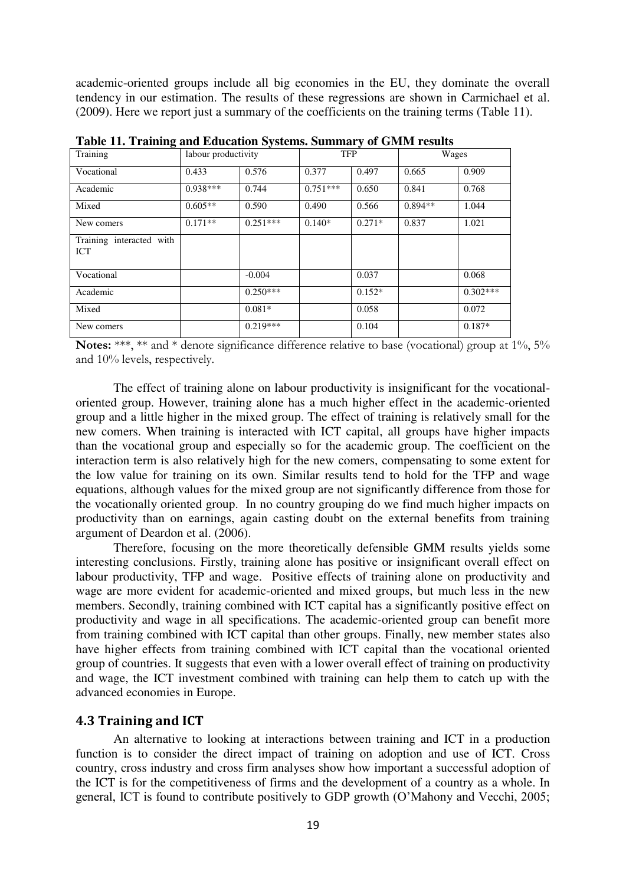academic-oriented groups include all big economies in the EU, they dominate the overall tendency in our estimation. The results of these regressions are shown in Carmichael et al. (2009). Here we report just a summary of the coefficients on the training terms (Table 11).

**Table 11. Training and Education Systems. Summary of GMM results**

| Training | labour productivity | | TFP | | Wages | |
|---|---|---|---|---|---|---|
| Vocational | 0.433 | 0.576 | 0.377 | 0.497 | 0.665 | 0.909 |
| Academic | 0.938*** | 0.744 | 0.751*** | 0.650 | 0.841 | 0.768 |
| Mixed | 0.605** | 0.590 | 0.490 | 0.566 | 0.894** | 1.044 |
| New comers | 0.171** | 0.251*** | 0.140* | 0.271* | 0.837 | 1.021 |
| Training interacted with ICT | | | | | | |
| Vocational | | -0.004 | | 0.037 | | 0.068 |
| Academic | | 0.250*** | | 0.152* | | 0.302*** |
| Mixed | | 0.081* | | 0.058 | | 0.072 |
| New comers | | 0.219*** | | 0.104 | | 0.187* |

**Notes:** ***, ** and * denote significance difference relative to base (vocational) group at 1%, 5% and 10% levels, respectively.

The effect of training alone on labour productivity is insignificant for the vocational-oriented group. However, training alone has a much higher effect in the academic-oriented group and a little higher in the mixed group. The effect of training is relatively small for the new comers. When training is interacted with ICT capital, all groups have higher impacts than the vocational group and especially so for the academic group. The coefficient on the interaction term is also relatively high for the new comers, compensating to some extent for the low value for training on its own. Similar results tend to hold for the TFP and wage equations, although values for the mixed group are not significantly difference from those for the vocationally oriented group. In no country grouping do we find much higher impacts on productivity than on earnings, again casting doubt on the external benefits from training argument of Deardon et al. (2006).

Therefore, focusing on the more theoretically defensible GMM results yields some interesting conclusions. Firstly, training alone has positive or insignificant overall effect on labour productivity, TFP and wage. Positive effects of training alone on productivity and wage are more evident for academic-oriented and mixed groups, but much less in the new members. Secondly, training combined with ICT capital has a significantly positive effect on productivity and wage in all specifications. The academic-oriented group can benefit more from training combined with ICT capital than other groups. Finally, new member states also have higher effects from training combined with ICT capital than the vocational oriented group of countries. It suggests that even with a lower overall effect of training on productivity and wage, the ICT investment combined with training can help them to catch up with the advanced economies in Europe.

## 4.3 Training and ICT

An alternative to looking at interactions between training and ICT in a production function is to consider the direct impact of training on adoption and use of ICT. Cross country, cross industry and cross firm analyses show how important a successful adoption of the ICT is for the competitiveness of firms and the development of a country as a whole. In general, ICT is found to contribute positively to GDP growth (O'Mahony and Vecchi, 2005;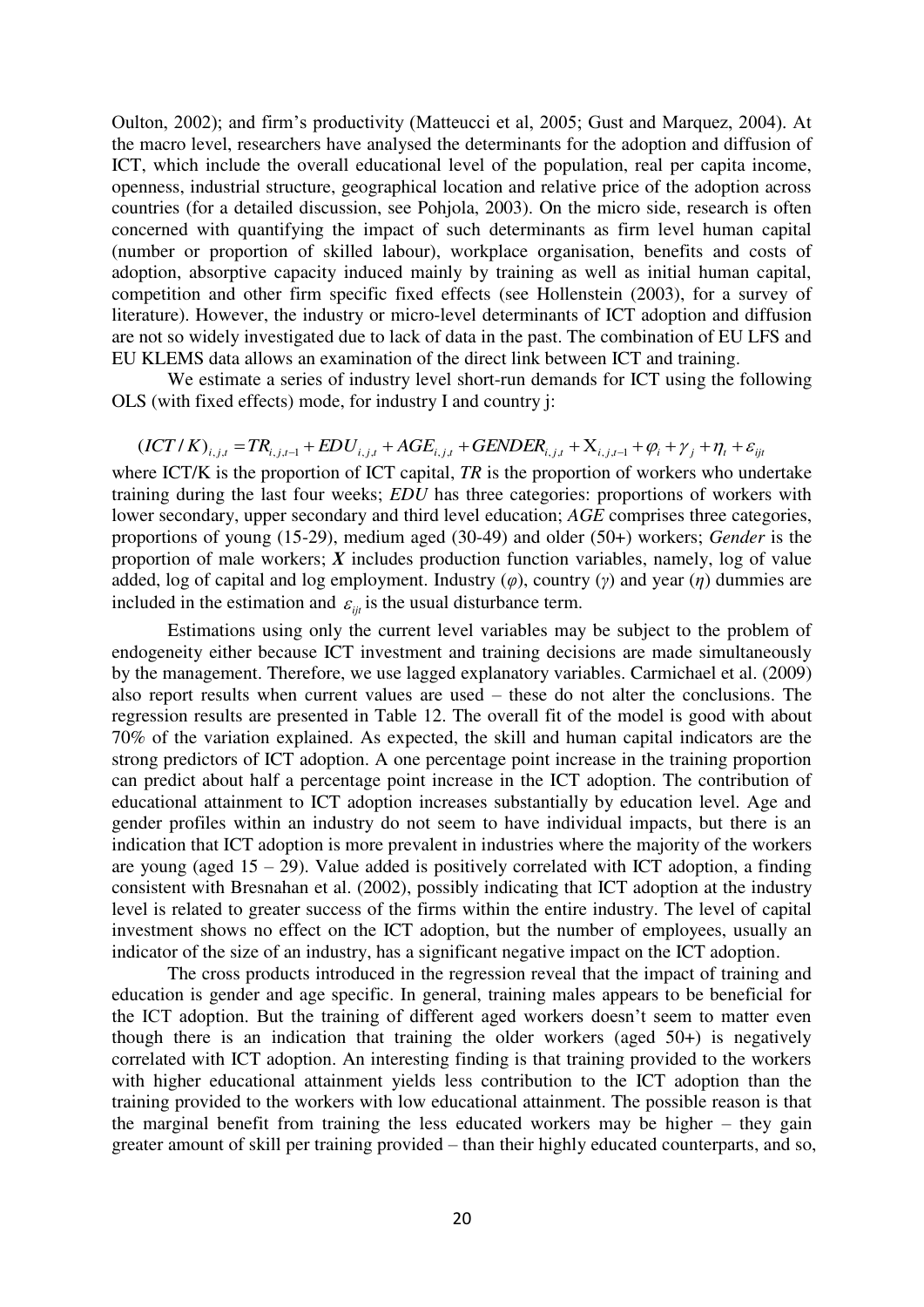Oulton, 2002); and firm's productivity (Matteucci et al, 2005; Gust and Marquez, 2004). At the macro level, researchers have analysed the determinants for the adoption and diffusion of ICT, which include the overall educational level of the population, real per capita income, openness, industrial structure, geographical location and relative price of the adoption across countries (for a detailed discussion, see Pohjola, 2003). On the micro side, research is often concerned with quantifying the impact of such determinants as firm level human capital (number or proportion of skilled labour), workplace organisation, benefits and costs of adoption, absorptive capacity induced mainly by training as well as initial human capital, competition and other firm specific fixed effects (see Hollenstein (2003), for a survey of literature). However, the industry or micro-level determinants of ICT adoption and diffusion are not so widely investigated due to lack of data in the past. The combination of EU LFS and EU KLEMS data allows an examination of the direct link between ICT and training.

We estimate a series of industry level short-run demands for ICT using the following OLS (with fixed effects) mode, for industry I and country j:

$$(ICT/K)_{i,j,t} = TR_{i,j,t-1} + EDU_{i,j,t} + AGE_{i,j,t} + GENDER_{i,j,t} + X_{i,j,t-1} + \varphi_i + \gamma_j + \eta_t + \varepsilon_{ijt}$$

where ICT/K is the proportion of ICT capital, *TR* is the proportion of workers who undertake training during the last four weeks; *EDU* has three categories: proportions of workers with lower secondary, upper secondary and third level education; *AGE* comprises three categories, proportions of young (15-29), medium aged (30-49) and older (50+) workers; *Gender* is the proportion of male workers; ***X*** includes production function variables, namely, log of value added, log of capital and log employment. Industry ($\varphi$), country ($\gamma$) and year ($\eta$) dummies are included in the estimation and $\varepsilon_{ijt}$ is the usual disturbance term.

Estimations using only the current level variables may be subject to the problem of endogeneity either because ICT investment and training decisions are made simultaneously by the management. Therefore, we use lagged explanatory variables. Carmichael et al. (2009) also report results when current values are used – these do not alter the conclusions. The regression results are presented in Table 12. The overall fit of the model is good with about 70% of the variation explained. As expected, the skill and human capital indicators are the strong predictors of ICT adoption. A one percentage point increase in the training proportion can predict about half a percentage point increase in the ICT adoption. The contribution of educational attainment to ICT adoption increases substantially by education level. Age and gender profiles within an industry do not seem to have individual impacts, but there is an indication that ICT adoption is more prevalent in industries where the majority of the workers are young (aged 15 – 29). Value added is positively correlated with ICT adoption, a finding consistent with Bresnahan et al. (2002), possibly indicating that ICT adoption at the industry level is related to greater success of the firms within the entire industry. The level of capital investment shows no effect on the ICT adoption, but the number of employees, usually an indicator of the size of an industry, has a significant negative impact on the ICT adoption.

The cross products introduced in the regression reveal that the impact of training and education is gender and age specific. In general, training males appears to be beneficial for the ICT adoption. But the training of different aged workers doesn't seem to matter even though there is an indication that training the older workers (aged 50+) is negatively correlated with ICT adoption. An interesting finding is that training provided to the workers with higher educational attainment yields less contribution to the ICT adoption than the training provided to the workers with low educational attainment. The possible reason is that the marginal benefit from training the less educated workers may be higher – they gain greater amount of skill per training provided – than their highly educated counterparts, and so,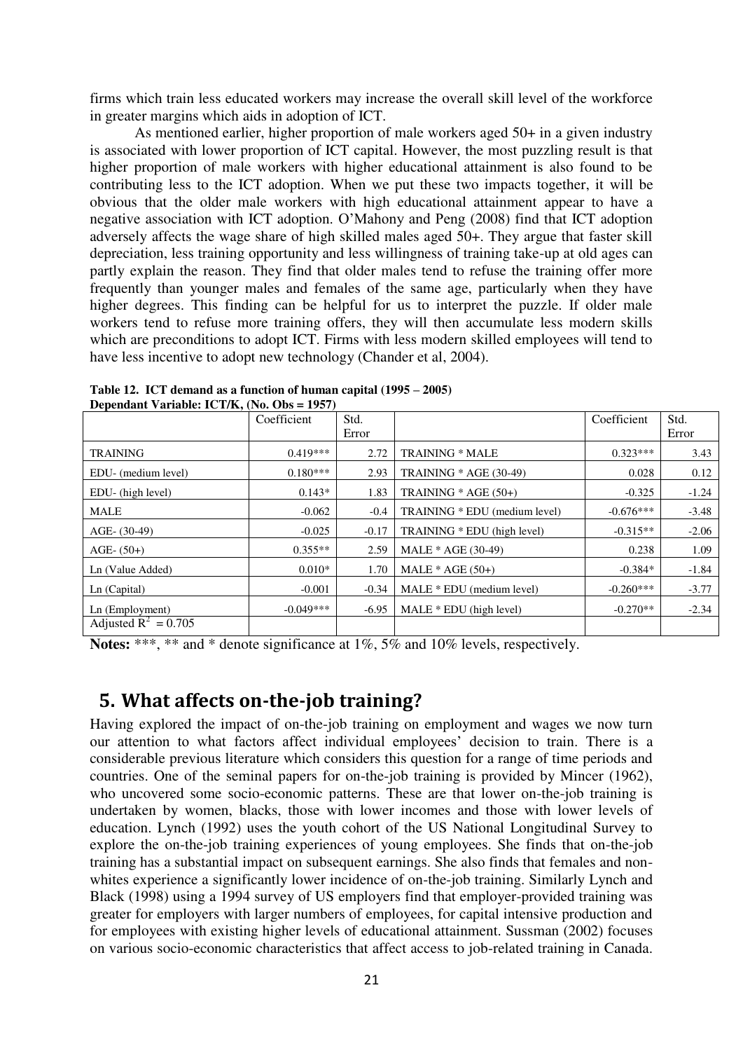firms which train less educated workers may increase the overall skill level of the workforce in greater margins which aids in adoption of ICT.

As mentioned earlier, higher proportion of male workers aged 50+ in a given industry is associated with lower proportion of ICT capital. However, the most puzzling result is that higher proportion of male workers with higher educational attainment is also found to be contributing less to the ICT adoption. When we put these two impacts together, it will be obvious that the older male workers with high educational attainment appear to have a negative association with ICT adoption. O'Mahony and Peng (2008) find that ICT adoption adversely affects the wage share of high skilled males aged 50+. They argue that faster skill depreciation, less training opportunity and less willingness of training take-up at old ages can partly explain the reason. They find that older males tend to refuse the training offer more frequently than younger males and females of the same age, particularly when they have higher degrees. This finding can be helpful for us to interpret the puzzle. If older male workers tend to refuse more training offers, they will then accumulate less modern skills which are preconditions to adopt ICT. Firms with less modern skilled employees will tend to have less incentive to adopt new technology (Chander et al, 2004).

**Table 12. ICT demand as a function of human capital (1995 – 2005)**
**Dependant Variable: ICT/K, (No. Obs = 1957)**

| | Coefficient | Std. Error | | Coefficient | Std. Error |
|---|---|---|---|---|---|
| TRAINING | 0.419*** | 2.72 | TRAINING * MALE | 0.323*** | 3.43 |
| EDU- (medium level) | 0.180*** | 2.93 | TRAINING * AGE (30-49) | 0.028 | 0.12 |
| EDU- (high level) | 0.143* | 1.83 | TRAINING * AGE (50+) | -0.325 | -1.24 |
| MALE | -0.062 | -0.4 | TRAINING * EDU (medium level) | -0.676*** | -3.48 |
| AGE- (30-49) | -0.025 | -0.17 | TRAINING * EDU (high level) | -0.315** | -2.06 |
| AGE- (50+) | 0.355** | 2.59 | MALE * AGE (30-49) | 0.238 | 1.09 |
| Ln (Value Added) | 0.010* | 1.70 | MALE * AGE (50+) | -0.384* | -1.84 |
| Ln (Capital) | -0.001 | -0.34 | MALE * EDU (medium level) | -0.260*** | -3.77 |
| Ln (Employment) | -0.049*** | -6.95 | MALE * EDU (high level) | -0.270** | -2.34 |
| Adjusted $R^2$ = 0.705 | | | | | |

**Notes:** ***, ** and * denote significance at 1%, 5% and 10% levels, respectively.

## 5. What affects on-the-job training?

Having explored the impact of on-the-job training on employment and wages we now turn our attention to what factors affect individual employees' decision to train. There is a considerable previous literature which considers this question for a range of time periods and countries. One of the seminal papers for on-the-job training is provided by Mincer (1962), who uncovered some socio-economic patterns. These are that lower on-the-job training is undertaken by women, blacks, those with lower incomes and those with lower levels of education. Lynch (1992) uses the youth cohort of the US National Longitudinal Survey to explore the on-the-job training experiences of young employees. She finds that on-the-job training has a substantial impact on subsequent earnings. She also finds that females and non-whites experience a significantly lower incidence of on-the-job training. Similarly Lynch and Black (1998) using a 1994 survey of US employers find that employer-provided training was greater for employers with larger numbers of employees, for capital intensive production and for employees with existing higher levels of educational attainment. Sussman (2002) focuses on various socio-economic characteristics that affect access to job-related training in Canada.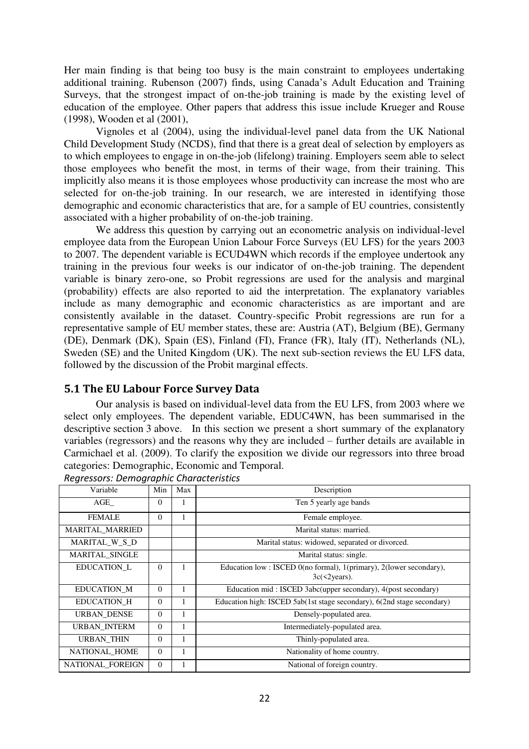Her main finding is that being too busy is the main constraint to employees undertaking additional training. Rubenson (2007) finds, using Canada's Adult Education and Training Surveys, that the strongest impact of on-the-job training is made by the existing level of education of the employee. Other papers that address this issue include Krueger and Rouse (1998), Wooden et al (2001),

Vignoles et al (2004), using the individual-level panel data from the UK National Child Development Study (NCDS), find that there is a great deal of selection by employers as to which employees to engage in on-the-job (lifelong) training. Employers seem able to select those employees who benefit the most, in terms of their wage, from their training. This implicitly also means it is those employees whose productivity can increase the most who are selected for on-the-job training. In our research, we are interested in identifying those demographic and economic characteristics that are, for a sample of EU countries, consistently associated with a higher probability of on-the-job training.

We address this question by carrying out an econometric analysis on individual-level employee data from the European Union Labour Force Surveys (EU LFS) for the years 2003 to 2007. The dependent variable is ECUD4WN which records if the employee undertook any training in the previous four weeks is our indicator of on-the-job training. The dependent variable is binary zero-one, so Probit regressions are used for the analysis and marginal (probability) effects are also reported to aid the interpretation. The explanatory variables include as many demographic and economic characteristics as are important and are consistently available in the dataset. Country-specific Probit regressions are run for a representative sample of EU member states, these are: Austria (AT), Belgium (BE), Germany (DE), Denmark (DK), Spain (ES), Finland (FI), France (FR), Italy (IT), Netherlands (NL), Sweden (SE) and the United Kingdom (UK). The next sub-section reviews the EU LFS data, followed by the discussion of the Probit marginal effects.

## 5.1 The EU Labour Force Survey Data

Our analysis is based on individual-level data from the EU LFS, from 2003 where we select only employees. The dependent variable, EDUC4WN, has been summarised in the descriptive section 3 above. In this section we present a short summary of the explanatory variables (regressors) and the reasons why they are included – further details are available in Carmichael et al. (2009). To clarify the exposition we divide our regressors into three broad categories: Demographic, Economic and Temporal.

*Regressors: Demographic Characteristics*

| Variable | Min | Max | Description |
|---|---|---|---|
| AGE_ | 0 | 1 | Ten 5 yearly age bands |
| FEMALE | 0 | 1 | Female employee. |
| MARITAL_MARRIED | | | Marital status: married. |
| MARITAL_W_S_D | | | Marital status: widowed, separated or divorced. |
| MARITAL_SINGLE | | | Marital status: single. |
| EDUCATION_L | 0 | 1 | Education low : ISCED 0(no formal), 1(primary), 2(lower secondary), 3c(<2years). |
| EDUCATION_M | 0 | 1 | Education mid : ISCED 3abc(upper secondary), 4(post secondary) |
| EDUCATION_H | 0 | 1 | Education high: ISCED 5ab(1st stage secondary), 6(2nd stage secondary) |
| URBAN_DENSE | 0 | 1 | Densely-populated area. |
| URBAN_INTERM | 0 | 1 | Intermediately-populated area. |
| URBAN_THIN | 0 | 1 | Thinly-populated area. |
| NATIONAL_HOME | 0 | 1 | Nationality of home country. |
| NATIONAL_FOREIGN | 0 | 1 | National of foreign country. |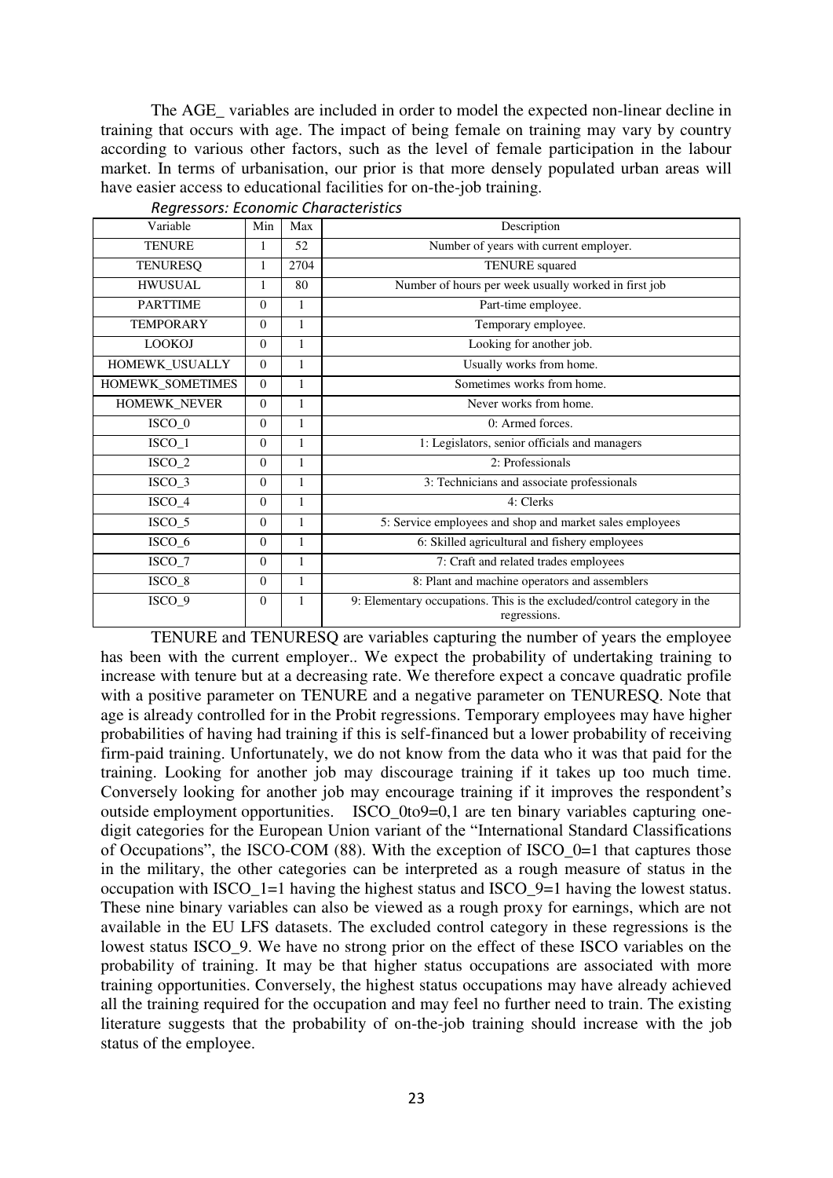The AGE_ variables are included in order to model the expected non-linear decline in training that occurs with age. The impact of being female on training may vary by country according to various other factors, such as the level of female participation in the labour market. In terms of urbanisation, our prior is that more densely populated urban areas will have easier access to educational facilities for on-the-job training.

*Regressors: Economic Characteristics*

| Variable | Min | Max | Description |
|---|---|---|---|
| TENURE | 1 | 52 | Number of years with current employer. |
| TENURESQ | 1 | 2704 | TENURE squared |
| HWUSUAL | 1 | 80 | Number of hours per week usually worked in first job |
| PARTTIME | 0 | 1 | Part-time employee. |
| TEMPORARY | 0 | 1 | Temporary employee. |
| LOOKOJ | 0 | 1 | Looking for another job. |
| HOMEWK_USUALLY | 0 | 1 | Usually works from home. |
| HOMEWK_SOMETIMES | 0 | 1 | Sometimes works from home. |
| HOMEWK_NEVER | 0 | 1 | Never works from home. |
| ISCO_0 | 0 | 1 | 0: Armed forces. |
| ISCO_1 | 0 | 1 | 1: Legislators, senior officials and managers |
| ISCO_2 | 0 | 1 | 2: Professionals |
| ISCO_3 | 0 | 1 | 3: Technicians and associate professionals |
| ISCO_4 | 0 | 1 | 4: Clerks |
| ISCO_5 | 0 | 1 | 5: Service employees and shop and market sales employees |
| ISCO_6 | 0 | 1 | 6: Skilled agricultural and fishery employees |
| ISCO_7 | 0 | 1 | 7: Craft and related trades employees |
| ISCO_8 | 0 | 1 | 8: Plant and machine operators and assemblers |
| ISCO_9 | 0 | 1 | 9: Elementary occupations. This is the excluded/control category in the regressions. |

TENURE and TENURESQ are variables capturing the number of years the employee has been with the current employer.. We expect the probability of undertaking training to increase with tenure but at a decreasing rate. We therefore expect a concave quadratic profile with a positive parameter on TENURE and a negative parameter on TENURESQ. Note that age is already controlled for in the Probit regressions. Temporary employees may have higher probabilities of having had training if this is self-financed but a lower probability of receiving firm-paid training. Unfortunately, we do not know from the data who it was that paid for the training. Looking for another job may discourage training if it takes up too much time. Conversely looking for another job may encourage training if it improves the respondent's outside employment opportunities. ISCO_0to9=0,1 are ten binary variables capturing one-digit categories for the European Union variant of the "International Standard Classifications of Occupations", the ISCO-COM (88). With the exception of ISCO_0=1 that captures those in the military, the other categories can be interpreted as a rough measure of status in the occupation with ISCO_1=1 having the highest status and ISCO_9=1 having the lowest status. These nine binary variables can also be viewed as a rough proxy for earnings, which are not available in the EU LFS datasets. The excluded control category in these regressions is the lowest status ISCO_9. We have no strong prior on the effect of these ISCO variables on the probability of training. It may be that higher status occupations are associated with more training opportunities. Conversely, the highest status occupations may have already achieved all the training required for the occupation and may feel no further need to train. The existing literature suggests that the probability of on-the-job training should increase with the job status of the employee.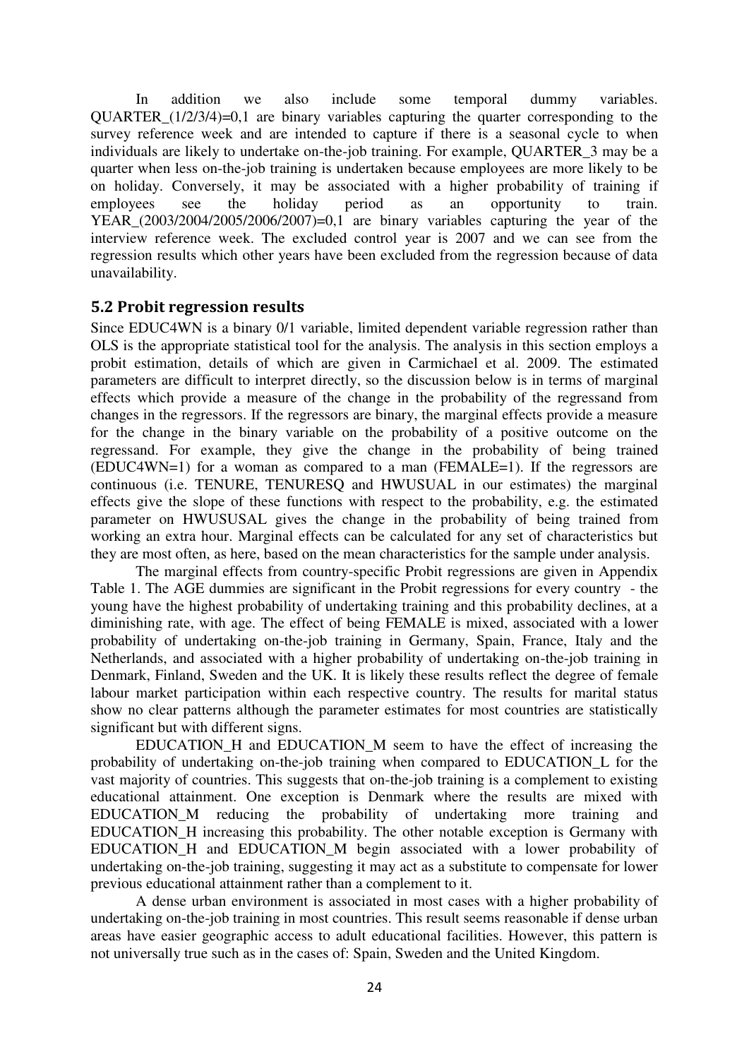In addition we also include some temporal dummy variables. QUARTER_(1/2/3/4)=0,1 are binary variables capturing the quarter corresponding to the survey reference week and are intended to capture if there is a seasonal cycle to when individuals are likely to undertake on-the-job training. For example, QUARTER_3 may be a quarter when less on-the-job training is undertaken because employees are more likely to be on holiday. Conversely, it may be associated with a higher probability of training if employees see the holiday period as an opportunity to train. YEAR_(2003/2004/2005/2006/2007)=0,1 are binary variables capturing the year of the interview reference week. The excluded control year is 2007 and we can see from the regression results which other years have been excluded from the regression because of data unavailability.

## 5.2 Probit regression results

Since EDUC4WN is a binary 0/1 variable, limited dependent variable regression rather than OLS is the appropriate statistical tool for the analysis. The analysis in this section employs a probit estimation, details of which are given in Carmichael et al. 2009. The estimated parameters are difficult to interpret directly, so the discussion below is in terms of marginal effects which provide a measure of the change in the probability of the regressand from changes in the regressors. If the regressors are binary, the marginal effects provide a measure for the change in the binary variable on the probability of a positive outcome on the regressand. For example, they give the change in the probability of being trained (EDUC4WN=1) for a woman as compared to a man (FEMALE=1). If the regressors are continuous (i.e. TENURE, TENURESQ and HWUSUAL in our estimates) the marginal effects give the slope of these functions with respect to the probability, e.g. the estimated parameter on HWUSUSAL gives the change in the probability of being trained from working an extra hour. Marginal effects can be calculated for any set of characteristics but they are most often, as here, based on the mean characteristics for the sample under analysis.

The marginal effects from country-specific Probit regressions are given in Appendix Table 1. The AGE dummies are significant in the Probit regressions for every country - the young have the highest probability of undertaking training and this probability declines, at a diminishing rate, with age. The effect of being FEMALE is mixed, associated with a lower probability of undertaking on-the-job training in Germany, Spain, France, Italy and the Netherlands, and associated with a higher probability of undertaking on-the-job training in Denmark, Finland, Sweden and the UK. It is likely these results reflect the degree of female labour market participation within each respective country. The results for marital status show no clear patterns although the parameter estimates for most countries are statistically significant but with different signs.

EDUCATION_H and EDUCATION_M seem to have the effect of increasing the probability of undertaking on-the-job training when compared to EDUCATION_L for the vast majority of countries. This suggests that on-the-job training is a complement to existing educational attainment. One exception is Denmark where the results are mixed with EDUCATION_M reducing the probability of undertaking more training and EDUCATION_H increasing this probability. The other notable exception is Germany with EDUCATION_H and EDUCATION_M begin associated with a lower probability of undertaking on-the-job training, suggesting it may act as a substitute to compensate for lower previous educational attainment rather than a complement to it.

A dense urban environment is associated in most cases with a higher probability of undertaking on-the-job training in most countries. This result seems reasonable if dense urban areas have easier geographic access to adult educational facilities. However, this pattern is not universally true such as in the cases of: Spain, Sweden and the United Kingdom.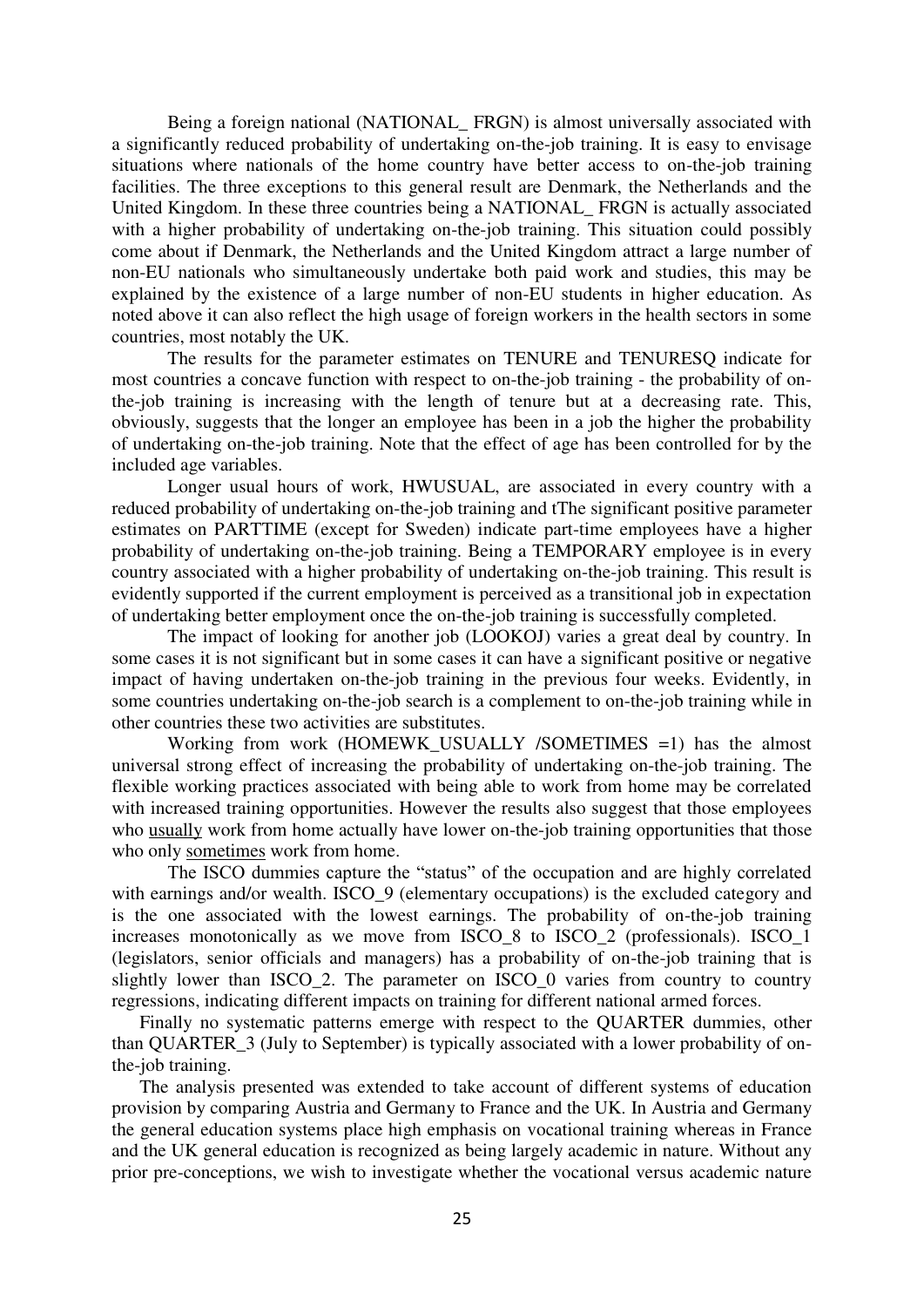Being a foreign national (NATIONAL_ FRGN) is almost universally associated with a significantly reduced probability of undertaking on-the-job training. It is easy to envisage situations where nationals of the home country have better access to on-the-job training facilities. The three exceptions to this general result are Denmark, the Netherlands and the United Kingdom. In these three countries being a NATIONAL_ FRGN is actually associated with a higher probability of undertaking on-the-job training. This situation could possibly come about if Denmark, the Netherlands and the United Kingdom attract a large number of non-EU nationals who simultaneously undertake both paid work and studies, this may be explained by the existence of a large number of non-EU students in higher education. As noted above it can also reflect the high usage of foreign workers in the health sectors in some countries, most notably the UK.

The results for the parameter estimates on TENURE and TENURESQ indicate for most countries a concave function with respect to on-the-job training - the probability of on-the-job training is increasing with the length of tenure but at a decreasing rate. This, obviously, suggests that the longer an employee has been in a job the higher the probability of undertaking on-the-job training. Note that the effect of age has been controlled for by the included age variables.

Longer usual hours of work, HWUSUAL, are associated in every country with a reduced probability of undertaking on-the-job training and tThe significant positive parameter estimates on PARTTIME (except for Sweden) indicate part-time employees have a higher probability of undertaking on-the-job training. Being a TEMPORARY employee is in every country associated with a higher probability of undertaking on-the-job training. This result is evidently supported if the current employment is perceived as a transitional job in expectation of undertaking better employment once the on-the-job training is successfully completed.

The impact of looking for another job (LOOKOJ) varies a great deal by country. In some cases it is not significant but in some cases it can have a significant positive or negative impact of having undertaken on-the-job training in the previous four weeks. Evidently, in some countries undertaking on-the-job search is a complement to on-the-job training while in other countries these two activities are substitutes.

Working from work (HOMEWK_USUALLY /SOMETIMES =1) has the almost universal strong effect of increasing the probability of undertaking on-the-job training. The flexible working practices associated with being able to work from home may be correlated with increased training opportunities. However the results also suggest that those employees who <u>usually</u> work from home actually have lower on-the-job training opportunities that those who only <u>sometimes</u> work from home.

The ISCO dummies capture the "status" of the occupation and are highly correlated with earnings and/or wealth. ISCO_9 (elementary occupations) is the excluded category and is the one associated with the lowest earnings. The probability of on-the-job training increases monotonically as we move from ISCO_8 to ISCO_2 (professionals). ISCO_1 (legislators, senior officials and managers) has a probability of on-the-job training that is slightly lower than ISCO_2. The parameter on ISCO_0 varies from country to country regressions, indicating different impacts on training for different national armed forces.

Finally no systematic patterns emerge with respect to the QUARTER dummies, other than QUARTER_3 (July to September) is typically associated with a lower probability of on-the-job training.

The analysis presented was extended to take account of different systems of education provision by comparing Austria and Germany to France and the UK. In Austria and Germany the general education systems place high emphasis on vocational training whereas in France and the UK general education is recognized as being largely academic in nature. Without any prior pre-conceptions, we wish to investigate whether the vocational versus academic nature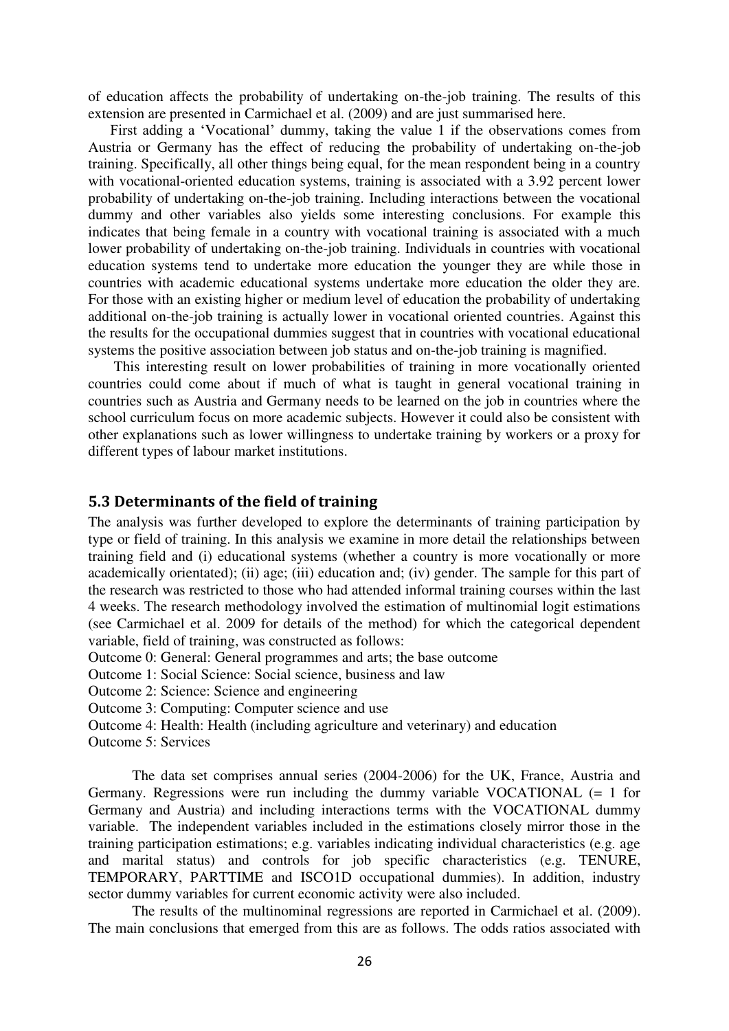of education affects the probability of undertaking on-the-job training. The results of this extension are presented in Carmichael et al. (2009) and are just summarised here.

First adding a 'Vocational' dummy, taking the value 1 if the observations comes from Austria or Germany has the effect of reducing the probability of undertaking on-the-job training. Specifically, all other things being equal, for the mean respondent being in a country with vocational-oriented education systems, training is associated with a 3.92 percent lower probability of undertaking on-the-job training. Including interactions between the vocational dummy and other variables also yields some interesting conclusions. For example this indicates that being female in a country with vocational training is associated with a much lower probability of undertaking on-the-job training. Individuals in countries with vocational education systems tend to undertake more education the younger they are while those in countries with academic educational systems undertake more education the older they are. For those with an existing higher or medium level of education the probability of undertaking additional on-the-job training is actually lower in vocational oriented countries. Against this the results for the occupational dummies suggest that in countries with vocational educational systems the positive association between job status and on-the-job training is magnified.

This interesting result on lower probabilities of training in more vocationally oriented countries could come about if much of what is taught in general vocational training in countries such as Austria and Germany needs to be learned on the job in countries where the school curriculum focus on more academic subjects. However it could also be consistent with other explanations such as lower willingness to undertake training by workers or a proxy for different types of labour market institutions.

## 5.3 Determinants of the field of training

The analysis was further developed to explore the determinants of training participation by type or field of training. In this analysis we examine in more detail the relationships between training field and (i) educational systems (whether a country is more vocationally or more academically orientated); (ii) age; (iii) education and; (iv) gender. The sample for this part of the research was restricted to those who had attended informal training courses within the last 4 weeks. The research methodology involved the estimation of multinomial logit estimations (see Carmichael et al. 2009 for details of the method) for which the categorical dependent variable, field of training, was constructed as follows:

Outcome 0: General: General programmes and arts; the base outcome
Outcome 1: Social Science: Social science, business and law
Outcome 2: Science: Science and engineering
Outcome 3: Computing: Computer science and use
Outcome 4: Health: Health (including agriculture and veterinary) and education
Outcome 5: Services

The data set comprises annual series (2004-2006) for the UK, France, Austria and Germany. Regressions were run including the dummy variable VOCATIONAL (= 1 for Germany and Austria) and including interactions terms with the VOCATIONAL dummy variable. The independent variables included in the estimations closely mirror those in the training participation estimations; e.g. variables indicating individual characteristics (e.g. age and marital status) and controls for job specific characteristics (e.g. TENURE, TEMPORARY, PARTTIME and ISCO1D occupational dummies). In addition, industry sector dummy variables for current economic activity were also included.

The results of the multinominal regressions are reported in Carmichael et al. (2009). The main conclusions that emerged from this are as follows. The odds ratios associated with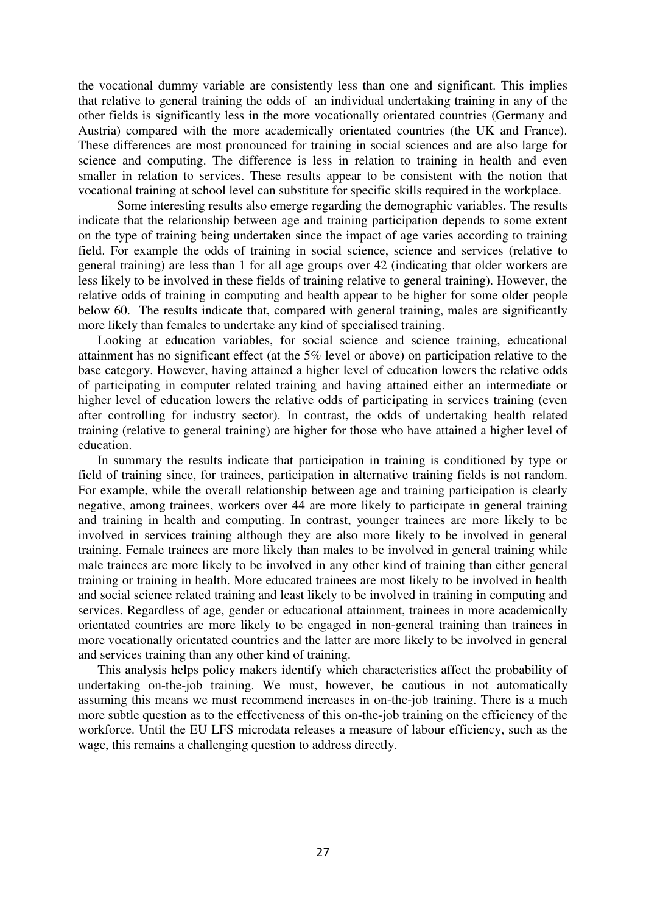the vocational dummy variable are consistently less than one and significant. This implies that relative to general training the odds of an individual undertaking training in any of the other fields is significantly less in the more vocationally orientated countries (Germany and Austria) compared with the more academically orientated countries (the UK and France). These differences are most pronounced for training in social sciences and are also large for science and computing. The difference is less in relation to training in health and even smaller in relation to services. These results appear to be consistent with the notion that vocational training at school level can substitute for specific skills required in the workplace.

Some interesting results also emerge regarding the demographic variables. The results indicate that the relationship between age and training participation depends to some extent on the type of training being undertaken since the impact of age varies according to training field. For example the odds of training in social science, science and services (relative to general training) are less than 1 for all age groups over 42 (indicating that older workers are less likely to be involved in these fields of training relative to general training). However, the relative odds of training in computing and health appear to be higher for some older people below 60. The results indicate that, compared with general training, males are significantly more likely than females to undertake any kind of specialised training.

Looking at education variables, for social science and science training, educational attainment has no significant effect (at the 5% level or above) on participation relative to the base category. However, having attained a higher level of education lowers the relative odds of participating in computer related training and having attained either an intermediate or higher level of education lowers the relative odds of participating in services training (even after controlling for industry sector). In contrast, the odds of undertaking health related training (relative to general training) are higher for those who have attained a higher level of education.

In summary the results indicate that participation in training is conditioned by type or field of training since, for trainees, participation in alternative training fields is not random. For example, while the overall relationship between age and training participation is clearly negative, among trainees, workers over 44 are more likely to participate in general training and training in health and computing. In contrast, younger trainees are more likely to be involved in services training although they are also more likely to be involved in general training. Female trainees are more likely than males to be involved in general training while male trainees are more likely to be involved in any other kind of training than either general training or training in health. More educated trainees are most likely to be involved in health and social science related training and least likely to be involved in training in computing and services. Regardless of age, gender or educational attainment, trainees in more academically orientated countries are more likely to be engaged in non-general training than trainees in more vocationally orientated countries and the latter are more likely to be involved in general and services training than any other kind of training.

This analysis helps policy makers identify which characteristics affect the probability of undertaking on-the-job training. We must, however, be cautious in not automatically assuming this means we must recommend increases in on-the-job training. There is a much more subtle question as to the effectiveness of this on-the-job training on the efficiency of the workforce. Until the EU LFS microdata releases a measure of labour efficiency, such as the wage, this remains a challenging question to address directly.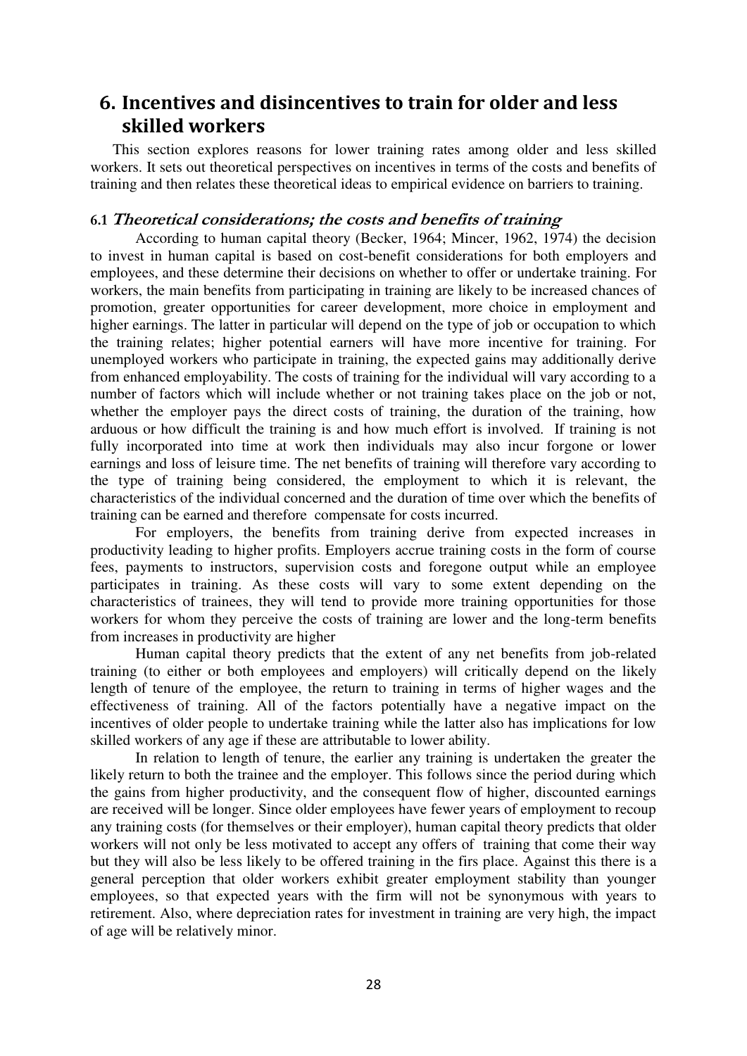# 6. Incentives and disincentives to train for older and less skilled workers

This section explores reasons for lower training rates among older and less skilled workers. It sets out theoretical perspectives on incentives in terms of the costs and benefits of training and then relates these theoretical ideas to empirical evidence on barriers to training.

## 6.1 *Theoretical considerations; the costs and benefits of training*

According to human capital theory (Becker, 1964; Mincer, 1962, 1974) the decision to invest in human capital is based on cost-benefit considerations for both employers and employees, and these determine their decisions on whether to offer or undertake training. For workers, the main benefits from participating in training are likely to be increased chances of promotion, greater opportunities for career development, more choice in employment and higher earnings. The latter in particular will depend on the type of job or occupation to which the training relates; higher potential earners will have more incentive for training. For unemployed workers who participate in training, the expected gains may additionally derive from enhanced employability. The costs of training for the individual will vary according to a number of factors which will include whether or not training takes place on the job or not, whether the employer pays the direct costs of training, the duration of the training, how arduous or how difficult the training is and how much effort is involved. If training is not fully incorporated into time at work then individuals may also incur forgone or lower earnings and loss of leisure time. The net benefits of training will therefore vary according to the type of training being considered, the employment to which it is relevant, the characteristics of the individual concerned and the duration of time over which the benefits of training can be earned and therefore compensate for costs incurred.

For employers, the benefits from training derive from expected increases in productivity leading to higher profits. Employers accrue training costs in the form of course fees, payments to instructors, supervision costs and foregone output while an employee participates in training. As these costs will vary to some extent depending on the characteristics of trainees, they will tend to provide more training opportunities for those workers for whom they perceive the costs of training are lower and the long-term benefits from increases in productivity are higher

Human capital theory predicts that the extent of any net benefits from job-related training (to either or both employees and employers) will critically depend on the likely length of tenure of the employee, the return to training in terms of higher wages and the effectiveness of training. All of the factors potentially have a negative impact on the incentives of older people to undertake training while the latter also has implications for low skilled workers of any age if these are attributable to lower ability.

In relation to length of tenure, the earlier any training is undertaken the greater the likely return to both the trainee and the employer. This follows since the period during which the gains from higher productivity, and the consequent flow of higher, discounted earnings are received will be longer. Since older employees have fewer years of employment to recoup any training costs (for themselves or their employer), human capital theory predicts that older workers will not only be less motivated to accept any offers of training that come their way but they will also be less likely to be offered training in the firs place. Against this there is a general perception that older workers exhibit greater employment stability than younger employees, so that expected years with the firm will not be synonymous with years to retirement. Also, where depreciation rates for investment in training are very high, the impact of age will be relatively minor.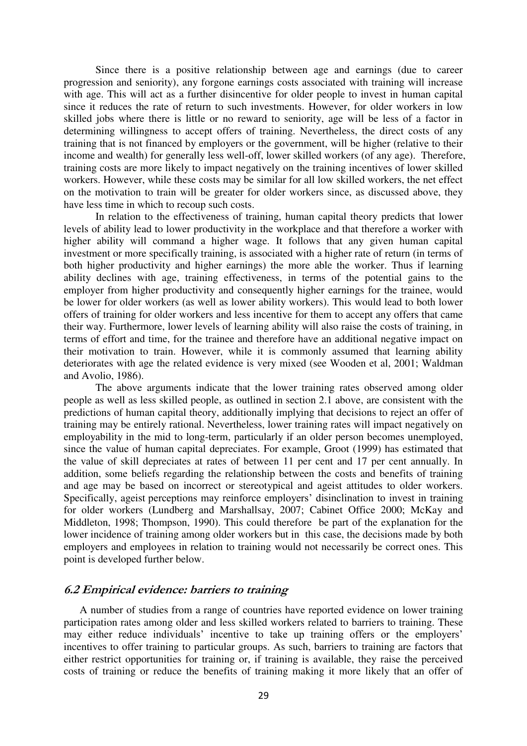Since there is a positive relationship between age and earnings (due to career progression and seniority), any forgone earnings costs associated with training will increase with age. This will act as a further disincentive for older people to invest in human capital since it reduces the rate of return to such investments. However, for older workers in low skilled jobs where there is little or no reward to seniority, age will be less of a factor in determining willingness to accept offers of training. Nevertheless, the direct costs of any training that is not financed by employers or the government, will be higher (relative to their income and wealth) for generally less well-off, lower skilled workers (of any age). Therefore, training costs are more likely to impact negatively on the training incentives of lower skilled workers. However, while these costs may be similar for all low skilled workers, the net effect on the motivation to train will be greater for older workers since, as discussed above, they have less time in which to recoup such costs.

In relation to the effectiveness of training, human capital theory predicts that lower levels of ability lead to lower productivity in the workplace and that therefore a worker with higher ability will command a higher wage. It follows that any given human capital investment or more specifically training, is associated with a higher rate of return (in terms of both higher productivity and higher earnings) the more able the worker. Thus if learning ability declines with age, training effectiveness, in terms of the potential gains to the employer from higher productivity and consequently higher earnings for the trainee, would be lower for older workers (as well as lower ability workers). This would lead to both lower offers of training for older workers and less incentive for them to accept any offers that came their way. Furthermore, lower levels of learning ability will also raise the costs of training, in terms of effort and time, for the trainee and therefore have an additional negative impact on their motivation to train. However, while it is commonly assumed that learning ability deteriorates with age the related evidence is very mixed (see Wooden et al, 2001; Waldman and Avolio, 1986).

The above arguments indicate that the lower training rates observed among older people as well as less skilled people, as outlined in section 2.1 above, are consistent with the predictions of human capital theory, additionally implying that decisions to reject an offer of training may be entirely rational. Nevertheless, lower training rates will impact negatively on employability in the mid to long-term, particularly if an older person becomes unemployed, since the value of human capital depreciates. For example, Groot (1999) has estimated that the value of skill depreciates at rates of between 11 per cent and 17 per cent annually. In addition, some beliefs regarding the relationship between the costs and benefits of training and age may be based on incorrect or stereotypical and ageist attitudes to older workers. Specifically, ageist perceptions may reinforce employers' disinclination to invest in training for older workers (Lundberg and Marshallsay, 2007; Cabinet Office 2000; McKay and Middleton, 1998; Thompson, 1990). This could therefore be part of the explanation for the lower incidence of training among older workers but in this case, the decisions made by both employers and employees in relation to training would not necessarily be correct ones. This point is developed further below.

### *6.2 Empirical evidence: barriers to training*

A number of studies from a range of countries have reported evidence on lower training participation rates among older and less skilled workers related to barriers to training. These may either reduce individuals' incentive to take up training offers or the employers' incentives to offer training to particular groups. As such, barriers to training are factors that either restrict opportunities for training or, if training is available, they raise the perceived costs of training or reduce the benefits of training making it more likely that an offer of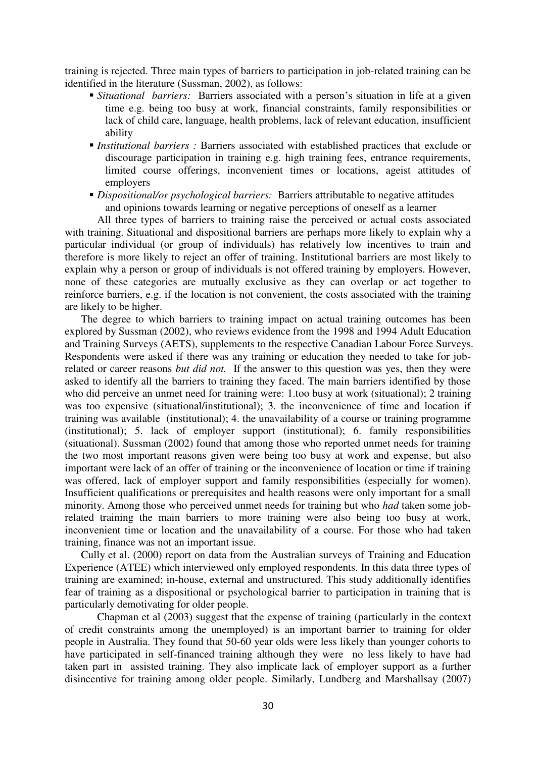training is rejected. Three main types of barriers to participation in job-related training can be identified in the literature (Sussman, 2002), as follows:

- *Situational barriers:* Barriers associated with a person's situation in life at a given time e.g. being too busy at work, financial constraints, family responsibilities or lack of child care, language, health problems, lack of relevant education, insufficient ability
- *Institutional barriers :* Barriers associated with established practices that exclude or discourage participation in training e.g. high training fees, entrance requirements, limited course offerings, inconvenient times or locations, ageist attitudes of employers
- *Dispositional/or psychological barriers:* Barriers attributable to negative attitudes and opinions towards learning or negative perceptions of oneself as a learner

All three types of barriers to training raise the perceived or actual costs associated with training. Situational and dispositional barriers are perhaps more likely to explain why a particular individual (or group of individuals) has relatively low incentives to train and therefore is more likely to reject an offer of training. Institutional barriers are most likely to explain why a person or group of individuals is not offered training by employers. However, none of these categories are mutually exclusive as they can overlap or act together to reinforce barriers, e.g. if the location is not convenient, the costs associated with the training are likely to be higher.

The degree to which barriers to training impact on actual training outcomes has been explored by Sussman (2002), who reviews evidence from the 1998 and 1994 Adult Education and Training Surveys (AETS), supplements to the respective Canadian Labour Force Surveys. Respondents were asked if there was any training or education they needed to take for job-related or career reasons *but did not.* If the answer to this question was yes, then they were asked to identify all the barriers to training they faced. The main barriers identified by those who did perceive an unmet need for training were: 1.too busy at work (situational); 2 training was too expensive (situational/institutional); 3. the inconvenience of time and location if training was available (institutional); 4. the unavailability of a course or training programme (institutional); 5. lack of employer support (institutional); 6. family responsibilities (situational). Sussman (2002) found that among those who reported unmet needs for training the two most important reasons given were being too busy at work and expense, but also important were lack of an offer of training or the inconvenience of location or time if training was offered, lack of employer support and family responsibilities (especially for women). Insufficient qualifications or prerequisites and health reasons were only important for a small minority. Among those who perceived unmet needs for training but who *had* taken some job-related training the main barriers to more training were also being too busy at work, inconvenient time or location and the unavailability of a course. For those who had taken training, finance was not an important issue.

Cully et al. (2000) report on data from the Australian surveys of Training and Education Experience (ATEE) which interviewed only employed respondents. In this data three types of training are examined; in-house, external and unstructured. This study additionally identifies fear of training as a dispositional or psychological barrier to participation in training that is particularly demotivating for older people.

Chapman et al (2003) suggest that the expense of training (particularly in the context of credit constraints among the unemployed) is an important barrier to training for older people in Australia. They found that 50-60 year olds were less likely than younger cohorts to have participated in self-financed training although they were no less likely to have had taken part in assisted training. They also implicate lack of employer support as a further disincentive for training among older people. Similarly, Lundberg and Marshallsay (2007)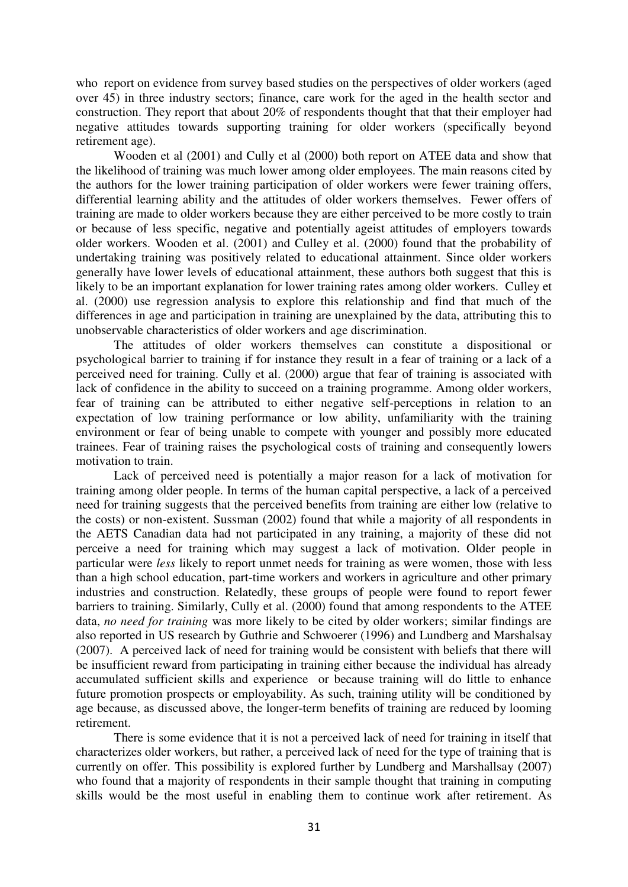who report on evidence from survey based studies on the perspectives of older workers (aged over 45) in three industry sectors; finance, care work for the aged in the health sector and construction. They report that about 20% of respondents thought that that their employer had negative attitudes towards supporting training for older workers (specifically beyond retirement age).

Wooden et al (2001) and Cully et al (2000) both report on ATEE data and show that the likelihood of training was much lower among older employees. The main reasons cited by the authors for the lower training participation of older workers were fewer training offers, differential learning ability and the attitudes of older workers themselves. Fewer offers of training are made to older workers because they are either perceived to be more costly to train or because of less specific, negative and potentially ageist attitudes of employers towards older workers. Wooden et al. (2001) and Culley et al. (2000) found that the probability of undertaking training was positively related to educational attainment. Since older workers generally have lower levels of educational attainment, these authors both suggest that this is likely to be an important explanation for lower training rates among older workers. Culley et al. (2000) use regression analysis to explore this relationship and find that much of the differences in age and participation in training are unexplained by the data, attributing this to unobservable characteristics of older workers and age discrimination.

The attitudes of older workers themselves can constitute a dispositional or psychological barrier to training if for instance they result in a fear of training or a lack of a perceived need for training. Cully et al. (2000) argue that fear of training is associated with lack of confidence in the ability to succeed on a training programme. Among older workers, fear of training can be attributed to either negative self-perceptions in relation to an expectation of low training performance or low ability, unfamiliarity with the training environment or fear of being unable to compete with younger and possibly more educated trainees. Fear of training raises the psychological costs of training and consequently lowers motivation to train.

Lack of perceived need is potentially a major reason for a lack of motivation for training among older people. In terms of the human capital perspective, a lack of a perceived need for training suggests that the perceived benefits from training are either low (relative to the costs) or non-existent. Sussman (2002) found that while a majority of all respondents in the AETS Canadian data had not participated in any training, a majority of these did not perceive a need for training which may suggest a lack of motivation. Older people in particular were *less* likely to report unmet needs for training as were women, those with less than a high school education, part-time workers and workers in agriculture and other primary industries and construction. Relatedly, these groups of people were found to report fewer barriers to training. Similarly, Cully et al. (2000) found that among respondents to the ATEE data, *no need for training* was more likely to be cited by older workers; similar findings are also reported in US research by Guthrie and Schwoerer (1996) and Lundberg and Marshalsay (2007). A perceived lack of need for training would be consistent with beliefs that there will be insufficient reward from participating in training either because the individual has already accumulated sufficient skills and experience or because training will do little to enhance future promotion prospects or employability. As such, training utility will be conditioned by age because, as discussed above, the longer-term benefits of training are reduced by looming retirement.

There is some evidence that it is not a perceived lack of need for training in itself that characterizes older workers, but rather, a perceived lack of need for the type of training that is currently on offer. This possibility is explored further by Lundberg and Marshallsay (2007) who found that a majority of respondents in their sample thought that training in computing skills would be the most useful in enabling them to continue work after retirement. As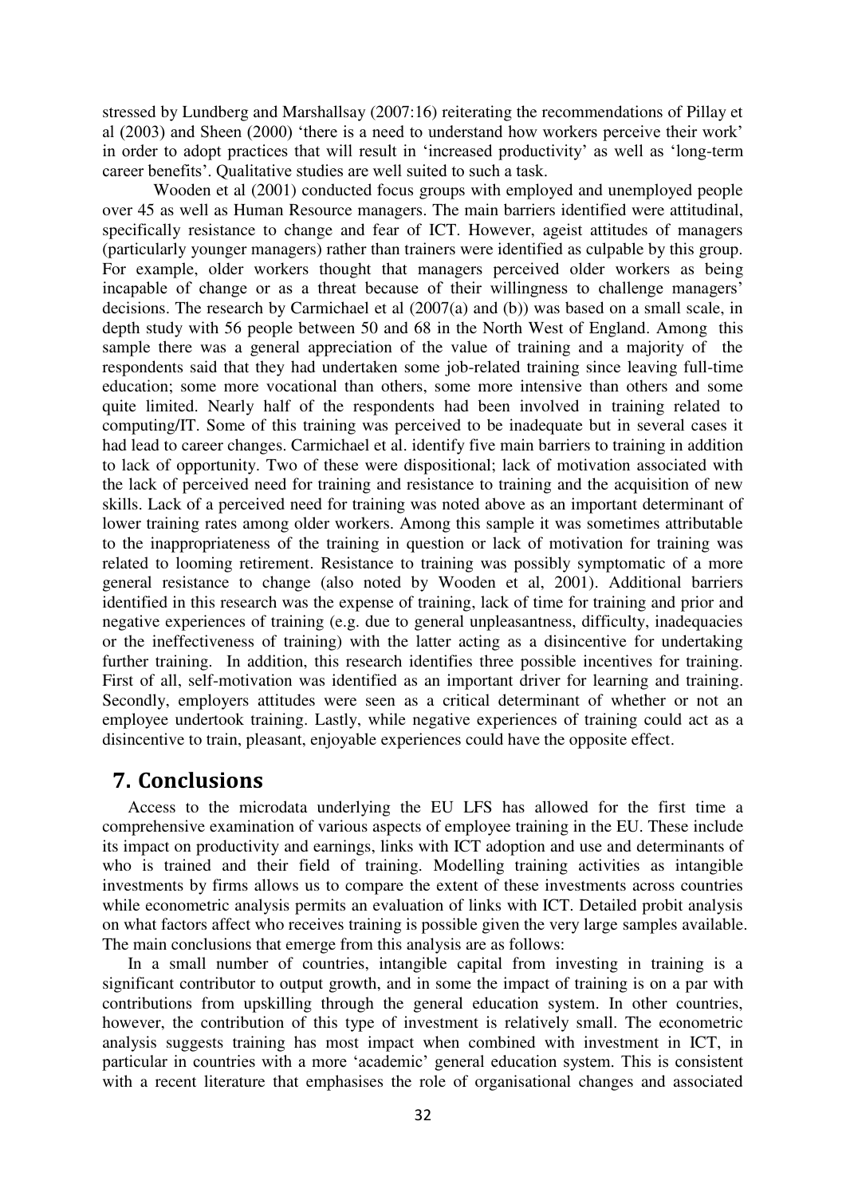stressed by Lundberg and Marshallsay (2007:16) reiterating the recommendations of Pillay et al (2003) and Sheen (2000) 'there is a need to understand how workers perceive their work' in order to adopt practices that will result in 'increased productivity' as well as 'long-term career benefits'. Qualitative studies are well suited to such a task.

Wooden et al (2001) conducted focus groups with employed and unemployed people over 45 as well as Human Resource managers. The main barriers identified were attitudinal, specifically resistance to change and fear of ICT. However, ageist attitudes of managers (particularly younger managers) rather than trainers were identified as culpable by this group. For example, older workers thought that managers perceived older workers as being incapable of change or as a threat because of their willingness to challenge managers' decisions. The research by Carmichael et al (2007(a) and (b)) was based on a small scale, in depth study with 56 people between 50 and 68 in the North West of England. Among this sample there was a general appreciation of the value of training and a majority of the respondents said that they had undertaken some job-related training since leaving full-time education; some more vocational than others, some more intensive than others and some quite limited. Nearly half of the respondents had been involved in training related to computing/IT. Some of this training was perceived to be inadequate but in several cases it had lead to career changes. Carmichael et al. identify five main barriers to training in addition to lack of opportunity. Two of these were dispositional; lack of motivation associated with the lack of perceived need for training and resistance to training and the acquisition of new skills. Lack of a perceived need for training was noted above as an important determinant of lower training rates among older workers. Among this sample it was sometimes attributable to the inappropriateness of the training in question or lack of motivation for training was related to looming retirement. Resistance to training was possibly symptomatic of a more general resistance to change (also noted by Wooden et al, 2001). Additional barriers identified in this research was the expense of training, lack of time for training and prior and negative experiences of training (e.g. due to general unpleasantness, difficulty, inadequacies or the ineffectiveness of training) with the latter acting as a disincentive for undertaking further training. In addition, this research identifies three possible incentives for training. First of all, self-motivation was identified as an important driver for learning and training. Secondly, employers attitudes were seen as a critical determinant of whether or not an employee undertook training. Lastly, while negative experiences of training could act as a disincentive to train, pleasant, enjoyable experiences could have the opposite effect.

## 7. Conclusions

Access to the microdata underlying the EU LFS has allowed for the first time a comprehensive examination of various aspects of employee training in the EU. These include its impact on productivity and earnings, links with ICT adoption and use and determinants of who is trained and their field of training. Modelling training activities as intangible investments by firms allows us to compare the extent of these investments across countries while econometric analysis permits an evaluation of links with ICT. Detailed probit analysis on what factors affect who receives training is possible given the very large samples available. The main conclusions that emerge from this analysis are as follows:

In a small number of countries, intangible capital from investing in training is a significant contributor to output growth, and in some the impact of training is on a par with contributions from upskilling through the general education system. In other countries, however, the contribution of this type of investment is relatively small. The econometric analysis suggests training has most impact when combined with investment in ICT, in particular in countries with a more 'academic' general education system. This is consistent with a recent literature that emphasises the role of organisational changes and associated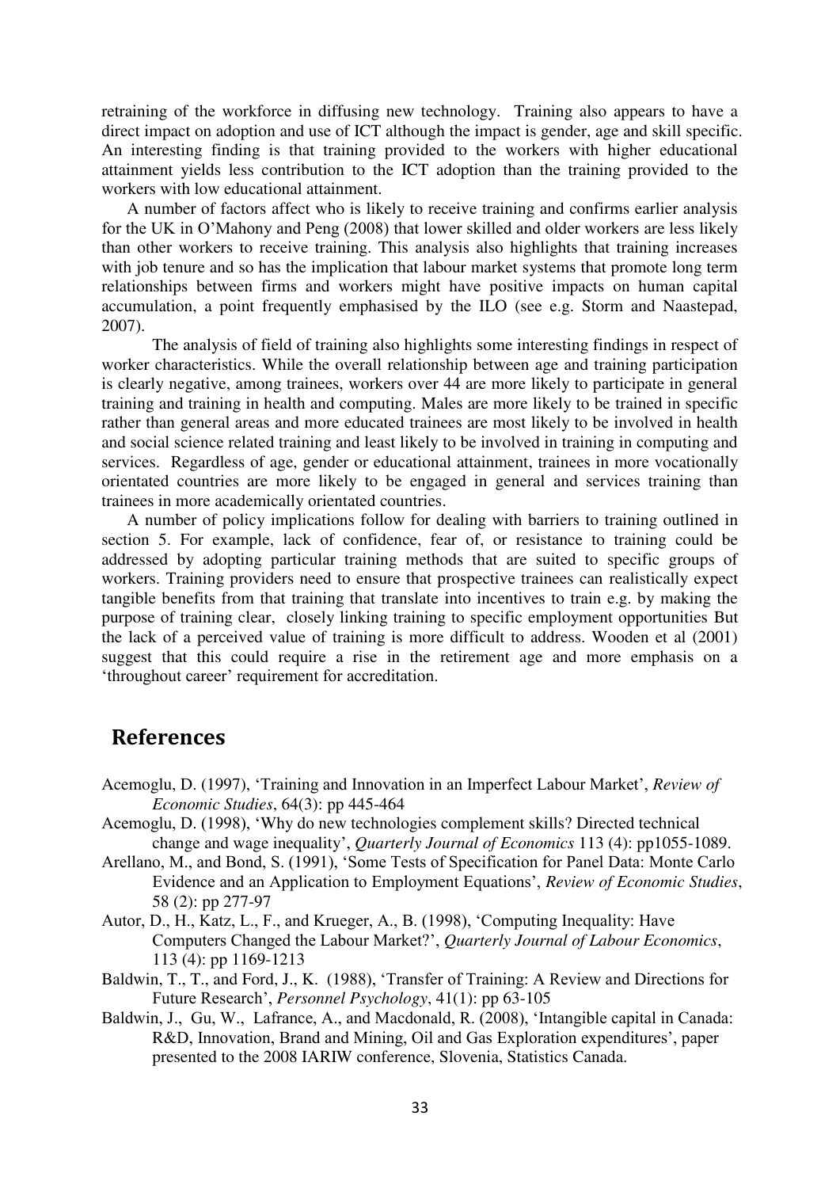retraining of the workforce in diffusing new technology. Training also appears to have a direct impact on adoption and use of ICT although the impact is gender, age and skill specific. An interesting finding is that training provided to the workers with higher educational attainment yields less contribution to the ICT adoption than the training provided to the workers with low educational attainment.

A number of factors affect who is likely to receive training and confirms earlier analysis for the UK in O'Mahony and Peng (2008) that lower skilled and older workers are less likely than other workers to receive training. This analysis also highlights that training increases with job tenure and so has the implication that labour market systems that promote long term relationships between firms and workers might have positive impacts on human capital accumulation, a point frequently emphasised by the ILO (see e.g. Storm and Naastepad, 2007).

The analysis of field of training also highlights some interesting findings in respect of worker characteristics. While the overall relationship between age and training participation is clearly negative, among trainees, workers over 44 are more likely to participate in general training and training in health and computing. Males are more likely to be trained in specific rather than general areas and more educated trainees are most likely to be involved in health and social science related training and least likely to be involved in training in computing and services. Regardless of age, gender or educational attainment, trainees in more vocationally orientated countries are more likely to be engaged in general and services training than trainees in more academically orientated countries.

A number of policy implications follow for dealing with barriers to training outlined in section 5. For example, lack of confidence, fear of, or resistance to training could be addressed by adopting particular training methods that are suited to specific groups of workers. Training providers need to ensure that prospective trainees can realistically expect tangible benefits from that training that translate into incentives to train e.g. by making the purpose of training clear, closely linking training to specific employment opportunities But the lack of a perceived value of training is more difficult to address. Wooden et al (2001) suggest that this could require a rise in the retirement age and more emphasis on a 'throughout career' requirement for accreditation.

## References

Acemoglu, D. (1997), 'Training and Innovation in an Imperfect Labour Market', *Review of Economic Studies*, 64(3): pp 445-464

Acemoglu, D. (1998), 'Why do new technologies complement skills? Directed technical change and wage inequality', *Quarterly Journal of Economics* 113 (4): pp1055-1089.

Arellano, M., and Bond, S. (1991), 'Some Tests of Specification for Panel Data: Monte Carlo Evidence and an Application to Employment Equations', *Review of Economic Studies*, 58 (2): pp 277-97

Autor, D., H., Katz, L., F., and Krueger, A., B. (1998), 'Computing Inequality: Have Computers Changed the Labour Market?', *Quarterly Journal of Labour Economics*, 113 (4): pp 1169-1213

Baldwin, T., T., and Ford, J., K. (1988), 'Transfer of Training: A Review and Directions for Future Research', *Personnel Psychology*, 41(1): pp 63-105

Baldwin, J., Gu, W., Lafrance, A., and Macdonald, R. (2008), 'Intangible capital in Canada: R&D, Innovation, Brand and Mining, Oil and Gas Exploration expenditures', paper presented to the 2008 IARIW conference, Slovenia, Statistics Canada.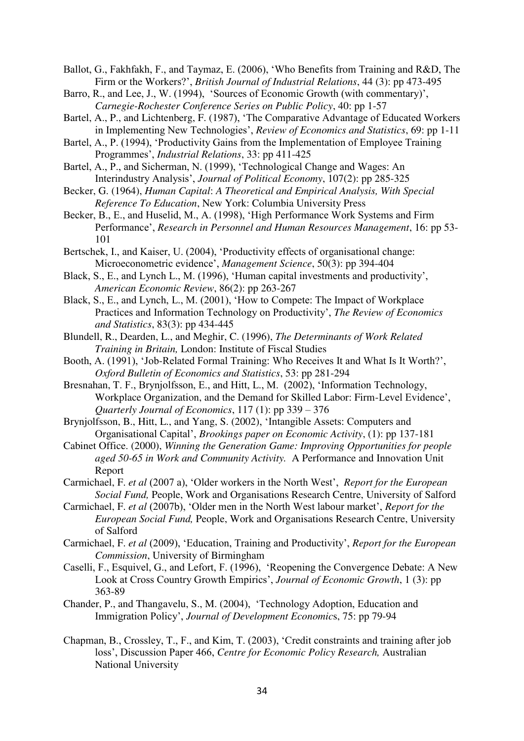Ballot, G., Fakhfakh, F., and Taymaz, E. (2006), 'Who Benefits from Training and R&D, The Firm or the Workers?', *British Journal of Industrial Relations*, 44 (3): pp 473-495

Barro, R., and Lee, J., W. (1994), 'Sources of Economic Growth (with commentary)', *Carnegie-Rochester Conference Series on Public Policy*, 40: pp 1-57

Bartel, A., P., and Lichtenberg, F. (1987), 'The Comparative Advantage of Educated Workers in Implementing New Technologies', *Review of Economics and Statistics*, 69: pp 1-11

Bartel, A., P. (1994), 'Productivity Gains from the Implementation of Employee Training Programmes', *Industrial Relations*, 33: pp 411-425

Bartel, A., P., and Sicherman, N. (1999), 'Technological Change and Wages: An Interindustry Analysis', *Journal of Political Economy*, 107(2): pp 285-325

Becker, G. (1964), *Human Capital*: *A Theoretical and Empirical Analysis, With Special Reference To Education*, New York: Columbia University Press

Becker, B., E., and Huselid, M., A. (1998), 'High Performance Work Systems and Firm Performance', *Research in Personnel and Human Resources Management*, 16: pp 53-101

Bertschek, I., and Kaiser, U. (2004), 'Productivity effects of organisational change: Microeconometric evidence', *Management Science*, 50(3): pp 394-404

Black, S., E., and Lynch L., M. (1996), 'Human capital investments and productivity', *American Economic Review*, 86(2): pp 263-267

Black, S., E., and Lynch, L., M. (2001), 'How to Compete: The Impact of Workplace Practices and Information Technology on Productivity', *The Review of Economics and Statistics*, 83(3): pp 434-445

Blundell, R., Dearden, L., and Meghir, C. (1996), *The Determinants of Work Related Training in Britain,* London: Institute of Fiscal Studies

Booth, A. (1991), 'Job-Related Formal Training: Who Receives It and What Is It Worth?', *Oxford Bulletin of Economics and Statistics*, 53: pp 281-294

Bresnahan, T. F., Brynjolfsson, E., and Hitt, L., M. (2002), 'Information Technology, Workplace Organization, and the Demand for Skilled Labor: Firm-Level Evidence', *Quarterly Journal of Economics*, 117 (1): pp 339 – 376

Brynjolfsson, B., Hitt, L., and Yang, S. (2002), 'Intangible Assets: Computers and Organisational Capital', *Brookings paper on Economic Activity*, (1): pp 137-181

Cabinet Office. (2000), *Winning the Generation Game: Improving Opportunities for people aged 50-65 in Work and Community Activity.* A Performance and Innovation Unit Report

Carmichael, F. *et al* (2007 a), 'Older workers in the North West', *Report for the European Social Fund,* People, Work and Organisations Research Centre, University of Salford

Carmichael, F. *et al* (2007b), 'Older men in the North West labour market', *Report for the European Social Fund,* People, Work and Organisations Research Centre, University of Salford

Carmichael, F. *et al* (2009), 'Education, Training and Productivity', *Report for the European Commission*, University of Birmingham

Caselli, F., Esquivel, G., and Lefort, F. (1996), 'Reopening the Convergence Debate: A New Look at Cross Country Growth Empirics', *Journal of Economic Growth*, 1 (3): pp 363-89

Chander, P., and Thangavelu, S., M. (2004), 'Technology Adoption, Education and Immigration Policy', *Journal of Development Economics*, 75: pp 79-94

Chapman, B., Crossley, T., F., and Kim, T. (2003), 'Credit constraints and training after job loss', Discussion Paper 466, *Centre for Economic Policy Research,* Australian National University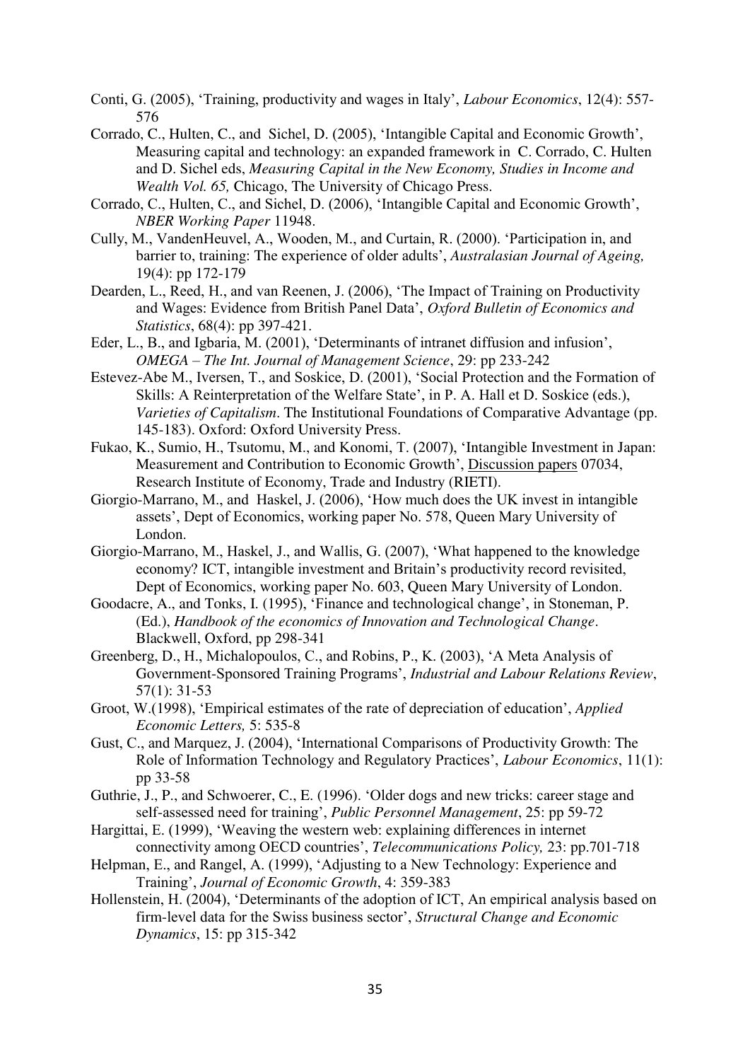Conti, G. (2005), 'Training, productivity and wages in Italy', *Labour Economics*, 12(4): 557-576

Corrado, C., Hulten, C., and Sichel, D. (2005), 'Intangible Capital and Economic Growth', Measuring capital and technology: an expanded framework in C. Corrado, C. Hulten and D. Sichel eds, *Measuring Capital in the New Economy, Studies in Income and Wealth Vol. 65,* Chicago, The University of Chicago Press.

Corrado, C., Hulten, C., and Sichel, D. (2006), 'Intangible Capital and Economic Growth', *NBER Working Paper* 11948.

Cully, M., VandenHeuvel, A., Wooden, M., and Curtain, R. (2000). 'Participation in, and barrier to, training: The experience of older adults', *Australasian Journal of Ageing,* 19(4): pp 172-179

Dearden, L., Reed, H., and van Reenen, J. (2006), 'The Impact of Training on Productivity and Wages: Evidence from British Panel Data', *Oxford Bulletin of Economics and Statistics*, 68(4): pp 397-421.

Eder, L., B., and Igbaria, M. (2001), 'Determinants of intranet diffusion and infusion', *OMEGA – The Int. Journal of Management Science*, 29: pp 233-242

Estevez-Abe M., Iversen, T., and Soskice, D. (2001), 'Social Protection and the Formation of Skills: A Reinterpretation of the Welfare State', in P. A. Hall et D. Soskice (eds.), *Varieties of Capitalism*. The Institutional Foundations of Comparative Advantage (pp. 145-183). Oxford: Oxford University Press.

Fukao, K., Sumio, H., Tsutomu, M., and Konomi, T. (2007), 'Intangible Investment in Japan: Measurement and Contribution to Economic Growth', Discussion papers 07034, Research Institute of Economy, Trade and Industry (RIETI).

Giorgio-Marrano, M., and Haskel, J. (2006), 'How much does the UK invest in intangible assets', Dept of Economics, working paper No. 578, Queen Mary University of London.

Giorgio-Marrano, M., Haskel, J., and Wallis, G. (2007), 'What happened to the knowledge economy? ICT, intangible investment and Britain's productivity record revisited, Dept of Economics, working paper No. 603, Queen Mary University of London.

Goodacre, A., and Tonks, I. (1995), 'Finance and technological change', in Stoneman, P. (Ed.), *Handbook of the economics of Innovation and Technological Change*. Blackwell, Oxford, pp 298-341

Greenberg, D., H., Michalopoulos, C., and Robins, P., K. (2003), 'A Meta Analysis of Government-Sponsored Training Programs', *Industrial and Labour Relations Review*, 57(1): 31-53

Groot, W.(1998), 'Empirical estimates of the rate of depreciation of education', *Applied Economic Letters,* 5: 535-8

Gust, C., and Marquez, J. (2004), 'International Comparisons of Productivity Growth: The Role of Information Technology and Regulatory Practices', *Labour Economics*, 11(1): pp 33-58

Guthrie, J., P., and Schwoerer, C., E. (1996). 'Older dogs and new tricks: career stage and self-assessed need for training', *Public Personnel Management*, 25: pp 59-72

Hargittai, E. (1999), 'Weaving the western web: explaining differences in internet connectivity among OECD countries', *Telecommunications Policy,* 23: pp.701-718

Helpman, E., and Rangel, A. (1999), 'Adjusting to a New Technology: Experience and Training', *Journal of Economic Growth*, 4: 359-383

Hollenstein, H. (2004), 'Determinants of the adoption of ICT, An empirical analysis based on firm-level data for the Swiss business sector', *Structural Change and Economic Dynamics*, 15: pp 315-342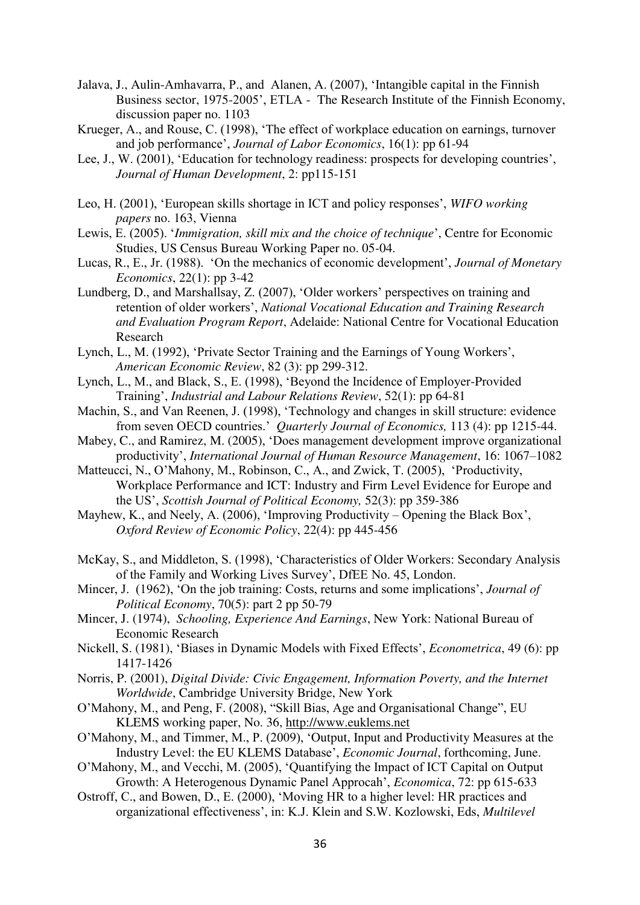Jalava, J., Aulin-Amhavarra, P., and Alanen, A. (2007), 'Intangible capital in the Finnish Business sector, 1975-2005', ETLA - The Research Institute of the Finnish Economy, discussion paper no. 1103

Krueger, A., and Rouse, C. (1998), 'The effect of workplace education on earnings, turnover and job performance', *Journal of Labor Economics*, 16(1): pp 61-94

Lee, J., W. (2001), 'Education for technology readiness: prospects for developing countries', *Journal of Human Development*, 2: pp115-151

Leo, H. (2001), 'European skills shortage in ICT and policy responses', *WIFO working papers* no. 163, Vienna

Lewis, E. (2005). '*Immigration, skill mix and the choice of technique*', Centre for Economic Studies, US Census Bureau Working Paper no. 05-04.

Lucas, R., E., Jr. (1988). 'On the mechanics of economic development', *Journal of Monetary Economics*, 22(1): pp 3-42

Lundberg, D., and Marshallsay, Z. (2007), 'Older workers' perspectives on training and retention of older workers', *National Vocational Education and Training Research and Evaluation Program Report*, Adelaide: National Centre for Vocational Education Research

Lynch, L., M. (1992), 'Private Sector Training and the Earnings of Young Workers', *American Economic Review*, 82 (3): pp 299-312.

Lynch, L., M., and Black, S., E. (1998), 'Beyond the Incidence of Employer-Provided Training', *Industrial and Labour Relations Review*, 52(1): pp 64-81

Machin, S., and Van Reenen, J. (1998), 'Technology and changes in skill structure: evidence from seven OECD countries.' *Quarterly Journal of Economics,* 113 (4): pp 1215-44.

Mabey, C., and Ramirez, M. (2005), 'Does management development improve organizational productivity', *International Journal of Human Resource Management*, 16: 1067–1082

Matteucci, N., O'Mahony, M., Robinson, C., A., and Zwick, T. (2005), 'Productivity, Workplace Performance and ICT: Industry and Firm Level Evidence for Europe and the US', *Scottish Journal of Political Economy,* 52(3): pp 359-386

Mayhew, K., and Neely, A. (2006), 'Improving Productivity – Opening the Black Box', *Oxford Review of Economic Policy*, 22(4): pp 445-456

McKay, S., and Middleton, S. (1998), 'Characteristics of Older Workers: Secondary Analysis of the Family and Working Lives Survey', DfEE No. 45, London.

Mincer, J. (1962), 'On the job training: Costs, returns and some implications', *Journal of Political Economy*, 70(5): part 2 pp 50-79

Mincer, J. (1974), *Schooling, Experience And Earnings*, New York: National Bureau of Economic Research

Nickell, S. (1981), 'Biases in Dynamic Models with Fixed Effects', *Econometrica*, 49 (6): pp 1417-1426

Norris, P. (2001), *Digital Divide: Civic Engagement, Information Poverty, and the Internet Worldwide*, Cambridge University Bridge, New York

O'Mahony, M., and Peng, F. (2008), "Skill Bias, Age and Organisational Change", EU KLEMS working paper, No. 36, http://www.euklems.net

O'Mahony, M., and Timmer, M., P. (2009), 'Output, Input and Productivity Measures at the Industry Level: the EU KLEMS Database', *Economic Journal*, forthcoming, June.

O'Mahony, M., and Vecchi, M. (2005), 'Quantifying the Impact of ICT Capital on Output Growth: A Heterogenous Dynamic Panel Approcah', *Economica*, 72: pp 615-633

Ostroff, C., and Bowen, D., E. (2000), 'Moving HR to a higher level: HR practices and organizational effectiveness', in: K.J. Klein and S.W. Kozlowski, Eds, *Multilevel*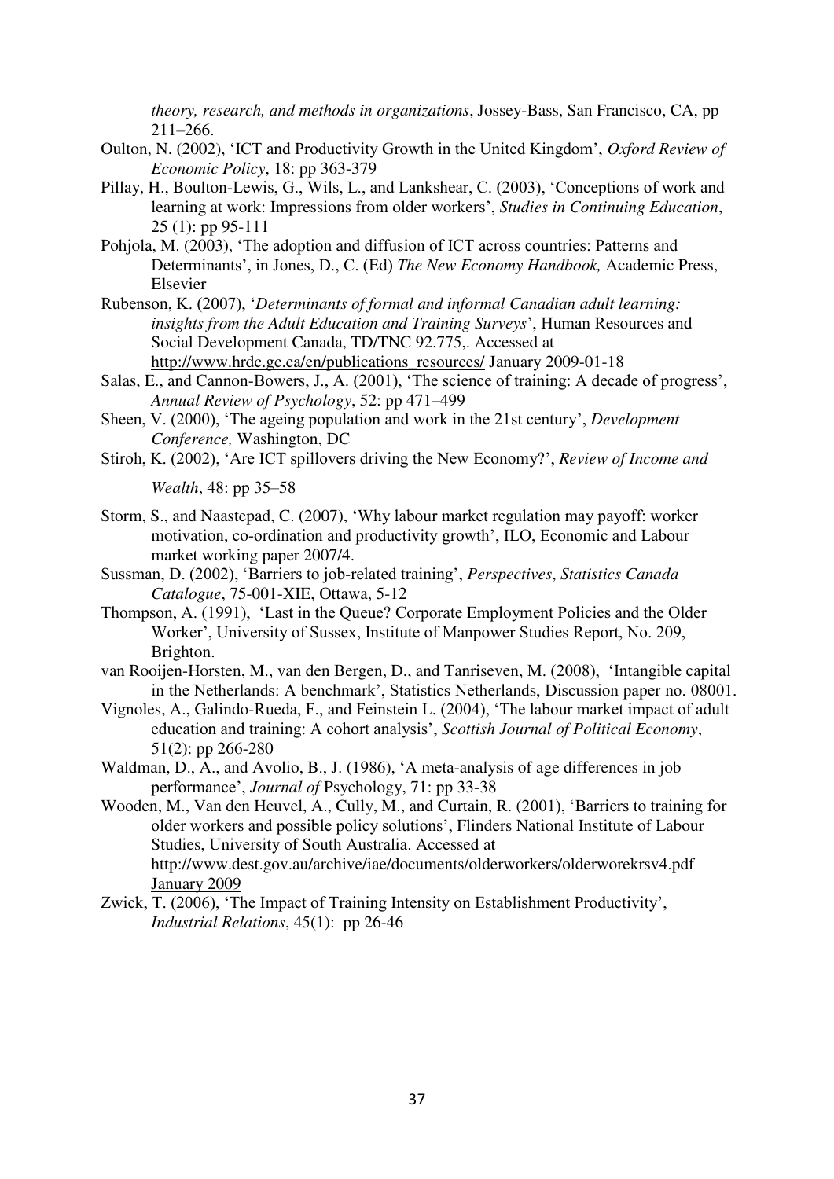*theory, research, and methods in organizations*, Jossey-Bass, San Francisco, CA, pp 211–266.

Oulton, N. (2002), 'ICT and Productivity Growth in the United Kingdom', *Oxford Review of Economic Policy*, 18: pp 363-379

Pillay, H., Boulton-Lewis, G., Wils, L., and Lankshear, C. (2003), 'Conceptions of work and learning at work: Impressions from older workers', *Studies in Continuing Education*, 25 (1): pp 95-111

Pohjola, M. (2003), 'The adoption and diffusion of ICT across countries: Patterns and Determinants', in Jones, D., C. (Ed) *The New Economy Handbook,* Academic Press, Elsevier

Rubenson, K. (2007), '*Determinants of formal and informal Canadian adult learning: insights from the Adult Education and Training Surveys*', Human Resources and Social Development Canada, TD/TNC 92.775,. Accessed at http://www.hrdc.gc.ca/en/publications_resources/ January 2009-01-18

Salas, E., and Cannon-Bowers, J., A. (2001), 'The science of training: A decade of progress', *Annual Review of Psychology*, 52: pp 471–499

Sheen, V. (2000), 'The ageing population and work in the 21st century', *Development Conference,* Washington, DC

Stiroh, K. (2002), 'Are ICT spillovers driving the New Economy?', *Review of Income and Wealth*, 48: pp 35–58

Storm, S., and Naastepad, C. (2007), 'Why labour market regulation may payoff: worker motivation, co-ordination and productivity growth', ILO, Economic and Labour market working paper 2007/4.

Sussman, D. (2002), 'Barriers to job-related training', *Perspectives*, *Statistics Canada Catalogue*, 75-001-XIE, Ottawa, 5-12

Thompson, A. (1991), 'Last in the Queue? Corporate Employment Policies and the Older Worker', University of Sussex, Institute of Manpower Studies Report, No. 209, Brighton.

van Rooijen-Horsten, M., van den Bergen, D., and Tanriseven, M. (2008), 'Intangible capital in the Netherlands: A benchmark', Statistics Netherlands, Discussion paper no. 08001.

Vignoles, A., Galindo-Rueda, F., and Feinstein L. (2004), 'The labour market impact of adult education and training: A cohort analysis', *Scottish Journal of Political Economy*, 51(2): pp 266-280

Waldman, D., A., and Avolio, B., J. (1986), 'A meta-analysis of age differences in job performance', *Journal of* Psychology, 71: pp 33-38

Wooden, M., Van den Heuvel, A., Cully, M., and Curtain, R. (2001), 'Barriers to training for older workers and possible policy solutions', Flinders National Institute of Labour Studies, University of South Australia. Accessed at http://www.dest.gov.au/archive/iae/documents/olderworkers/olderworekrsv4.pdf January 2009

Zwick, T. (2006), 'The Impact of Training Intensity on Establishment Productivity', *Industrial Relations*, 45(1): pp 26-46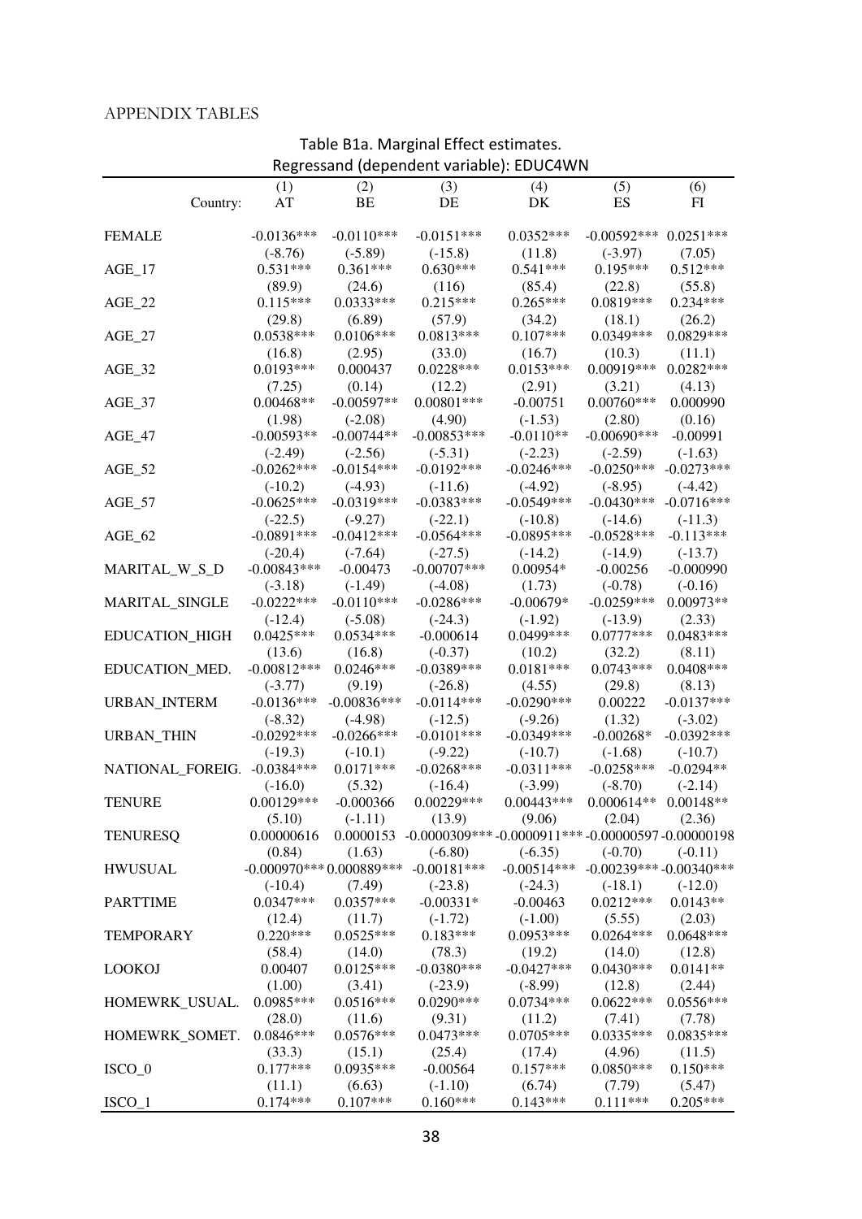APPENDIX TABLES

Table B1a. Marginal Effect estimates.
Regressand (dependent variable): EDUC4WN

| | (1) | (2) | (3) | (4) | (5) | (6) |
|---|---|---|---|---|---|---|
| Country: | AT | BE | DE | DK | ES | FI |
| FEMALE | -0.0136*** | -0.0110*** | -0.0151*** | 0.0352*** | -0.00592*** | 0.0251*** |
| | (-8.76) | (-5.89) | (-15.8) | (11.8) | (-3.97) | (7.05) |
| AGE_17 | 0.531*** | 0.361*** | 0.630*** | 0.541*** | 0.195*** | 0.512*** |
| | (89.9) | (24.6) | (116) | (85.4) | (22.8) | (55.8) |
| AGE_22 | 0.115*** | 0.0333*** | 0.215*** | 0.265*** | 0.0819*** | 0.234*** |
| | (29.8) | (6.89) | (57.9) | (34.2) | (18.1) | (26.2) |
| AGE_27 | 0.0538*** | 0.0106*** | 0.0813*** | 0.107*** | 0.0349*** | 0.0829*** |
| | (16.8) | (2.95) | (33.0) | (16.7) | (10.3) | (11.1) |
| AGE_32 | 0.0193*** | 0.000437 | 0.0228*** | 0.0153*** | 0.00919*** | 0.0282*** |
| | (7.25) | (0.14) | (12.2) | (2.91) | (3.21) | (4.13) |
| AGE_37 | 0.00468** | -0.00597** | 0.00801*** | -0.00751 | 0.00760*** | 0.000990 |
| | (1.98) | (-2.08) | (4.90) | (-1.53) | (2.80) | (0.16) |
| AGE_47 | -0.00593** | -0.00744** | -0.00853*** | -0.0110** | -0.00690*** | -0.00991 |
| | (-2.49) | (-2.56) | (-5.31) | (-2.23) | (-2.59) | (-1.63) |
| AGE_52 | -0.0262*** | -0.0154*** | -0.0192*** | -0.0246*** | -0.0250*** | -0.0273*** |
| | (-10.2) | (-4.93) | (-11.6) | (-4.92) | (-8.95) | (-4.42) |
| AGE_57 | -0.0625*** | -0.0319*** | -0.0383*** | -0.0549*** | -0.0430*** | -0.0716*** |
| | (-22.5) | (-9.27) | (-22.1) | (-10.8) | (-14.6) | (-11.3) |
| AGE_62 | -0.0891*** | -0.0412*** | -0.0564*** | -0.0895*** | -0.0528*** | -0.113*** |
| | (-20.4) | (-7.64) | (-27.5) | (-14.2) | (-14.9) | (-13.7) |
| MARITAL_W_S_D | -0.00843*** | -0.00473 | -0.00707*** | 0.00954* | -0.00256 | -0.000990 |
| | (-3.18) | (-1.49) | (-4.08) | (1.73) | (-0.78) | (-0.16) |
| MARITAL_SINGLE | -0.0222*** | -0.0110*** | -0.0286*** | -0.00679* | -0.0259*** | 0.00973** |
| | (-12.4) | (-5.08) | (-24.3) | (-1.92) | (-13.9) | (2.33) |
| EDUCATION_HIGH | 0.0425*** | 0.0534*** | -0.000614 | 0.0499*** | 0.0777*** | 0.0483*** |
| | (13.6) | (16.8) | (-0.37) | (10.2) | (32.2) | (8.11) |
| EDUCATION_MED. | -0.00812*** | 0.0246*** | -0.0389*** | 0.0181*** | 0.0743*** | 0.0408*** |
| | (-3.77) | (9.19) | (-26.8) | (4.55) | (29.8) | (8.13) |
| URBAN_INTERM | -0.0136*** | -0.00836*** | -0.0114*** | -0.0290*** | 0.00222 | -0.0137*** |
| | (-8.32) | (-4.98) | (-12.5) | (-9.26) | (1.32) | (-3.02) |
| URBAN_THIN | -0.0292*** | -0.0266*** | -0.0101*** | -0.0349*** | -0.00268* | -0.0392*** |
| | (-19.3) | (-10.1) | (-9.22) | (-10.7) | (-1.68) | (-10.7) |
| NATIONAL_FOREIG. | -0.0384*** | 0.0171*** | -0.0268*** | -0.0311*** | -0.0258*** | -0.0294** |
| | (-16.0) | (5.32) | (-16.4) | (-3.99) | (-8.70) | (-2.14) |
| TENURE | 0.00129*** | -0.000366 | 0.00229*** | 0.00443*** | 0.000614** | 0.00148** |
| | (5.10) | (-1.11) | (13.9) | (9.06) | (2.04) | (2.36) |
| TENURESQ | 0.00000616 | 0.0000153 | -0.0000309*** | -0.0000911*** | -0.00000597 | -0.00000198 |
| | (0.84) | (1.63) | (-6.80) | (-6.35) | (-0.70) | (-0.11) |
| HWUSUAL | -0.000970*** | 0.000889*** | -0.00181*** | -0.00514*** | -0.00239*** | -0.00340*** |
| | (-10.4) | (7.49) | (-23.8) | (-24.3) | (-18.1) | (-12.0) |
| PARTTIME | 0.0347*** | 0.0357*** | -0.00331* | -0.00463 | 0.0212*** | 0.0143** |
| | (12.4) | (11.7) | (-1.72) | (-1.00) | (5.55) | (2.03) |
| TEMPORARY | 0.220*** | 0.0525*** | 0.183*** | 0.0953*** | 0.0264*** | 0.0648*** |
| | (58.4) | (14.0) | (78.3) | (19.2) | (14.0) | (12.8) |
| LOOKOJ | 0.00407 | 0.0125*** | -0.0380*** | -0.0427*** | 0.0430*** | 0.0141** |
| | (1.00) | (3.41) | (-23.9) | (-8.99) | (12.8) | (2.44) |
| HOMEWRK_USUAL. | 0.0985*** | 0.0516*** | 0.0290*** | 0.0734*** | 0.0622*** | 0.0556*** |
| | (28.0) | (11.6) | (9.31) | (11.2) | (7.41) | (7.78) |
| HOMEWRK_SOMET. | 0.0846*** | 0.0576*** | 0.0473*** | 0.0705*** | 0.0335*** | 0.0835*** |
| | (33.3) | (15.1) | (25.4) | (17.4) | (4.96) | (11.5) |
| ISCO_0 | 0.177*** | 0.0935*** | -0.00564 | 0.157*** | 0.0850*** | 0.150*** |
| | (11.1) | (6.63) | (-1.10) | (6.74) | (7.79) | (5.47) |
| ISCO_1 | 0.174*** | 0.107*** | 0.160*** | 0.143*** | 0.111*** | 0.205*** |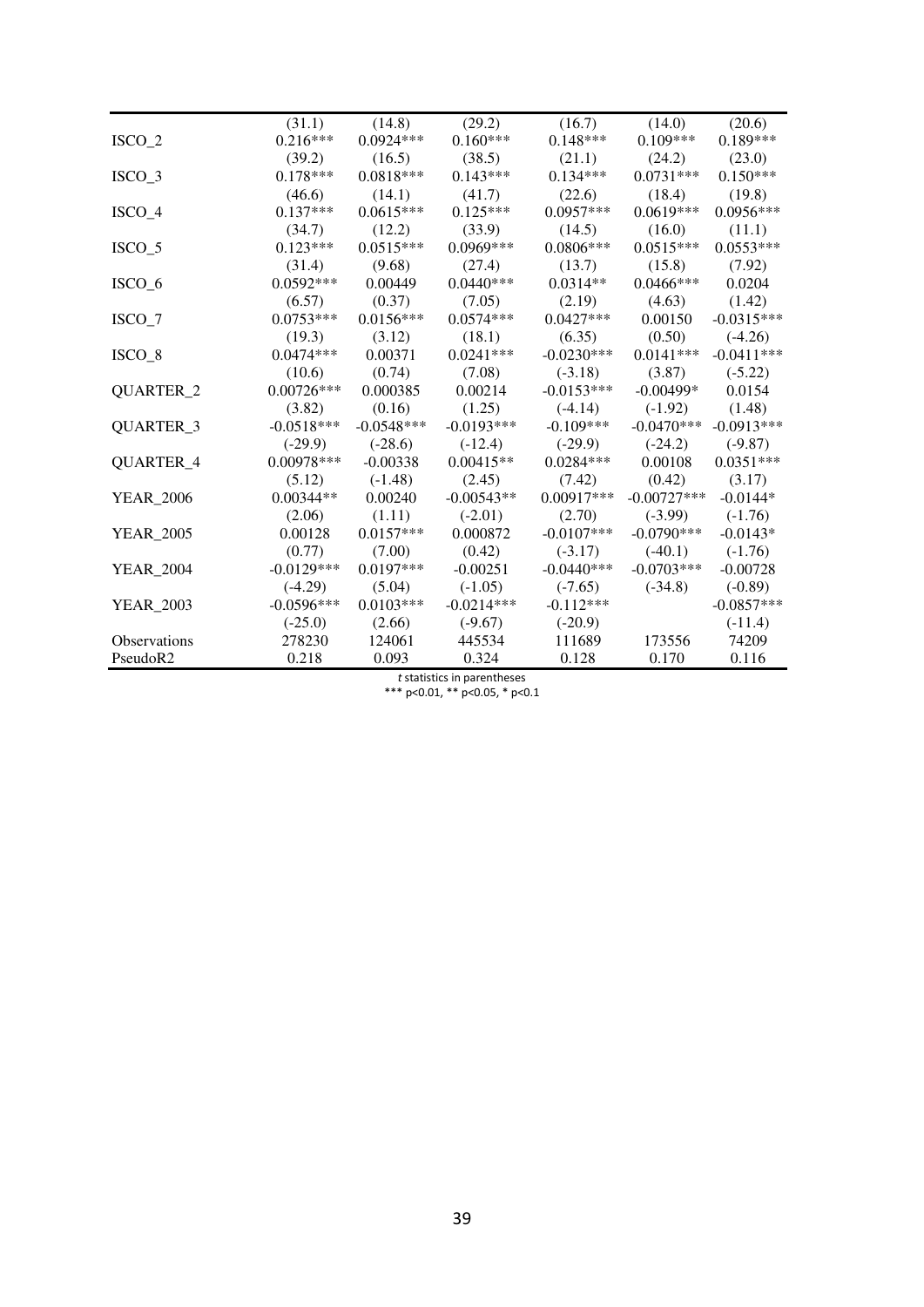| | | | | | | |
|---|---|---|---|---|---|---|
| | (31.1) | (14.8) | (29.2) | (16.7) | (14.0) | (20.6) |
| ISCO_2 | 0.216*** | 0.0924*** | 0.160*** | 0.148*** | 0.109*** | 0.189*** |
| | (39.2) | (16.5) | (38.5) | (21.1) | (24.2) | (23.0) |
| ISCO_3 | 0.178*** | 0.0818*** | 0.143*** | 0.134*** | 0.0731*** | 0.150*** |
| | (46.6) | (14.1) | (41.7) | (22.6) | (18.4) | (19.8) |
| ISCO_4 | 0.137*** | 0.0615*** | 0.125*** | 0.0957*** | 0.0619*** | 0.0956*** |
| | (34.7) | (12.2) | (33.9) | (14.5) | (16.0) | (11.1) |
| ISCO_5 | 0.123*** | 0.0515*** | 0.0969*** | 0.0806*** | 0.0515*** | 0.0553*** |
| | (31.4) | (9.68) | (27.4) | (13.7) | (15.8) | (7.92) |
| ISCO_6 | 0.0592*** | 0.00449 | 0.0440*** | 0.0314** | 0.0466*** | 0.0204 |
| | (6.57) | (0.37) | (7.05) | (2.19) | (4.63) | (1.42) |
| ISCO_7 | 0.0753*** | 0.0156*** | 0.0574*** | 0.0427*** | 0.00150 | -0.0315*** |
| | (19.3) | (3.12) | (18.1) | (6.35) | (0.50) | (-4.26) |
| ISCO_8 | 0.0474*** | 0.00371 | 0.0241*** | -0.0230*** | 0.0141*** | -0.0411*** |
| | (10.6) | (0.74) | (7.08) | (-3.18) | (3.87) | (-5.22) |
| QUARTER_2 | 0.00726*** | 0.000385 | 0.00214 | -0.0153*** | -0.00499* | 0.0154 |
| | (3.82) | (0.16) | (1.25) | (-4.14) | (-1.92) | (1.48) |
| QUARTER_3 | -0.0518*** | -0.0548*** | -0.0193*** | -0.109*** | -0.0470*** | -0.0913*** |
| | (-29.9) | (-28.6) | (-12.4) | (-29.9) | (-24.2) | (-9.87) |
| QUARTER_4 | 0.00978*** | -0.00338 | 0.00415** | 0.0284*** | 0.00108 | 0.0351*** |
| | (5.12) | (-1.48) | (2.45) | (7.42) | (0.42) | (3.17) |
| YEAR_2006 | 0.00344** | 0.00240 | -0.00543** | 0.00917*** | -0.00727*** | -0.0144* |
| | (2.06) | (1.11) | (-2.01) | (2.70) | (-3.99) | (-1.76) |
| YEAR_2005 | 0.00128 | 0.0157*** | 0.000872 | -0.0107*** | -0.0790*** | -0.0143* |
| | (0.77) | (7.00) | (0.42) | (-3.17) | (-40.1) | (-1.76) |
| YEAR_2004 | -0.0129*** | 0.0197*** | -0.00251 | -0.0440*** | -0.0703*** | -0.00728 |
| | (-4.29) | (5.04) | (-1.05) | (-7.65) | (-34.8) | (-0.89) |
| YEAR_2003 | -0.0596*** | 0.0103*** | -0.0214*** | -0.112*** | | -0.0857*** |
| | (-25.0) | (2.66) | (-9.67) | (-20.9) | | (-11.4) |
| Observations | 278230 | 124061 | 445534 | 111689 | 173556 | 74209 |
| PseudoR2 | 0.218 | 0.093 | 0.324 | 0.128 | 0.170 | 0.116 |

*t* statistics in parentheses
*** p<0.01, ** p<0.05, * p<0.1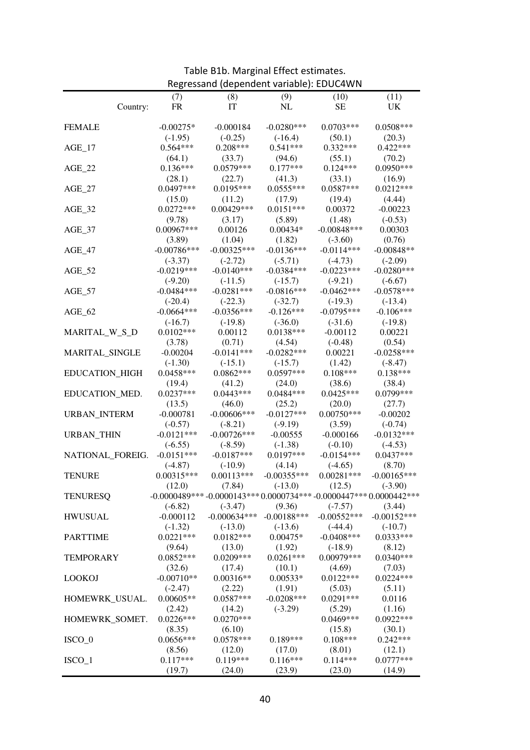Table B1b. Marginal Effect estimates.
Regressand (dependent variable): EDUC4WN

| | (7) | (8) | (9) | (10) | (11) |
|---|---|---|---|---|---|
| Country: | FR | IT | NL | SE | UK |
| FEMALE | -0.00275* | -0.000184 | -0.0280*** | 0.0703*** | 0.0508*** |
| | (-1.95) | (-0.25) | (-16.4) | (50.1) | (20.3) |
| AGE_17 | 0.564*** | 0.208*** | 0.541*** | 0.332*** | 0.422*** |
| | (64.1) | (33.7) | (94.6) | (55.1) | (70.2) |
| AGE_22 | 0.136*** | 0.0579*** | 0.177*** | 0.124*** | 0.0950*** |
| | (28.1) | (22.7) | (41.3) | (33.1) | (16.9) |
| AGE_27 | 0.0497*** | 0.0195*** | 0.0555*** | 0.0587*** | 0.0212*** |
| | (15.0) | (11.2) | (17.9) | (19.4) | (4.44) |
| AGE_32 | 0.0272*** | 0.00429*** | 0.0151*** | 0.00372 | -0.00223 |
| | (9.78) | (3.17) | (5.89) | (1.48) | (-0.53) |
| AGE_37 | 0.00967*** | 0.00126 | 0.00434* | -0.00848*** | 0.00303 |
| | (3.89) | (1.04) | (1.82) | (-3.60) | (0.76) |
| AGE_47 | -0.00786*** | -0.00325*** | -0.0136*** | -0.0114*** | -0.00848** |
| | (-3.37) | (-2.72) | (-5.71) | (-4.73) | (-2.09) |
| AGE_52 | -0.0219*** | -0.0140*** | -0.0384*** | -0.0223*** | -0.0280*** |
| | (-9.20) | (-11.5) | (-15.7) | (-9.21) | (-6.67) |
| AGE_57 | -0.0484*** | -0.0281*** | -0.0816*** | -0.0462*** | -0.0578*** |
| | (-20.4) | (-22.3) | (-32.7) | (-19.3) | (-13.4) |
| AGE_62 | -0.0664*** | -0.0356*** | -0.126*** | -0.0795*** | -0.106*** |
| | (-16.7) | (-19.8) | (-36.0) | (-31.6) | (-19.8) |
| MARITAL_W_S_D | 0.0102*** | 0.00112 | 0.0138*** | -0.00112 | 0.00221 |
| | (3.78) | (0.71) | (4.54) | (-0.48) | (0.54) |
| MARITAL_SINGLE | -0.00204 | -0.0141*** | -0.0282*** | 0.00221 | -0.0258*** |
| | (-1.30) | (-15.1) | (-15.7) | (1.42) | (-8.47) |
| EDUCATION_HIGH | 0.0458*** | 0.0862*** | 0.0597*** | 0.108*** | 0.138*** |
| | (19.4) | (41.2) | (24.0) | (38.6) | (38.4) |
| EDUCATION_MED. | 0.0237*** | 0.0443*** | 0.0484*** | 0.0425*** | 0.0799*** |
| | (13.5) | (46.0) | (25.2) | (20.0) | (27.7) |
| URBAN_INTERM | -0.000781 | -0.00606*** | -0.0127*** | 0.00750*** | -0.00202 |
| | (-0.57) | (-8.21) | (-9.19) | (3.59) | (-0.74) |
| URBAN_THIN | -0.0121*** | -0.00726*** | -0.00555 | -0.000166 | -0.0132*** |
| | (-6.55) | (-8.59) | (-1.38) | (-0.10) | (-4.53) |
| NATIONAL_FOREIG. | -0.0151*** | -0.0187*** | 0.0197*** | -0.0154*** | 0.0437*** |
| | (-4.87) | (-10.9) | (4.14) | (-4.65) | (8.70) |
| TENURE | 0.00315*** | 0.00113*** | -0.00355*** | 0.00281*** | -0.00165*** |
| | (12.0) | (7.84) | (-13.0) | (12.5) | (-3.90) |
| TENURESQ | -0.0000489*** | -0.0000143*** | 0.0000734*** | -0.0000447*** | 0.0000442*** |
| | (-6.82) | (-3.47) | (9.36) | (-7.57) | (3.44) |
| HWUSUAL | -0.000112 | -0.000634*** | -0.00188*** | -0.00552*** | -0.00152*** |
| | (-1.32) | (-13.0) | (-13.6) | (-44.4) | (-10.7) |
| PARTTIME | 0.0221*** | 0.0182*** | 0.00475* | -0.0408*** | 0.0333*** |
| | (9.64) | (13.0) | (1.92) | (-18.9) | (8.12) |
| TEMPORARY | 0.0852*** | 0.0209*** | 0.0261*** | 0.00979*** | 0.0340*** |
| | (32.6) | (17.4) | (10.1) | (4.69) | (7.03) |
| LOOKOJ | -0.00710** | 0.00316** | 0.00533* | 0.0122*** | 0.0224*** |
| | (-2.47) | (2.22) | (1.91) | (5.03) | (5.11) |
| HOMEWRK_USUAL. | 0.00605** | 0.0587*** | -0.0208*** | 0.0291*** | 0.0116 |
| | (2.42) | (14.2) | (-3.29) | (5.29) | (1.16) |
| HOMEWRK_SOMET. | 0.0226*** | 0.0270*** | | 0.0469*** | 0.0922*** |
| | (8.35) | (6.10) | | (15.8) | (30.1) |
| ISCO_0 | 0.0656*** | 0.0578*** | 0.189*** | 0.108*** | 0.242*** |
| | (8.56) | (12.0) | (17.0) | (8.01) | (12.1) |
| ISCO_1 | 0.117*** | 0.119*** | 0.116*** | 0.114*** | 0.0777*** |
| | (19.7) | (24.0) | (23.9) | (23.0) | (14.9) |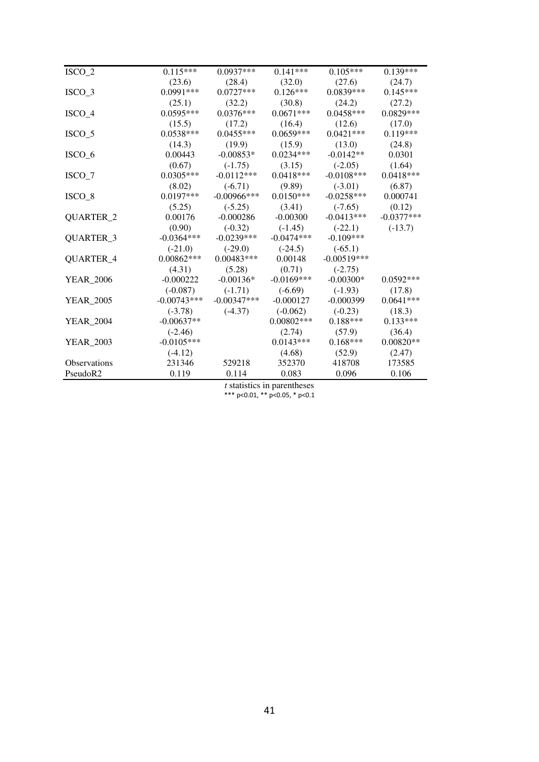| | | | | | |
|---|---|---|---|---|---|
| ISCO_2 | 0.115*** | 0.0937*** | 0.141*** | 0.105*** | 0.139*** |
| | (23.6) | (28.4) | (32.0) | (27.6) | (24.7) |
| ISCO_3 | 0.0991*** | 0.0727*** | 0.126*** | 0.0839*** | 0.145*** |
| | (25.1) | (32.2) | (30.8) | (24.2) | (27.2) |
| ISCO_4 | 0.0595*** | 0.0376*** | 0.0671*** | 0.0458*** | 0.0829*** |
| | (15.5) | (17.2) | (16.4) | (12.6) | (17.0) |
| ISCO_5 | 0.0538*** | 0.0455*** | 0.0659*** | 0.0421*** | 0.119*** |
| | (14.3) | (19.9) | (15.9) | (13.0) | (24.8) |
| ISCO_6 | 0.00443 | -0.00853* | 0.0234*** | -0.0142** | 0.0301 |
| | (0.67) | (-1.75) | (3.15) | (-2.05) | (1.64) |
| ISCO_7 | 0.0305*** | -0.0112*** | 0.0418*** | -0.0108*** | 0.0418*** |
| | (8.02) | (-6.71) | (9.89) | (-3.01) | (6.87) |
| ISCO_8 | 0.0197*** | -0.00966*** | 0.0150*** | -0.0258*** | 0.000741 |
| | (5.25) | (-5.25) | (3.41) | (-7.65) | (0.12) |
| QUARTER_2 | 0.00176 | -0.000286 | -0.00300 | -0.0413*** | -0.0377*** |
| | (0.90) | (-0.32) | (-1.45) | (-22.1) | (-13.7) |
| QUARTER_3 | -0.0364*** | -0.0239*** | -0.0474*** | -0.109*** | |
| | (-21.0) | (-29.0) | (-24.5) | (-65.1) | |
| QUARTER_4 | 0.00862*** | 0.00483*** | 0.00148 | -0.00519*** | |
| | (4.31) | (5.28) | (0.71) | (-2.75) | |
| YEAR_2006 | -0.000222 | -0.00136* | -0.0169*** | -0.00300* | 0.0592*** |
| | (-0.087) | (-1.71) | (-6.69) | (-1.93) | (17.8) |
| YEAR_2005 | -0.00743*** | -0.00347*** | -0.000127 | -0.000399 | 0.0641*** |
| | (-3.78) | (-4.37) | (-0.062) | (-0.23) | (18.3) |
| YEAR_2004 | -0.00637** | | 0.00802*** | 0.188*** | 0.133*** |
| | (-2.46) | | (2.74) | (57.9) | (36.4) |
| YEAR_2003 | -0.0105*** | | 0.0143*** | 0.168*** | 0.00820** |
| | (-4.12) | | (4.68) | (52.9) | (2.47) |
| Observations | 231346 | 529218 | 352370 | 418708 | 173585 |
| PseudoR2 | 0.119 | 0.114 | 0.083 | 0.096 | 0.106 |

*t* statistics in parentheses

*** p<0.01, ** p<0.05, * p<0.1